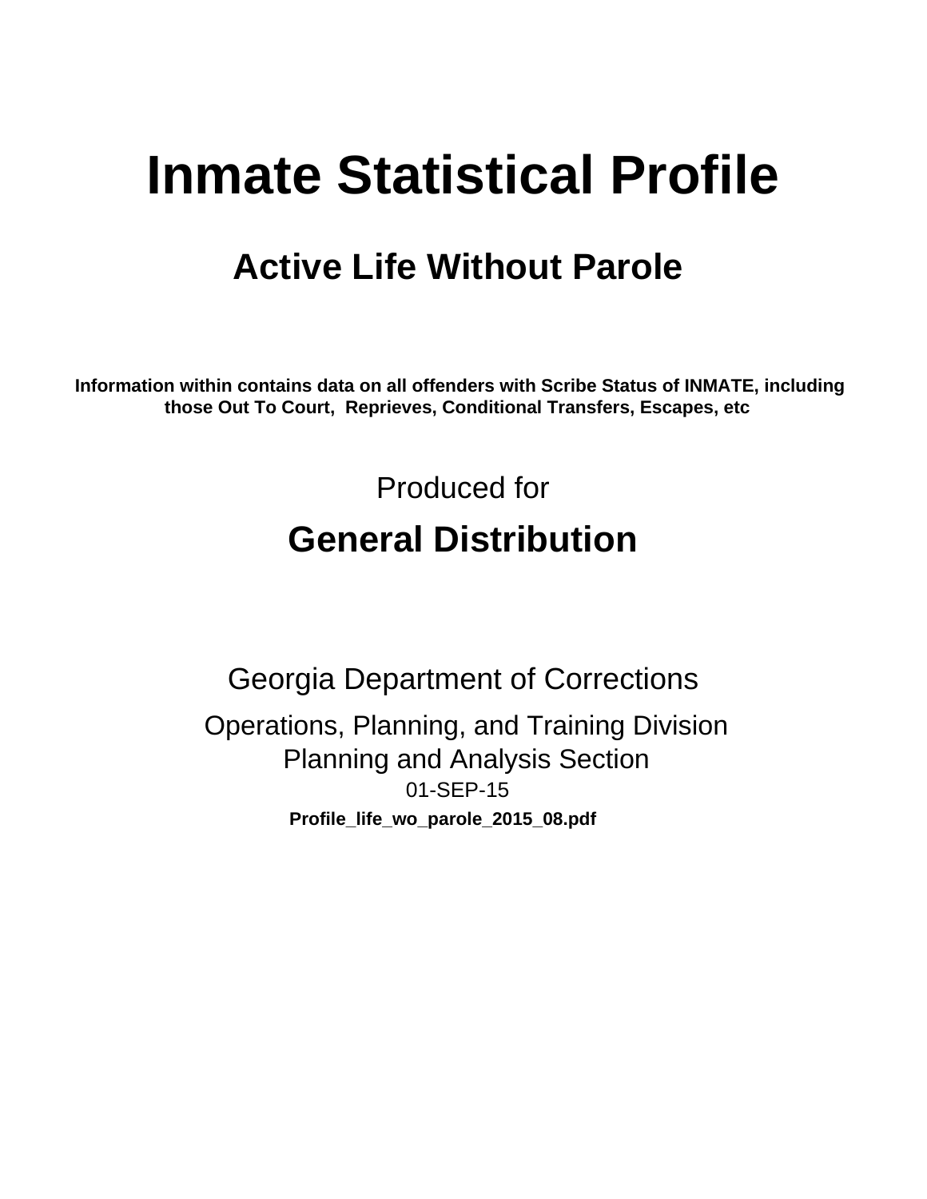# Inmate Statistical Profile

## Active Life Without Parole

**Information within contains data on all offenders with Scribe Status of INMATE, including those Out To Court, Reprieves, Conditional Transfers, Escapes, etc**

Produced for

## General Distribution

Georgia Department of Corrections

Operations, Planning, and Training Division
Planning and Analysis Section
01-SEP-15

**Profile_life_wo_parole_2015_08.pdf**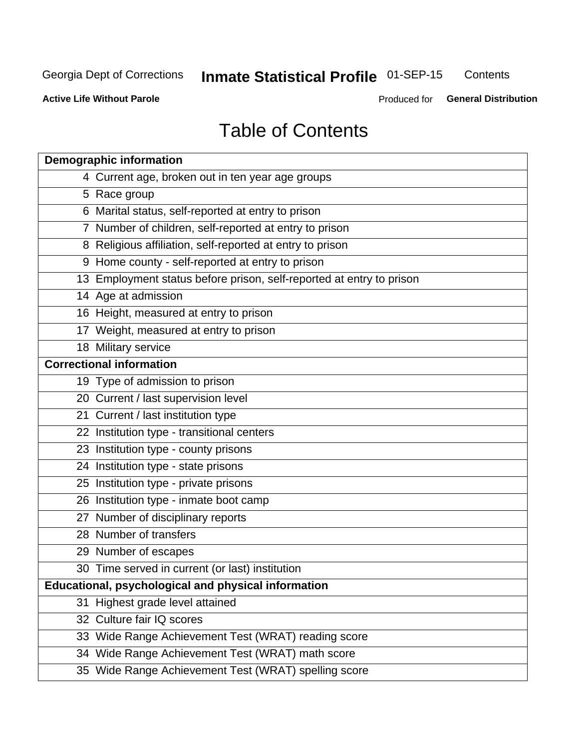Georgia Dept of Corrections **Inmate Statistical Profile** 01-SEP-15 Contents

**Active Life Without Parole** Produced for **General Distribution**

# Table of Contents

| | |
|---|---|
| **Demographic information** | |
| 4 | Current age, broken out in ten year age groups |
| 5 | Race group |
| 6 | Marital status, self-reported at entry to prison |
| 7 | Number of children, self-reported at entry to prison |
| 8 | Religious affiliation, self-reported at entry to prison |
| 9 | Home county - self-reported at entry to prison |
| 13 | Employment status before prison, self-reported at entry to prison |
| 14 | Age at admission |
| 16 | Height, measured at entry to prison |
| 17 | Weight, measured at entry to prison |
| 18 | Military service |
| **Correctional information** | |
| 19 | Type of admission to prison |
| 20 | Current / last supervision level |
| 21 | Current / last institution type |
| 22 | Institution type - transitional centers |
| 23 | Institution type - county prisons |
| 24 | Institution type - state prisons |
| 25 | Institution type - private prisons |
| 26 | Institution type - inmate boot camp |
| 27 | Number of disciplinary reports |
| 28 | Number of transfers |
| 29 | Number of escapes |
| 30 | Time served in current (or last) institution |
| **Educational, psychological and physical information** | |
| 31 | Highest grade level attained |
| 32 | Culture fair IQ scores |
| 33 | Wide Range Achievement Test (WRAT) reading score |
| 34 | Wide Range Achievement Test (WRAT) math score |
| 35 | Wide Range Achievement Test (WRAT) spelling score |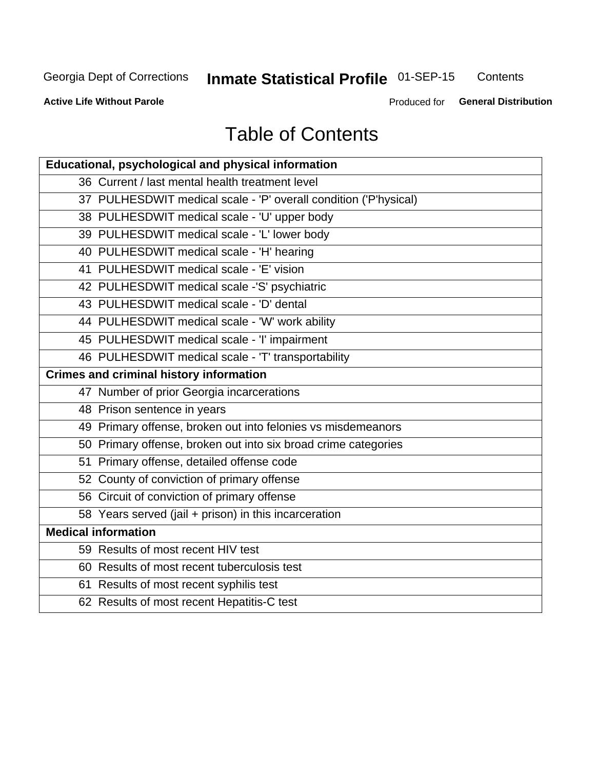# Table of Contents

| | |
|---|---|
| **Educational, psychological and physical information** | |
| 36 | Current / last mental health treatment level |
| 37 | PULHESDWIT medical scale - 'P' overall condition ('P'hysical) |
| 38 | PULHESDWIT medical scale - 'U' upper body |
| 39 | PULHESDWIT medical scale - 'L' lower body |
| 40 | PULHESDWIT medical scale - 'H' hearing |
| 41 | PULHESDWIT medical scale - 'E' vision |
| 42 | PULHESDWIT medical scale -'S' psychiatric |
| 43 | PULHESDWIT medical scale - 'D' dental |
| 44 | PULHESDWIT medical scale - 'W' work ability |
| 45 | PULHESDWIT medical scale - 'I' impairment |
| 46 | PULHESDWIT medical scale - 'T' transportability |
| **Crimes and criminal history information** | |
| 47 | Number of prior Georgia incarcerations |
| 48 | Prison sentence in years |
| 49 | Primary offense, broken out into felonies vs misdemeanors |
| 50 | Primary offense, broken out into six broad crime categories |
| 51 | Primary offense, detailed offense code |
| 52 | County of conviction of primary offense |
| 56 | Circuit of conviction of primary offense |
| 58 | Years served (jail + prison) in this incarceration |
| **Medical information** | |
| 59 | Results of most recent HIV test |
| 60 | Results of most recent tuberculosis test |
| 61 | Results of most recent syphilis test |
| 62 | Results of most recent Hepatitis-C test |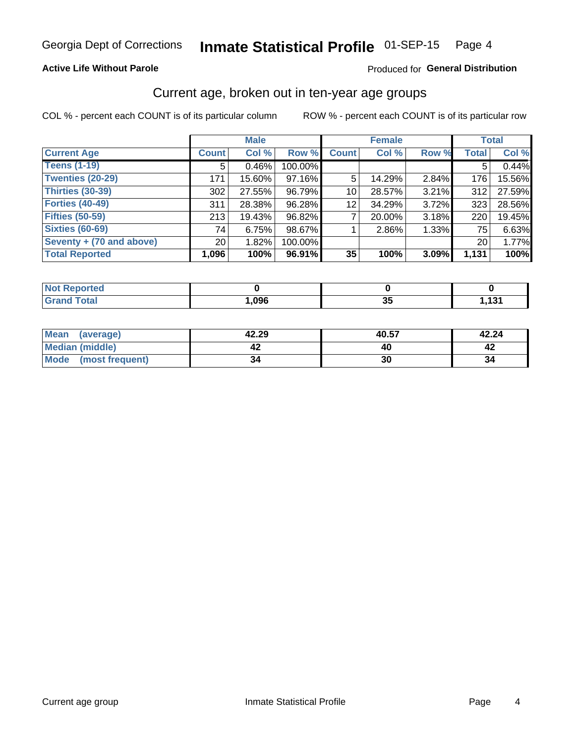Georgia Dept of Corrections **Inbmate Statistical Profile** 01-SEP-15

**Active Life Without Parole**

Produced for **General Distribution**

## Current age, broken out in ten-year age groups

COL % - percent each COUNT is of its particular column

ROW % - percent each COUNT is of its particular row

| | Male | | | Female | | | Total | |
|---|---|---|---|---|---|---|---|---|
| **Current Age** | **Count** | **Col %** | **Row %** | **Count** | **Col %** | **Row %** | **Total** | **Col %** |
| **Teens (1-19)** | 5 | 0.46% | 100.00% | | | | 5 | 0.44% |
| **Twenties (20-29)** | 171 | 15.60% | 97.16% | 5 | 14.29% | 2.84% | 176 | 15.56% |
| **Thirties (30-39)** | 302 | 27.55% | 96.79% | 10 | 28.57% | 3.21% | 312 | 27.59% |
| **Forties (40-49)** | 311 | 28.38% | 96.28% | 12 | 34.29% | 3.72% | 323 | 28.56% |
| **Fifties (50-59)** | 213 | 19.43% | 96.82% | 7 | 20.00% | 3.18% | 220 | 19.45% |
| **Sixties (60-69)** | 74 | 6.75% | 98.67% | 1 | 2.86% | 1.33% | 75 | 6.63% |
| **Seventy + (70 and above)** | 20 | 1.82% | 100.00% | | | | 20 | 1.77% |
| **Total Reported** | **1,096** | **100%** | **96.91%** | **35** | **100%** | **3.09%** | **1,131** | **100%** |

| | | | |
|---|---|---|---|
| **Not Reported** | **0** | **0** | **0** |
| **Grand Total** | **1,096** | **35** | **1,131** |

| | | | |
|---|---|---|---|
| **Mean (average)** | **42.29** | **40.57** | **42.24** |
| **Median (middle)** | **42** | **40** | **42** |
| **Mode (most frequent)** | **34** | **30** | **34** |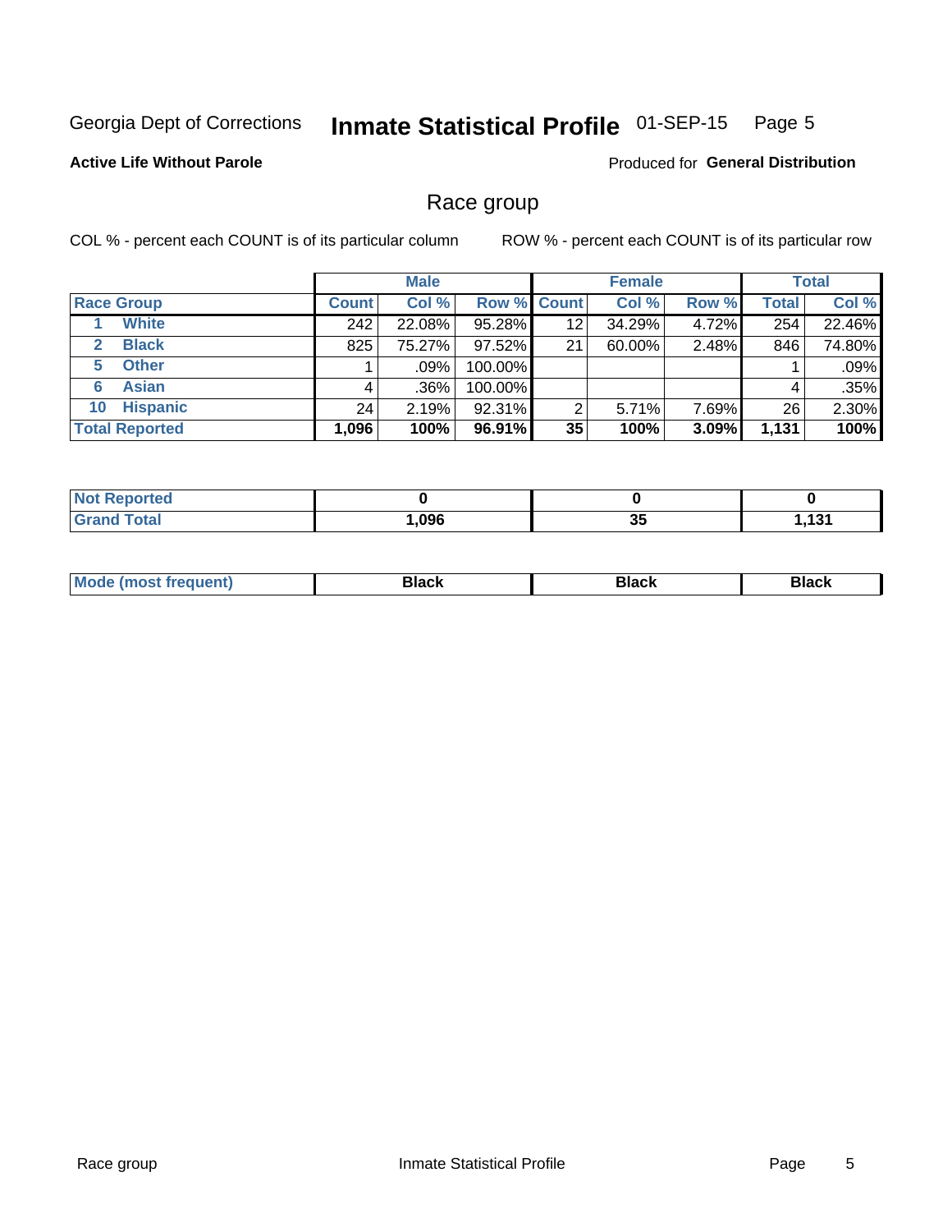Georgia Dept of Corrections **Inmate Statistical Profile** 01-SEP-15

**Active Life Without Parole**

Produced for **General Distribution**

## Race group

COL % - percent each COUNT is of its particular column

ROW % - percent each COUNT is of its particular row

| | Male | | | Female | | | Total | |
|---|---|---|---|---|---|---|---|---|
| **Race Group** | **Count** | **Col %** | **Row %** | **Count** | **Col %** | **Row %** | **Total** | **Col %** |
| 1 **White** | 242 | 22.08% | 95.28% | 12 | 34.29% | 4.72% | 254 | 22.46% |
| 2 **Black** | 825 | 75.27% | 97.52% | 21 | 60.00% | 2.48% | 846 | 74.80% |
| 5 **Other** | 1 | .09% | 100.00% | | | | 1 | .09% |
| 6 **Asian** | 4 | .36% | 100.00% | | | | 4 | .35% |
| 10 **Hispanic** | 24 | 2.19% | 92.31% | 2 | 5.71% | 7.69% | 26 | 2.30% |
| **Total Reported** | **1,096** | **100%** | **96.91%** | **35** | **100%** | **3.09%** | **1,131** | **100%** |

| | | | |
|---|---|---|---|
| **Not Reported** | **0** | **0** | **0** |
| **Grand Total** | **1,096** | **35** | **1,131** |

| | | | |
|---|---|---|---|
| **Mode (most frequent)** | **Black** | **Black** | **Black** |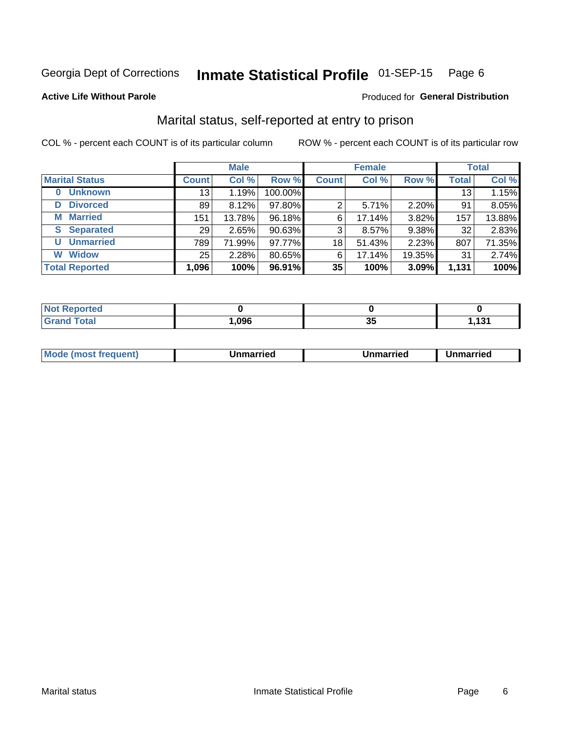Georgia Dept of Corrections **Inmate Statistical Profile** 01-SEP-15 Page 6

**Active Life Without Parole**

Produced for **General Distribution**

## Marital status, self-reported at entry to prison

COL % - percent each COUNT is of its particular column

ROW % - percent each COUNT is of its particular row

| | Male | | | Female | | | Total | |
|---|---|---|---|---|---|---|---|---|
| **Marital Status** | **Count** | **Col %** | **Row %** | **Count** | **Col %** | **Row %** | **Total** | **Col %** |
| **0 Unknown** | 13 | 1.19% | 100.00% | | | | 13 | 1.15% |
| **D Divorced** | 89 | 8.12% | 97.80% | 2 | 5.71% | 2.20% | 91 | 8.05% |
| **M Married** | 151 | 13.78% | 96.18% | 6 | 17.14% | 3.82% | 157 | 13.88% |
| **S Separated** | 29 | 2.65% | 90.63% | 3 | 8.57% | 9.38% | 32 | 2.83% |
| **U Unmarried** | 789 | 71.99% | 97.77% | 18 | 51.43% | 2.23% | 807 | 71.35% |
| **W Widow** | 25 | 2.28% | 80.65% | 6 | 17.14% | 19.35% | 31 | 2.74% |
| **Total Reported** | **1,096** | **100%** | **96.91%** | **35** | **100%** | **3.09%** | **1,131** | **100%** |

| | Male | Female | Total |
|---|---|---|---|
| **Not Reported** | **0** | **0** | **0** |
| **Grand Total** | **1,096** | **35** | **1,131** |

| | Male | Female | Total |
|---|---|---|---|
| **Mode (most frequent)** | **Unmarried** | **Unmarried** | **Unmarried** |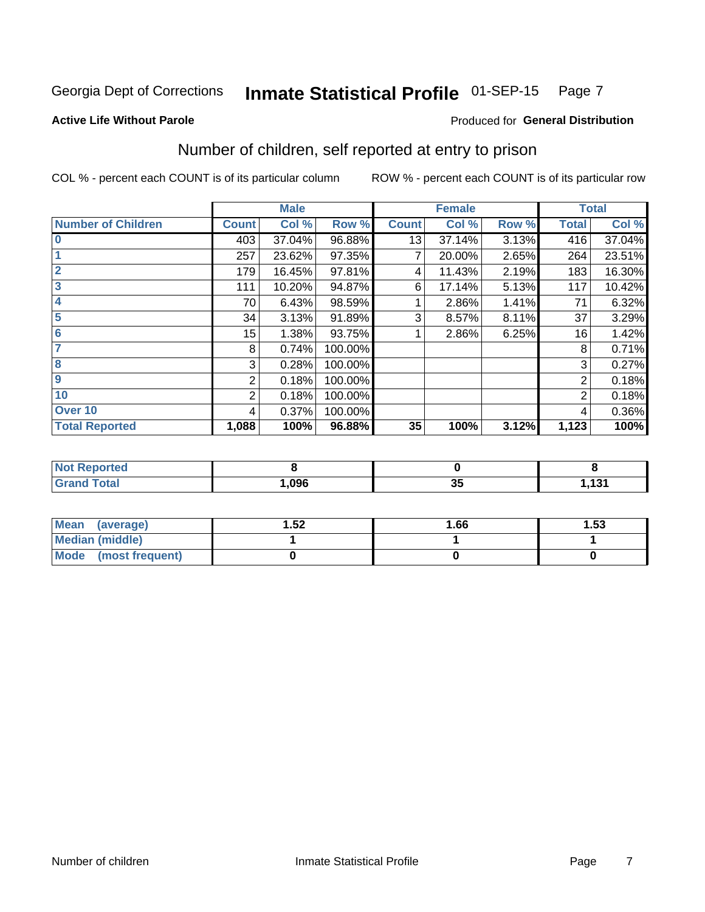Georgia Dept of Corrections **Inmate Statistical Profile** 01-SEP-15

**Active Life Without Parole**

Produced for **General Distribution**

## Number of children, self reported at entry to prison

COL % - percent each COUNT is of its particular column

ROW % - percent each COUNT is of its particular row

| | Male | | | Female | | | Total | |
|---|---|---|---|---|---|---|---|---|
| **Number of Children** | **Count** | **Col %** | **Row %** | **Count** | **Col %** | **Row %** | **Total** | **Col %** |
| **0** | 403 | 37.04% | 96.88% | 13 | 37.14% | 3.13% | 416 | 37.04% |
| **1** | 257 | 23.62% | 97.35% | 7 | 20.00% | 2.65% | 264 | 23.51% |
| **2** | 179 | 16.45% | 97.81% | 4 | 11.43% | 2.19% | 183 | 16.30% |
| **3** | 111 | 10.20% | 94.87% | 6 | 17.14% | 5.13% | 117 | 10.42% |
| **4** | 70 | 6.43% | 98.59% | 1 | 2.86% | 1.41% | 71 | 6.32% |
| **5** | 34 | 3.13% | 91.89% | 3 | 8.57% | 8.11% | 37 | 3.29% |
| **6** | 15 | 1.38% | 93.75% | 1 | 2.86% | 6.25% | 16 | 1.42% |
| **7** | 8 | 0.74% | 100.00% | | | | 8 | 0.71% |
| **8** | 3 | 0.28% | 100.00% | | | | 3 | 0.27% |
| **9** | 2 | 0.18% | 100.00% | | | | 2 | 0.18% |
| **10** | 2 | 0.18% | 100.00% | | | | 2 | 0.18% |
| **Over 10** | 4 | 0.37% | 100.00% | | | | 4 | 0.36% |
| **Total Reported** | **1,088** | **100%** | **96.88%** | **35** | **100%** | **3.12%** | **1,123** | **100%** |

| | Male | Female | Total |
|---|---|---|---|
| **Not Reported** | **8** | **0** | **8** |
| **Grand Total** | **1,096** | **35** | **1,131** |

| | Male | Female | Total |
|---|---|---|---|
| **Mean (average)** | **1.52** | **1.66** | **1.53** |
| **Median (middle)** | **1** | **1** | **1** |
| **Mode (most frequent)** | **0** | **0** | **0** |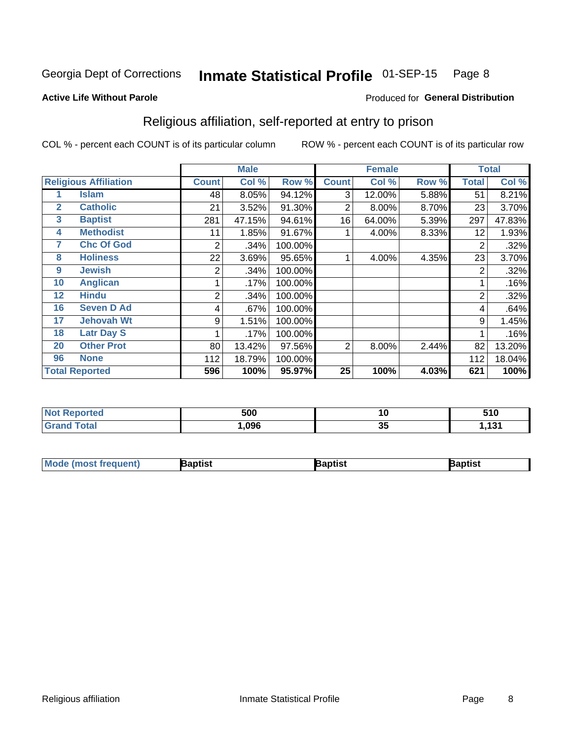Georgia Dept of Corrections **Inmate Statistical Profile** 01-SEP-15 Page 8

**Active Life Without Parole**

Produced for **General Distribution**

## Religious affiliation, self-reported at entry to prison

COL % - percent each COUNT is of its particular column ROW % - percent each COUNT is of its particular row

| | | Male | | | Female | | | Total | |
|---|---|---|---|---|---|---|---|---|---|
| **Religious Affiliation** | | **Count** | **Col %** | **Row %** | **Count** | **Col %** | **Row %** | **Total** | **Col %** |
| 1 | Islam | 48 | 8.05% | 94.12% | 3 | 12.00% | 5.88% | 51 | 8.21% |
| 2 | Catholic | 21 | 3.52% | 91.30% | 2 | 8.00% | 8.70% | 23 | 3.70% |
| 3 | Baptist | 281 | 47.15% | 94.61% | 16 | 64.00% | 5.39% | 297 | 47.83% |
| 4 | Methodist | 11 | 1.85% | 91.67% | 1 | 4.00% | 8.33% | 12 | 1.93% |
| 7 | Chc Of God | 2 | .34% | 100.00% | | | | 2 | .32% |
| 8 | Holiness | 22 | 3.69% | 95.65% | 1 | 4.00% | 4.35% | 23 | 3.70% |
| 9 | Jewish | 2 | .34% | 100.00% | | | | 2 | .32% |
| 10 | Anglican | 1 | .17% | 100.00% | | | | 1 | .16% |
| 12 | Hindu | 2 | .34% | 100.00% | | | | 2 | .32% |
| 16 | Seven D Ad | 4 | .67% | 100.00% | | | | 4 | .64% |
| 17 | Jehovah Wt | 9 | 1.51% | 100.00% | | | | 9 | 1.45% |
| 18 | Latr Day S | 1 | .17% | 100.00% | | | | 1 | .16% |
| 20 | Other Prot | 80 | 13.42% | 97.56% | 2 | 8.00% | 2.44% | 82 | 13.20% |
| 96 | None | 112 | 18.79% | 100.00% | | | | 112 | 18.04% |
| **Total Reported** | | **596** | **100%** | **95.97%** | **25** | **100%** | **4.03%** | **621** | **100%** |

| | Male | Female | Total |
|---|---|---|---|
| **Not Reported** | **500** | **10** | **510** |
| **Grand Total** | **1,096** | **35** | **1,131** |

| | Male | Female | Total |
|---|---|---|---|
| **Mode (most frequent)** | **Baptist** | **Baptist** | **Baptist** |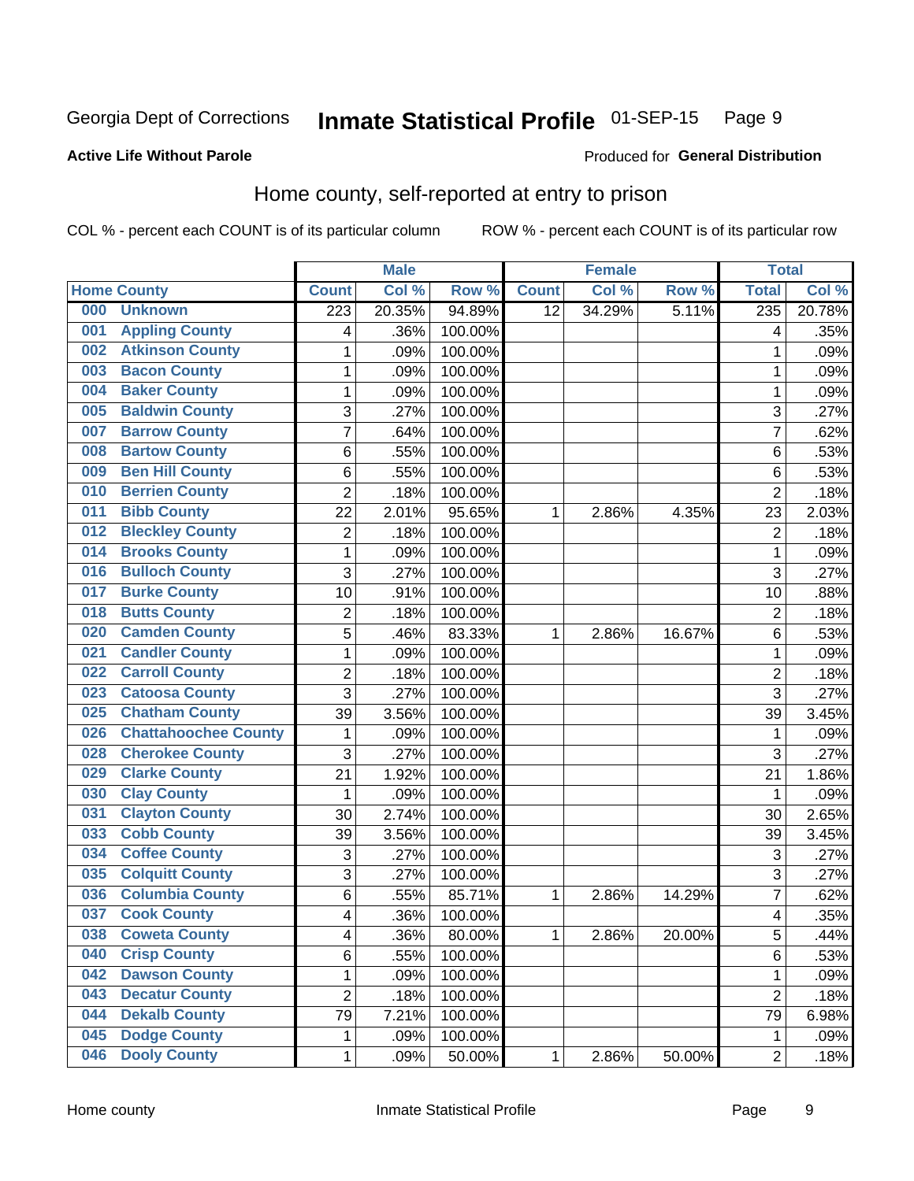Georgia Dept of Corrections **Inmate Statistical Profile** 01-SEP-15

**Active Life Without Parole**

Produced for **General Distribution**

## Home county, self-reported at entry to prison

COL % - percent each COUNT is of its particular column     ROW % - percent each COUNT is of its particular row

| Home County | | Male | | | Female | | | Total | |
|---|---|---|---|---|---|---|---|---|---|
| | | Count | Col % | Row % | Count | Col % | Row % | Total | Col % |
| 000 | Unknown | 223 | 20.35% | 94.89% | 12 | 34.29% | 5.11% | 235 | 20.78% |
| 001 | Appling County | 4 | .36% | 100.00% | | | | 4 | .35% |
| 002 | Atkinson County | 1 | .09% | 100.00% | | | | 1 | .09% |
| 003 | Bacon County | 1 | .09% | 100.00% | | | | 1 | .09% |
| 004 | Baker County | 1 | .09% | 100.00% | | | | 1 | .09% |
| 005 | Baldwin County | 3 | .27% | 100.00% | | | | 3 | .27% |
| 007 | Barrow County | 7 | .64% | 100.00% | | | | 7 | .62% |
| 008 | Bartow County | 6 | .55% | 100.00% | | | | 6 | .53% |
| 009 | Ben Hill County | 6 | .55% | 100.00% | | | | 6 | .53% |
| 010 | Berrien County | 2 | .18% | 100.00% | | | | 2 | .18% |
| 011 | Bibb County | 22 | 2.01% | 95.65% | 1 | 2.86% | 4.35% | 23 | 2.03% |
| 012 | Bleckley County | 2 | .18% | 100.00% | | | | 2 | .18% |
| 014 | Brooks County | 1 | .09% | 100.00% | | | | 1 | .09% |
| 016 | Bulloch County | 3 | .27% | 100.00% | | | | 3 | .27% |
| 017 | Burke County | 10 | .91% | 100.00% | | | | 10 | .88% |
| 018 | Butts County | 2 | .18% | 100.00% | | | | 2 | .18% |
| 020 | Camden County | 5 | .46% | 83.33% | 1 | 2.86% | 16.67% | 6 | .53% |
| 021 | Candler County | 1 | .09% | 100.00% | | | | 1 | .09% |
| 022 | Carroll County | 2 | .18% | 100.00% | | | | 2 | .18% |
| 023 | Catoosa County | 3 | .27% | 100.00% | | | | 3 | .27% |
| 025 | Chatham County | 39 | 3.56% | 100.00% | | | | 39 | 3.45% |
| 026 | Chattahoochee County | 1 | .09% | 100.00% | | | | 1 | .09% |
| 028 | Cherokee County | 3 | .27% | 100.00% | | | | 3 | .27% |
| 029 | Clarke County | 21 | 1.92% | 100.00% | | | | 21 | 1.86% |
| 030 | Clay County | 1 | .09% | 100.00% | | | | 1 | .09% |
| 031 | Clayton County | 30 | 2.74% | 100.00% | | | | 30 | 2.65% |
| 033 | Cobb County | 39 | 3.56% | 100.00% | | | | 39 | 3.45% |
| 034 | Coffee County | 3 | .27% | 100.00% | | | | 3 | .27% |
| 035 | Colquitt County | 3 | .27% | 100.00% | | | | 3 | .27% |
| 036 | Columbia County | 6 | .55% | 85.71% | 1 | 2.86% | 14.29% | 7 | .62% |
| 037 | Cook County | 4 | .36% | 100.00% | | | | 4 | .35% |
| 038 | Coweta County | 4 | .36% | 80.00% | 1 | 2.86% | 20.00% | 5 | .44% |
| 040 | Crisp County | 6 | .55% | 100.00% | | | | 6 | .53% |
| 042 | Dawson County | 1 | .09% | 100.00% | | | | 1 | .09% |
| 043 | Decatur County | 2 | .18% | 100.00% | | | | 2 | .18% |
| 044 | Dekalb County | 79 | 7.21% | 100.00% | | | | 79 | 6.98% |
| 045 | Dodge County | 1 | .09% | 100.00% | | | | 1 | .09% |
| 046 | Dooly County | 1 | .09% | 50.00% | 1 | 2.86% | 50.00% | 2 | .18% |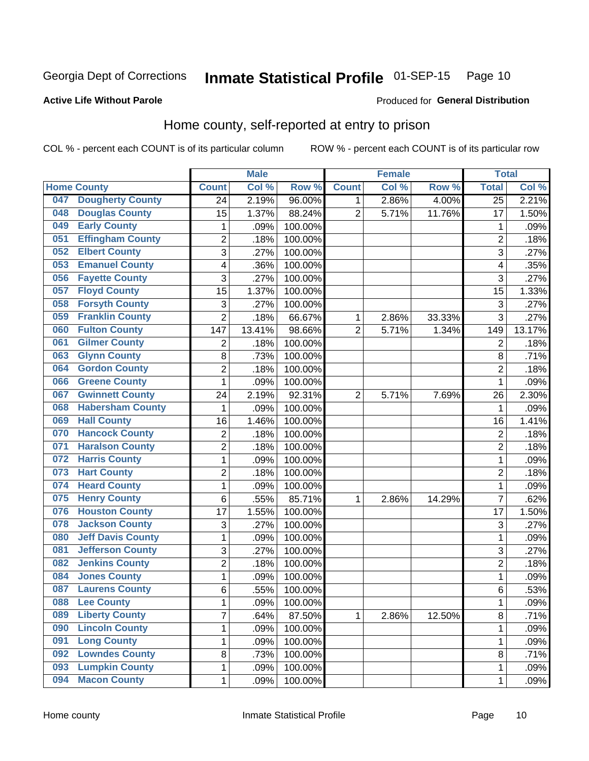Georgia Dept of Corrections **Inmate Statistical Profile** 01-SEP-15

**Active Life Without Parole**

Produced for **General Distribution**

## Home county, self-reported at entry to prison

COL % - percent each COUNT is of its particular column ROW % - percent each COUNT is of its particular row

| | | Male | | | Female | | | Total | |
|---|---|---|---|---|---|---|---|---|---|
| Home County | | Count | Col % | Row % | Count | Col % | Row % | Total | Col % |
| 047 | Dougherty County | 24 | 2.19% | 96.00% | 1 | 2.86% | 4.00% | 25 | 2.21% |
| 048 | Douglas County | 15 | 1.37% | 88.24% | 2 | 5.71% | 11.76% | 17 | 1.50% |
| 049 | Early County | 1 | .09% | 100.00% | | | | 1 | .09% |
| 051 | Effingham County | 2 | .18% | 100.00% | | | | 2 | .18% |
| 052 | Elbert County | 3 | .27% | 100.00% | | | | 3 | .27% |
| 053 | Emanuel County | 4 | .36% | 100.00% | | | | 4 | .35% |
| 056 | Fayette County | 3 | .27% | 100.00% | | | | 3 | .27% |
| 057 | Floyd County | 15 | 1.37% | 100.00% | | | | 15 | 1.33% |
| 058 | Forsyth County | 3 | .27% | 100.00% | | | | 3 | .27% |
| 059 | Franklin County | 2 | .18% | 66.67% | 1 | 2.86% | 33.33% | 3 | .27% |
| 060 | Fulton County | 147 | 13.41% | 98.66% | 2 | 5.71% | 1.34% | 149 | 13.17% |
| 061 | Gilmer County | 2 | .18% | 100.00% | | | | 2 | .18% |
| 063 | Glynn County | 8 | .73% | 100.00% | | | | 8 | .71% |
| 064 | Gordon County | 2 | .18% | 100.00% | | | | 2 | .18% |
| 066 | Greene County | 1 | .09% | 100.00% | | | | 1 | .09% |
| 067 | Gwinnett County | 24 | 2.19% | 92.31% | 2 | 5.71% | 7.69% | 26 | 2.30% |
| 068 | Habersham County | 1 | .09% | 100.00% | | | | 1 | .09% |
| 069 | Hall County | 16 | 1.46% | 100.00% | | | | 16 | 1.41% |
| 070 | Hancock County | 2 | .18% | 100.00% | | | | 2 | .18% |
| 071 | Haralson County | 2 | .18% | 100.00% | | | | 2 | .18% |
| 072 | Harris County | 1 | .09% | 100.00% | | | | 1 | .09% |
| 073 | Hart County | 2 | .18% | 100.00% | | | | 2 | .18% |
| 074 | Heard County | 1 | .09% | 100.00% | | | | 1 | .09% |
| 075 | Henry County | 6 | .55% | 85.71% | 1 | 2.86% | 14.29% | 7 | .62% |
| 076 | Houston County | 17 | 1.55% | 100.00% | | | | 17 | 1.50% |
| 078 | Jackson County | 3 | .27% | 100.00% | | | | 3 | .27% |
| 080 | Jeff Davis County | 1 | .09% | 100.00% | | | | 1 | .09% |
| 081 | Jefferson County | 3 | .27% | 100.00% | | | | 3 | .27% |
| 082 | Jenkins County | 2 | .18% | 100.00% | | | | 2 | .18% |
| 084 | Jones County | 1 | .09% | 100.00% | | | | 1 | .09% |
| 087 | Laurens County | 6 | .55% | 100.00% | | | | 6 | .53% |
| 088 | Lee County | 1 | .09% | 100.00% | | | | 1 | .09% |
| 089 | Liberty County | 7 | .64% | 87.50% | 1 | 2.86% | 12.50% | 8 | .71% |
| 090 | Lincoln County | 1 | .09% | 100.00% | | | | 1 | .09% |
| 091 | Long County | 1 | .09% | 100.00% | | | | 1 | .09% |
| 092 | Lowndes County | 8 | .73% | 100.00% | | | | 8 | .71% |
| 093 | Lumpkin County | 1 | .09% | 100.00% | | | | 1 | .09% |
| 094 | Macon County | 1 | .09% | 100.00% | | | | 1 | .09% |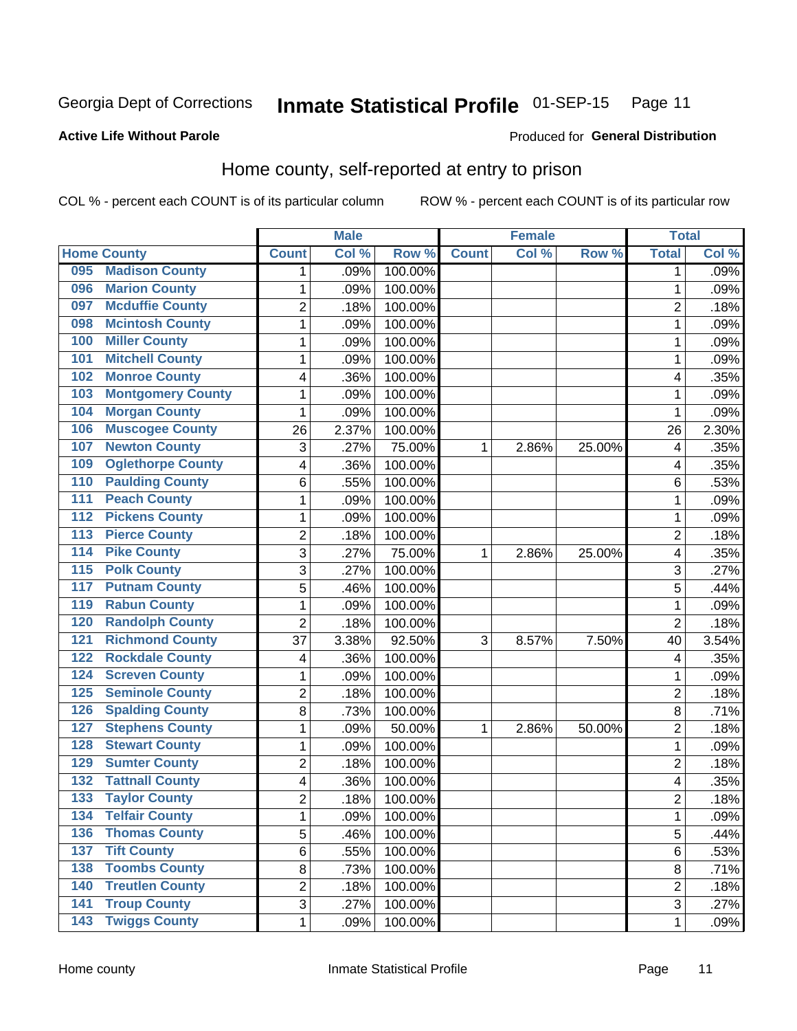Georgia Dept of Corrections **Inmate Statistical Profile** 01-SEP-15

**Active Life Without Parole**

Produced for **General Distribution**

## Home county, self-reported at entry to prison

COL % - percent each COUNT is of its particular column ROW % - percent each COUNT is of its particular row

| Home County | | Male | | | Female | | | Total | |
|---|---|---|---|---|---|---|---|---|---|
| | | Count | Col % | Row % | Count | Col % | Row % | Total | Col % |
| 095 | Madison County | 1 | .09% | 100.00% | | | | 1 | .09% |
| 096 | Marion County | 1 | .09% | 100.00% | | | | 1 | .09% |
| 097 | Mcduffie County | 2 | .18% | 100.00% | | | | 2 | .18% |
| 098 | Mcintosh County | 1 | .09% | 100.00% | | | | 1 | .09% |
| 100 | Miller County | 1 | .09% | 100.00% | | | | 1 | .09% |
| 101 | Mitchell County | 1 | .09% | 100.00% | | | | 1 | .09% |
| 102 | Monroe County | 4 | .36% | 100.00% | | | | 4 | .35% |
| 103 | Montgomery County | 1 | .09% | 100.00% | | | | 1 | .09% |
| 104 | Morgan County | 1 | .09% | 100.00% | | | | 1 | .09% |
| 106 | Muscogee County | 26 | 2.37% | 100.00% | | | | 26 | 2.30% |
| 107 | Newton County | 3 | .27% | 75.00% | 1 | 2.86% | 25.00% | 4 | .35% |
| 109 | Oglethorpe County | 4 | .36% | 100.00% | | | | 4 | .35% |
| 110 | Paulding County | 6 | .55% | 100.00% | | | | 6 | .53% |
| 111 | Peach County | 1 | .09% | 100.00% | | | | 1 | .09% |
| 112 | Pickens County | 1 | .09% | 100.00% | | | | 1 | .09% |
| 113 | Pierce County | 2 | .18% | 100.00% | | | | 2 | .18% |
| 114 | Pike County | 3 | .27% | 75.00% | 1 | 2.86% | 25.00% | 4 | .35% |
| 115 | Polk County | 3 | .27% | 100.00% | | | | 3 | .27% |
| 117 | Putnam County | 5 | .46% | 100.00% | | | | 5 | .44% |
| 119 | Rabun County | 1 | .09% | 100.00% | | | | 1 | .09% |
| 120 | Randolph County | 2 | .18% | 100.00% | | | | 2 | .18% |
| 121 | Richmond County | 37 | 3.38% | 92.50% | 3 | 8.57% | 7.50% | 40 | 3.54% |
| 122 | Rockdale County | 4 | .36% | 100.00% | | | | 4 | .35% |
| 124 | Screven County | 1 | .09% | 100.00% | | | | 1 | .09% |
| 125 | Seminole County | 2 | .18% | 100.00% | | | | 2 | .18% |
| 126 | Spalding County | 8 | .73% | 100.00% | | | | 8 | .71% |
| 127 | Stephens County | 1 | .09% | 50.00% | 1 | 2.86% | 50.00% | 2 | .18% |
| 128 | Stewart County | 1 | .09% | 100.00% | | | | 1 | .09% |
| 129 | Sumter County | 2 | .18% | 100.00% | | | | 2 | .18% |
| 132 | Tattnall County | 4 | .36% | 100.00% | | | | 4 | .35% |
| 133 | Taylor County | 2 | .18% | 100.00% | | | | 2 | .18% |
| 134 | Telfair County | 1 | .09% | 100.00% | | | | 1 | .09% |
| 136 | Thomas County | 5 | .46% | 100.00% | | | | 5 | .44% |
| 137 | Tift County | 6 | .55% | 100.00% | | | | 6 | .53% |
| 138 | Toombs County | 8 | .73% | 100.00% | | | | 8 | .71% |
| 140 | Treutlen County | 2 | .18% | 100.00% | | | | 2 | .18% |
| 141 | Troup County | 3 | .27% | 100.00% | | | | 3 | .27% |
| 143 | Twiggs County | 1 | .09% | 100.00% | | | | 1 | .09% |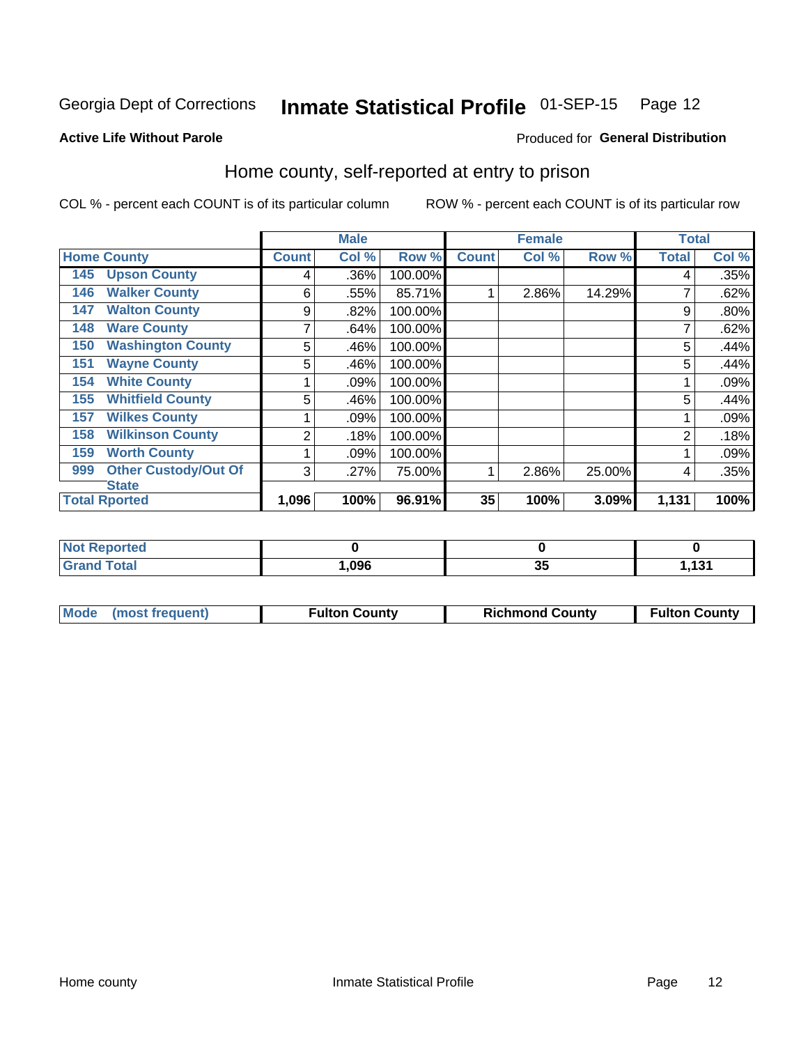Georgia Dept of Corrections **Inmate Statistical Profile** 01-SEP-15

**Active Life Without Parole**

Produced for **General Distribution**

## Home county, self-reported at entry to prison

COL % - percent each COUNT is of its particular column     ROW % - percent each COUNT is of its particular row

| Home County | | Male | | | Female | | | Total | |
|---|---|---|---|---|---|---|---|---|---|
| | | Count | Col % | Row % | Count | Col % | Row % | Total | Col % |
| 145 | Upson County | 4 | .36% | 100.00% | | | | 4 | .35% |
| 146 | Walker County | 6 | .55% | 85.71% | 1 | 2.86% | 14.29% | 7 | .62% |
| 147 | Walton County | 9 | .82% | 100.00% | | | | 9 | .80% |
| 148 | Ware County | 7 | .64% | 100.00% | | | | 7 | .62% |
| 150 | Washington County | 5 | .46% | 100.00% | | | | 5 | .44% |
| 151 | Wayne County | 5 | .46% | 100.00% | | | | 5 | .44% |
| 154 | White County | 1 | .09% | 100.00% | | | | 1 | .09% |
| 155 | Whitfield County | 5 | .46% | 100.00% | | | | 5 | .44% |
| 157 | Wilkes County | 1 | .09% | 100.00% | | | | 1 | .09% |
| 158 | Wilkinson County | 2 | .18% | 100.00% | | | | 2 | .18% |
| 159 | Worth County | 1 | .09% | 100.00% | | | | 1 | .09% |
| 999 | Other Custody/Out Of State | 3 | .27% | 75.00% | 1 | 2.86% | 25.00% | 4 | .35% |
| **Total Rported** | | **1,096** | **100%** | **96.91%** | **35** | **100%** | **3.09%** | **1,131** | **100%** |

| | Male | Female | Total |
|---|---|---|---|
| Not Reported | 0 | 0 | 0 |
| Grand Total | 1,096 | 35 | 1,131 |

| | Male | Female | Total |
|---|---|---|---|
| Mode (most frequent) | Fulton County | Richmond County | Fulton County |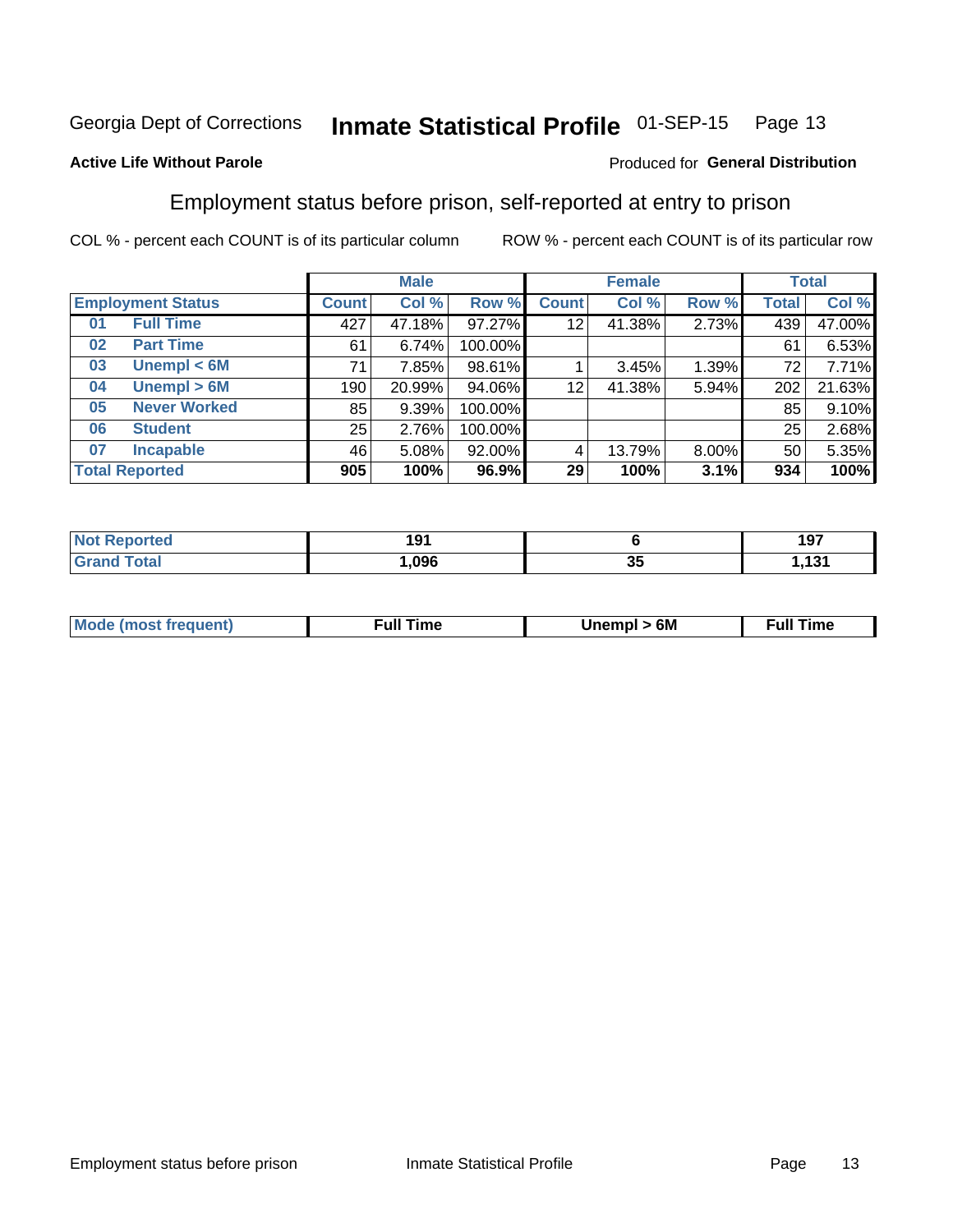Georgia Dept of Corrections **Inmate Statistical Profile** 01-SEP-15

**Active Life Without Parole**

Produced for **General Distribution**

## Employment status before prison, self-reported at entry to prison

COL % - percent each COUNT is of its particular column ROW % - percent each COUNT is of its particular row

| | | Male | | | Female | | | Total | |
|---|---|---|---|---|---|---|---|---|---|
| Employment Status | | Count | Col % | Row % | Count | Col % | Row % | Total | Col % |
| 01 | Full Time | 427 | 47.18% | 97.27% | 12 | 41.38% | 2.73% | 439 | 47.00% |
| 02 | Part Time | 61 | 6.74% | 100.00% | | | | 61 | 6.53% |
| 03 | Unempl < 6M | 71 | 7.85% | 98.61% | 1 | 3.45% | 1.39% | 72 | 7.71% |
| 04 | Unempl > 6M | 190 | 20.99% | 94.06% | 12 | 41.38% | 5.94% | 202 | 21.63% |
| 05 | Never Worked | 85 | 9.39% | 100.00% | | | | 85 | 9.10% |
| 06 | Student | 25 | 2.76% | 100.00% | | | | 25 | 2.68% |
| 07 | Incapable | 46 | 5.08% | 92.00% | 4 | 13.79% | 8.00% | 50 | 5.35% |
| **Total Reported** | | **905** | **100%** | **96.9%** | **29** | **100%** | **3.1%** | **934** | **100%** |

| | Male | Female | Total |
|---|---|---|---|
| Not Reported | 191 | 6 | 197 |
| Grand Total | 1,096 | 35 | 1,131 |

| | Male | Female | Total |
|---|---|---|---|
| Mode (most frequent) | Full Time | Unempl > 6M | Full Time |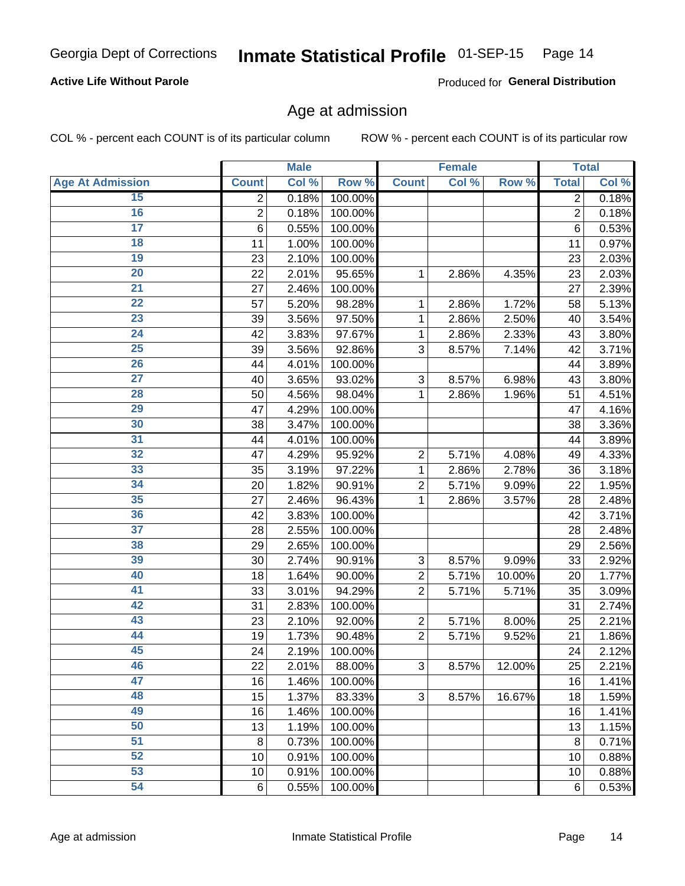Georgia Dept of Corrections **Inmate Statistical Profile** 01-SEP-15

**Active Life Without Parole**

Produced for **General Distribution**

## Age at admission

COL % - percent each COUNT is of its particular column ROW % - percent each COUNT is of its particular row

| | Male | | | Female | | | Total | |
|---|---|---|---|---|---|---|---|---|
| Age At Admission | Count | Col % | Row % | Count | Col % | Row % | Total | Col % |
| 15 | 2 | 0.18% | 100.00% | | | | 2 | 0.18% |
| 16 | 2 | 0.18% | 100.00% | | | | 2 | 0.18% |
| 17 | 6 | 0.55% | 100.00% | | | | 6 | 0.53% |
| 18 | 11 | 1.00% | 100.00% | | | | 11 | 0.97% |
| 19 | 23 | 2.10% | 100.00% | | | | 23 | 2.03% |
| 20 | 22 | 2.01% | 95.65% | 1 | 2.86% | 4.35% | 23 | 2.03% |
| 21 | 27 | 2.46% | 100.00% | | | | 27 | 2.39% |
| 22 | 57 | 5.20% | 98.28% | 1 | 2.86% | 1.72% | 58 | 5.13% |
| 23 | 39 | 3.56% | 97.50% | 1 | 2.86% | 2.50% | 40 | 3.54% |
| 24 | 42 | 3.83% | 97.67% | 1 | 2.86% | 2.33% | 43 | 3.80% |
| 25 | 39 | 3.56% | 92.86% | 3 | 8.57% | 7.14% | 42 | 3.71% |
| 26 | 44 | 4.01% | 100.00% | | | | 44 | 3.89% |
| 27 | 40 | 3.65% | 93.02% | 3 | 8.57% | 6.98% | 43 | 3.80% |
| 28 | 50 | 4.56% | 98.04% | 1 | 2.86% | 1.96% | 51 | 4.51% |
| 29 | 47 | 4.29% | 100.00% | | | | 47 | 4.16% |
| 30 | 38 | 3.47% | 100.00% | | | | 38 | 3.36% |
| 31 | 44 | 4.01% | 100.00% | | | | 44 | 3.89% |
| 32 | 47 | 4.29% | 95.92% | 2 | 5.71% | 4.08% | 49 | 4.33% |
| 33 | 35 | 3.19% | 97.22% | 1 | 2.86% | 2.78% | 36 | 3.18% |
| 34 | 20 | 1.82% | 90.91% | 2 | 5.71% | 9.09% | 22 | 1.95% |
| 35 | 27 | 2.46% | 96.43% | 1 | 2.86% | 3.57% | 28 | 2.48% |
| 36 | 42 | 3.83% | 100.00% | | | | 42 | 3.71% |
| 37 | 28 | 2.55% | 100.00% | | | | 28 | 2.48% |
| 38 | 29 | 2.65% | 100.00% | | | | 29 | 2.56% |
| 39 | 30 | 2.74% | 90.91% | 3 | 8.57% | 9.09% | 33 | 2.92% |
| 40 | 18 | 1.64% | 90.00% | 2 | 5.71% | 10.00% | 20 | 1.77% |
| 41 | 33 | 3.01% | 94.29% | 2 | 5.71% | 5.71% | 35 | 3.09% |
| 42 | 31 | 2.83% | 100.00% | | | | 31 | 2.74% |
| 43 | 23 | 2.10% | 92.00% | 2 | 5.71% | 8.00% | 25 | 2.21% |
| 44 | 19 | 1.73% | 90.48% | 2 | 5.71% | 9.52% | 21 | 1.86% |
| 45 | 24 | 2.19% | 100.00% | | | | 24 | 2.12% |
| 46 | 22 | 2.01% | 88.00% | 3 | 8.57% | 12.00% | 25 | 2.21% |
| 47 | 16 | 1.46% | 100.00% | | | | 16 | 1.41% |
| 48 | 15 | 1.37% | 83.33% | 3 | 8.57% | 16.67% | 18 | 1.59% |
| 49 | 16 | 1.46% | 100.00% | | | | 16 | 1.41% |
| 50 | 13 | 1.19% | 100.00% | | | | 13 | 1.15% |
| 51 | 8 | 0.73% | 100.00% | | | | 8 | 0.71% |
| 52 | 10 | 0.91% | 100.00% | | | | 10 | 0.88% |
| 53 | 10 | 0.91% | 100.00% | | | | 10 | 0.88% |
| 54 | 6 | 0.55% | 100.00% | | | | 6 | 0.53% |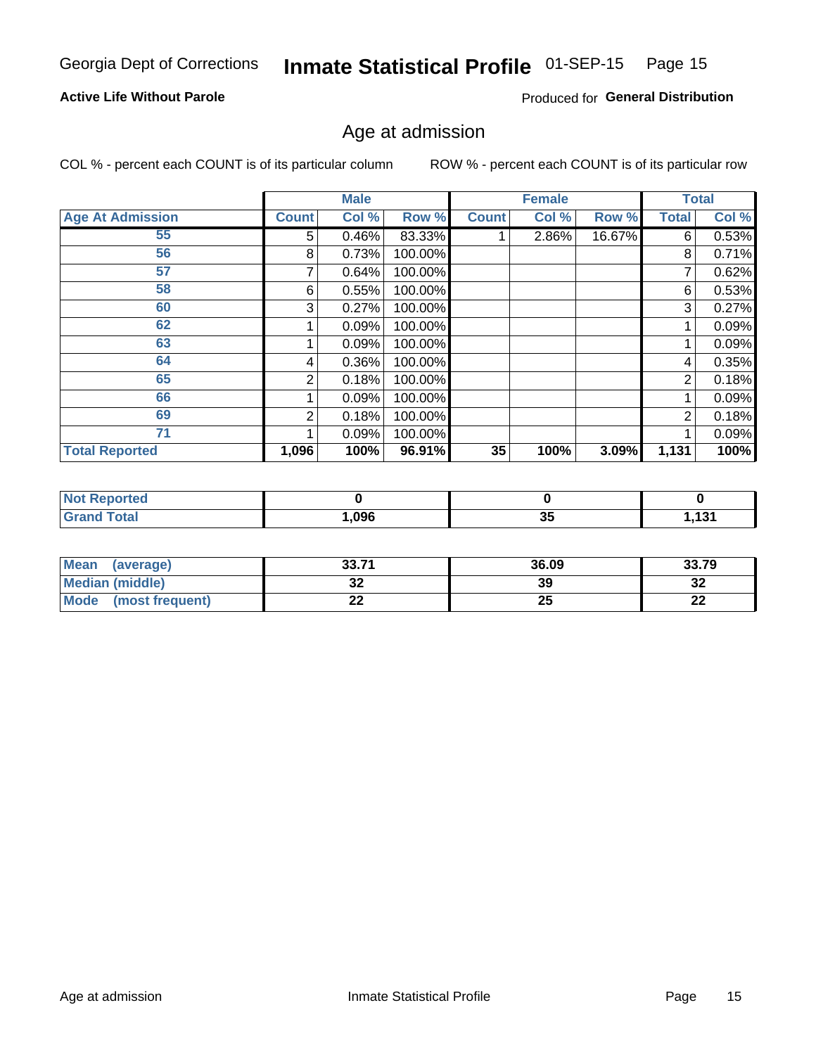Georgia Dept of Corrections **Inmate Statistical Profile** 01-SEP-15

**Active Life Without Parole**

Produced for **General Distribution**

## Age at admission

COL % - percent each COUNT is of its particular column ROW % - percent each COUNT is of its particular row

| | Male | | | Female | | | Total | |
|---|---|---|---|---|---|---|---|---|
| **Age At Admission** | **Count** | **Col %** | **Row %** | **Count** | **Col %** | **Row %** | **Total** | **Col %** |
| 55 | 5 | 0.46% | 83.33% | 1 | 2.86% | 16.67% | 6 | 0.53% |
| 56 | 8 | 0.73% | 100.00% | | | | 8 | 0.71% |
| 57 | 7 | 0.64% | 100.00% | | | | 7 | 0.62% |
| 58 | 6 | 0.55% | 100.00% | | | | 6 | 0.53% |
| 60 | 3 | 0.27% | 100.00% | | | | 3 | 0.27% |
| 62 | 1 | 0.09% | 100.00% | | | | 1 | 0.09% |
| 63 | 1 | 0.09% | 100.00% | | | | 1 | 0.09% |
| 64 | 4 | 0.36% | 100.00% | | | | 4 | 0.35% |
| 65 | 2 | 0.18% | 100.00% | | | | 2 | 0.18% |
| 66 | 1 | 0.09% | 100.00% | | | | 1 | 0.09% |
| 69 | 2 | 0.18% | 100.00% | | | | 2 | 0.18% |
| 71 | 1 | 0.09% | 100.00% | | | | 1 | 0.09% |
| **Total Reported** | **1,096** | **100%** | **96.91%** | **35** | **100%** | **3.09%** | **1,131** | **100%** |

| | Male | Female | Total |
|---|---|---|---|
| **Not Reported** | **0** | **0** | **0** |
| **Grand Total** | **1,096** | **35** | **1,131** |

| | Male | Female | Total |
|---|---|---|---|
| **Mean (average)** | **33.71** | **36.09** | **33.79** |
| **Median (middle)** | **32** | **39** | **32** |
| **Mode (most frequent)** | **22** | **25** | **22** |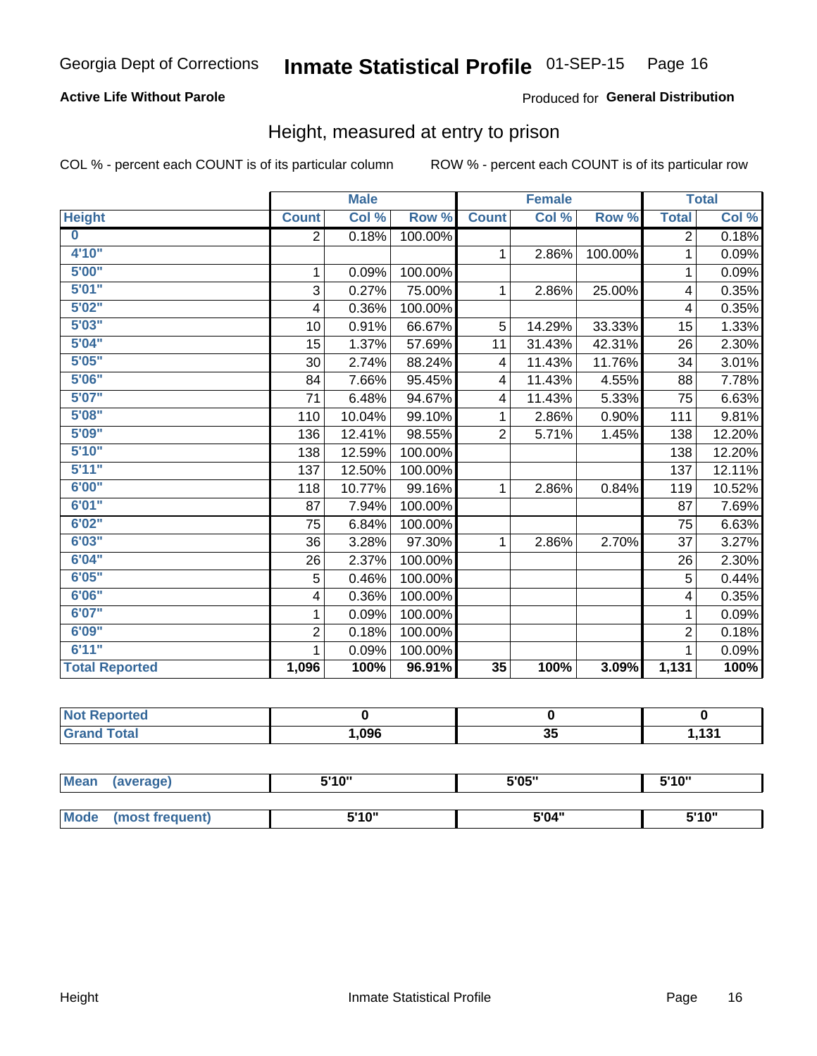Georgia Dept of Corrections **Inmate Statistical Profile** 01-SEP-15

**Active Life Without Parole**

Produced for **General Distribution**

## Height, measured at entry to prison

COL % - percent each COUNT is of its particular column

ROW % - percent each COUNT is of its particular row

| | Male | | | Female | | | Total | |
|---|---|---|---|---|---|---|---|---|
| **Height** | **Count** | **Col %** | **Row %** | **Count** | **Col %** | **Row %** | **Total** | **Col %** |
| **0** | 2 | 0.18% | 100.00% | | | | 2 | 0.18% |
| **4'10"** | | | | 1 | 2.86% | 100.00% | 1 | 0.09% |
| **5'00"** | 1 | 0.09% | 100.00% | | | | 1 | 0.09% |
| **5'01"** | 3 | 0.27% | 75.00% | 1 | 2.86% | 25.00% | 4 | 0.35% |
| **5'02"** | 4 | 0.36% | 100.00% | | | | 4 | 0.35% |
| **5'03"** | 10 | 0.91% | 66.67% | 5 | 14.29% | 33.33% | 15 | 1.33% |
| **5'04"** | 15 | 1.37% | 57.69% | 11 | 31.43% | 42.31% | 26 | 2.30% |
| **5'05"** | 30 | 2.74% | 88.24% | 4 | 11.43% | 11.76% | 34 | 3.01% |
| **5'06"** | 84 | 7.66% | 95.45% | 4 | 11.43% | 4.55% | 88 | 7.78% |
| **5'07"** | 71 | 6.48% | 94.67% | 4 | 11.43% | 5.33% | 75 | 6.63% |
| **5'08"** | 110 | 10.04% | 99.10% | 1 | 2.86% | 0.90% | 111 | 9.81% |
| **5'09"** | 136 | 12.41% | 98.55% | 2 | 5.71% | 1.45% | 138 | 12.20% |
| **5'10"** | 138 | 12.59% | 100.00% | | | | 138 | 12.20% |
| **5'11"** | 137 | 12.50% | 100.00% | | | | 137 | 12.11% |
| **6'00"** | 118 | 10.77% | 99.16% | 1 | 2.86% | 0.84% | 119 | 10.52% |
| **6'01"** | 87 | 7.94% | 100.00% | | | | 87 | 7.69% |
| **6'02"** | 75 | 6.84% | 100.00% | | | | 75 | 6.63% |
| **6'03"** | 36 | 3.28% | 97.30% | 1 | 2.86% | 2.70% | 37 | 3.27% |
| **6'04"** | 26 | 2.37% | 100.00% | | | | 26 | 2.30% |
| **6'05"** | 5 | 0.46% | 100.00% | | | | 5 | 0.44% |
| **6'06"** | 4 | 0.36% | 100.00% | | | | 4 | 0.35% |
| **6'07"** | 1 | 0.09% | 100.00% | | | | 1 | 0.09% |
| **6'09"** | 2 | 0.18% | 100.00% | | | | 2 | 0.18% |
| **6'11"** | 1 | 0.09% | 100.00% | | | | 1 | 0.09% |
| **Total Reported** | **1,096** | **100%** | **96.91%** | **35** | **100%** | **3.09%** | **1,131** | **100%** |

| | Male | Female | Total |
|---|---|---|---|
| **Not Reported** | **0** | **0** | **0** |
| **Grand Total** | **1,096** | **35** | **1,131** |

| | Male | Female | Total |
|---|---|---|---|
| **Mean (average)** | **5'10"** | **5'05"** | **5'10"** |
| **Mode (most frequent)** | **5'10"** | **5'04"** | **5'10"** |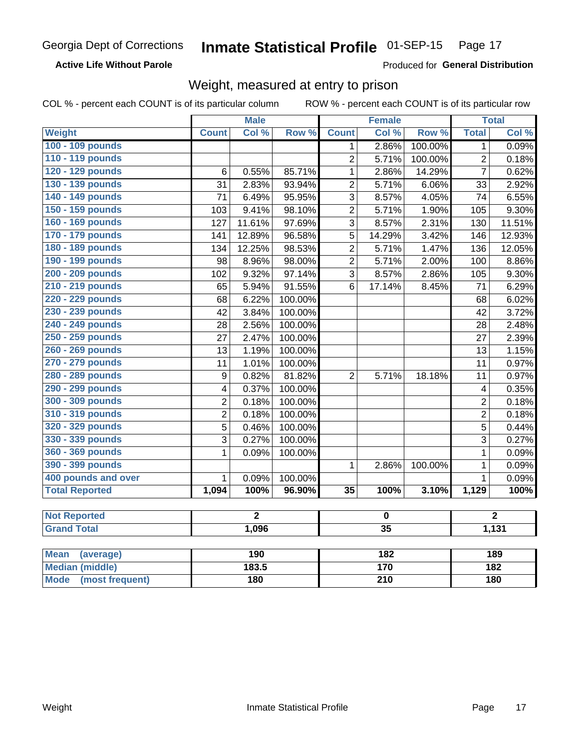Georgia Dept of Corrections **Inmate Statistical Profile** 01-SEP-15 Page 17

**Active Life Without Parole**

Produced for **General Distribution**

## Weight, measured at entry to prison

COL % - percent each COUNT is of its particular column ROW % - percent each COUNT is of its particular row

| | Male | | | Female | | | Total | |
|---|---|---|---|---|---|---|---|---|
| **Weight** | **Count** | **Col %** | **Row %** | **Count** | **Col %** | **Row %** | **Total** | **Col %** |
| **100 - 109 pounds** | | | | 1 | 2.86% | 100.00% | 1 | 0.09% |
| **110 - 119 pounds** | | | | 2 | 5.71% | 100.00% | 2 | 0.18% |
| **120 - 129 pounds** | 6 | 0.55% | 85.71% | 1 | 2.86% | 14.29% | 7 | 0.62% |
| **130 - 139 pounds** | 31 | 2.83% | 93.94% | 2 | 5.71% | 6.06% | 33 | 2.92% |
| **140 - 149 pounds** | 71 | 6.49% | 95.95% | 3 | 8.57% | 4.05% | 74 | 6.55% |
| **150 - 159 pounds** | 103 | 9.41% | 98.10% | 2 | 5.71% | 1.90% | 105 | 9.30% |
| **160 - 169 pounds** | 127 | 11.61% | 97.69% | 3 | 8.57% | 2.31% | 130 | 11.51% |
| **170 - 179 pounds** | 141 | 12.89% | 96.58% | 5 | 14.29% | 3.42% | 146 | 12.93% |
| **180 - 189 pounds** | 134 | 12.25% | 98.53% | 2 | 5.71% | 1.47% | 136 | 12.05% |
| **190 - 199 pounds** | 98 | 8.96% | 98.00% | 2 | 5.71% | 2.00% | 100 | 8.86% |
| **200 - 209 pounds** | 102 | 9.32% | 97.14% | 3 | 8.57% | 2.86% | 105 | 9.30% |
| **210 - 219 pounds** | 65 | 5.94% | 91.55% | 6 | 17.14% | 8.45% | 71 | 6.29% |
| **220 - 229 pounds** | 68 | 6.22% | 100.00% | | | | 68 | 6.02% |
| **230 - 239 pounds** | 42 | 3.84% | 100.00% | | | | 42 | 3.72% |
| **240 - 249 pounds** | 28 | 2.56% | 100.00% | | | | 28 | 2.48% |
| **250 - 259 pounds** | 27 | 2.47% | 100.00% | | | | 27 | 2.39% |
| **260 - 269 pounds** | 13 | 1.19% | 100.00% | | | | 13 | 1.15% |
| **270 - 279 pounds** | 11 | 1.01% | 100.00% | | | | 11 | 0.97% |
| **280 - 289 pounds** | 9 | 0.82% | 81.82% | 2 | 5.71% | 18.18% | 11 | 0.97% |
| **290 - 299 pounds** | 4 | 0.37% | 100.00% | | | | 4 | 0.35% |
| **300 - 309 pounds** | 2 | 0.18% | 100.00% | | | | 2 | 0.18% |
| **310 - 319 pounds** | 2 | 0.18% | 100.00% | | | | 2 | 0.18% |
| **320 - 329 pounds** | 5 | 0.46% | 100.00% | | | | 5 | 0.44% |
| **330 - 339 pounds** | 3 | 0.27% | 100.00% | | | | 3 | 0.27% |
| **360 - 369 pounds** | 1 | 0.09% | 100.00% | | | | 1 | 0.09% |
| **390 - 399 pounds** | | | | 1 | 2.86% | 100.00% | 1 | 0.09% |
| **400 pounds and over** | 1 | 0.09% | 100.00% | | | | 1 | 0.09% |
| **Total Reported** | **1,094** | **100%** | **96.90%** | **35** | **100%** | **3.10%** | **1,129** | **100%** |

| | Male | Female | Total |
|---|---|---|---|
| **Not Reported** | **2** | **0** | **2** |
| **Grand Total** | **1,096** | **35** | **1,131** |

| | Male | Female | Total |
|---|---|---|---|
| **Mean (average)** | **190** | **182** | **189** |
| **Median (middle)** | **183.5** | **170** | **182** |
| **Mode (most frequent)** | **180** | **210** | **180** |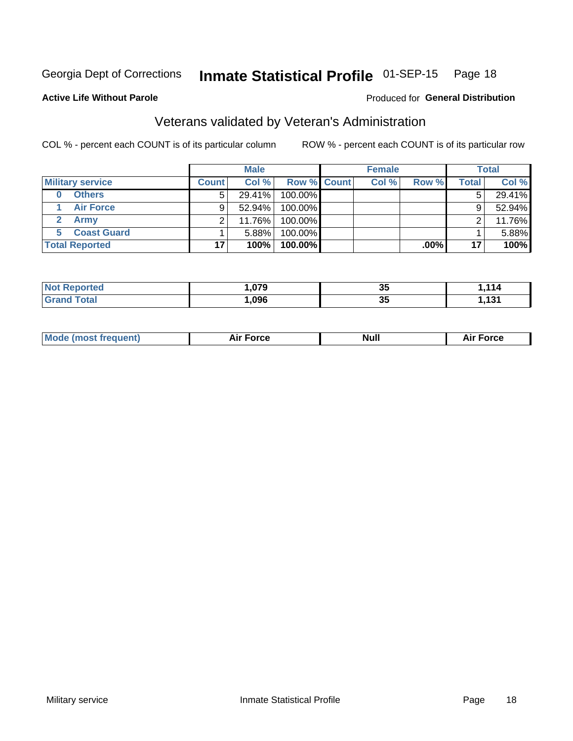Georgia Dept of Corrections **Inmate Statistical Profile** 01-SEP-15

**Active Life Without Parole**

Produced for **General Distribution**

## Veterans validated by Veteran's Administration

COL % - percent each COUNT is of its particular column ROW % - percent each COUNT is of its particular row

| | Male | | | Female | | | Total | |
|---|---|---|---|---|---|---|---|---|
| **Military service** | **Count** | **Col %** | **Row %** | **Count** | **Col %** | **Row %** | **Total** | **Col %** |
| **0 Others** | 5 | 29.41% | 100.00% | | | | 5 | 29.41% |
| **1 Air Force** | 9 | 52.94% | 100.00% | | | | 9 | 52.94% |
| **2 Army** | 2 | 11.76% | 100.00% | | | | 2 | 11.76% |
| **5 Coast Guard** | 1 | 5.88% | 100.00% | | | | 1 | 5.88% |
| **Total Reported** | **17** | **100%** | **100.00%** | | | **.00%** | **17** | **100%** |

| | Male | Female | Total |
|---|---|---|---|
| **Not Reported** | **1,079** | **35** | **1,114** |
| **Grand Total** | **1,096** | **35** | **1,131** |

| | Male | Female | Total |
|---|---|---|---|
| **Mode (most frequent)** | **Air Force** | **Null** | **Air Force** |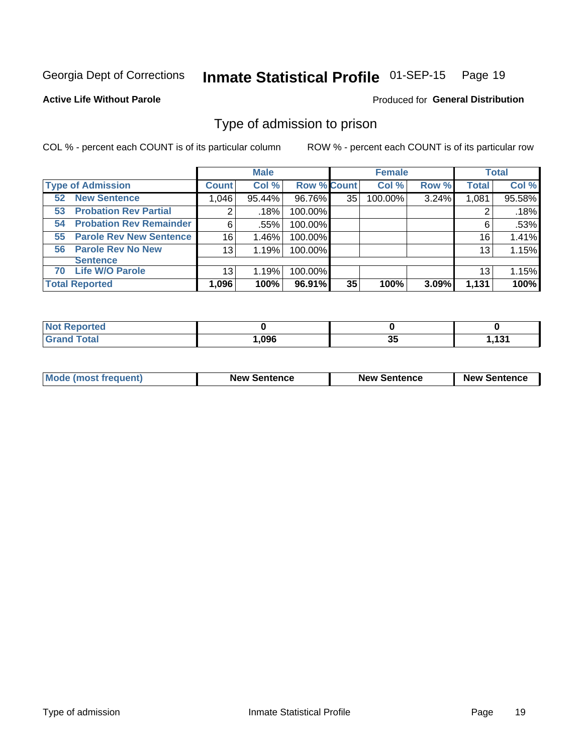Georgia Dept of Corrections **Inmate Statistical Profile** 01-SEP-15 Page 19

**Active Life Without Parole**

Produced for **General Distribution**

## Type of admission to prison

COL % - percent each COUNT is of its particular column ROW % - percent each COUNT is of its particular row

| | Male | | | Female | | | Total | |
|---|---|---|---|---|---|---|---|---|
| **Type of Admission** | **Count** | **Col %** | **Row %** | **Count** | **Col %** | **Row %** | **Total** | **Col %** |
| **52 New Sentence** | 1,046 | 95.44% | 96.76% | 35 | 100.00% | 3.24% | 1,081 | 95.58% |
| **53 Probation Rev Partial** | 2 | .18% | 100.00% | | | | 2 | .18% |
| **54 Probation Rev Remainder** | 6 | .55% | 100.00% | | | | 6 | .53% |
| **55 Parole Rev New Sentence** | 16 | 1.46% | 100.00% | | | | 16 | 1.41% |
| **56 Parole Rev No New Sentence** | 13 | 1.19% | 100.00% | | | | 13 | 1.15% |
| **70 Life W/O Parole** | 13 | 1.19% | 100.00% | | | | 13 | 1.15% |
| **Total Reported** | **1,096** | **100%** | **96.91%** | **35** | **100%** | **3.09%** | **1,131** | **100%** |

| | Male | Female | Total |
|---|---|---|---|
| **Not Reported** | **0** | **0** | **0** |
| **Grand Total** | **1,096** | **35** | **1,131** |

| | Male | Female | Total |
|---|---|---|---|
| **Mode (most frequent)** | **New Sentence** | **New Sentence** | **New Sentence** |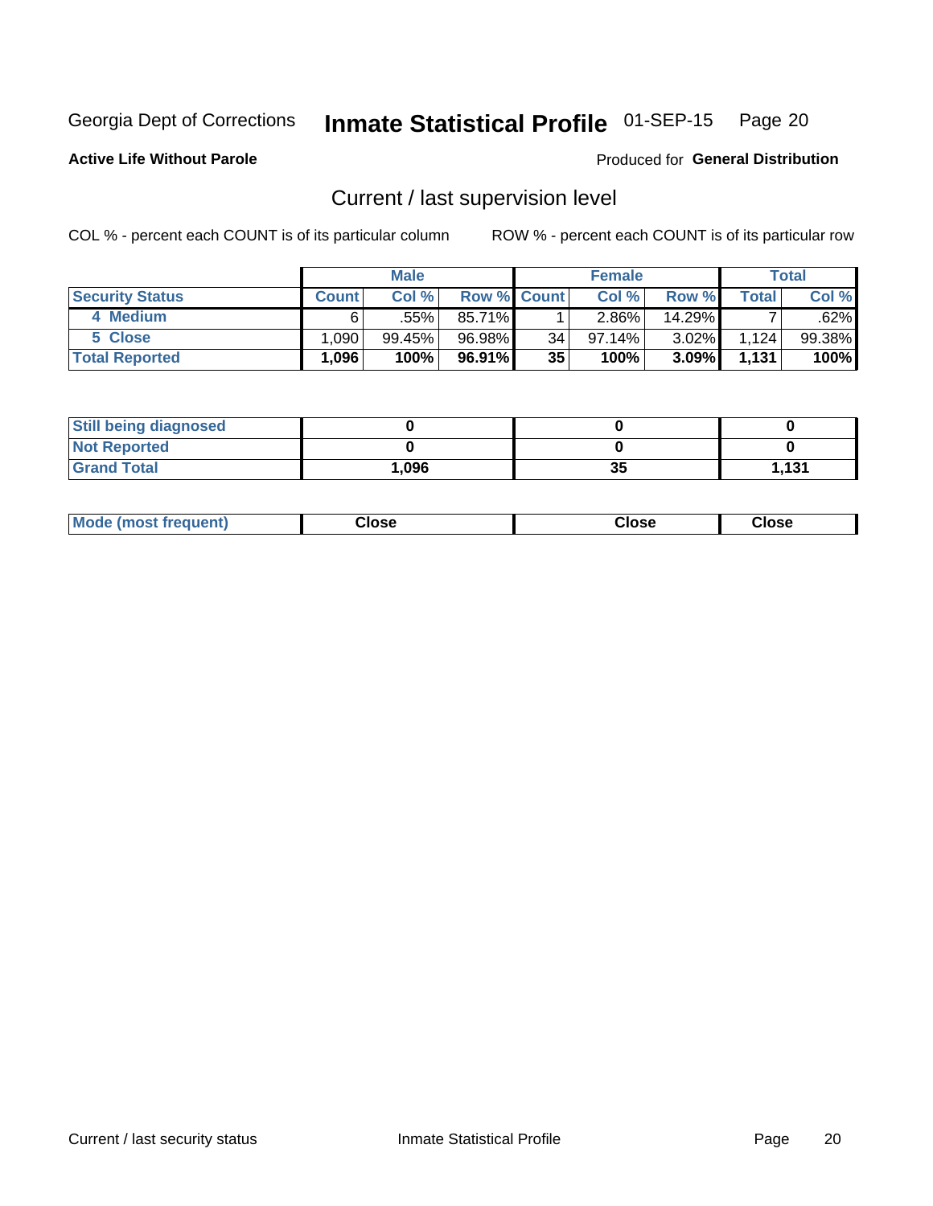Georgia Dept of Corrections **Inmate Statistical Profile** 01-SEP-15 Page 20

**Active Life Without Parole**

Produced for **General Distribution**

## Current / last supervision level

COL % - percent each COUNT is of its particular column

ROW % - percent each COUNT is of its particular row

| | Male | | | Female | | | Total | |
|---|---|---|---|---|---|---|---|---|
| **Security Status** | **Count** | **Col %** | **Row %** | **Count** | **Col %** | **Row %** | **Total** | **Col %** |
| 4 Medium | 6 | .55% | 85.71% | 1 | 2.86% | 14.29% | 7 | .62% |
| 5 Close | 1,090 | 99.45% | 96.98% | 34 | 97.14% | 3.02% | 1,124 | 99.38% |
| **Total Reported** | **1,096** | **100%** | **96.91%** | **35** | **100%** | **3.09%** | **1,131** | **100%** |

| | | | |
|---|---|---|---|
| **Still being diagnosed** | **0** | **0** | **0** |
| **Not Reported** | **0** | **0** | **0** |
| **Grand Total** | **1,096** | **35** | **1,131** |

| | | | |
|---|---|---|---|
| **Mode (most frequent)** | **Close** | **Close** | **Close** |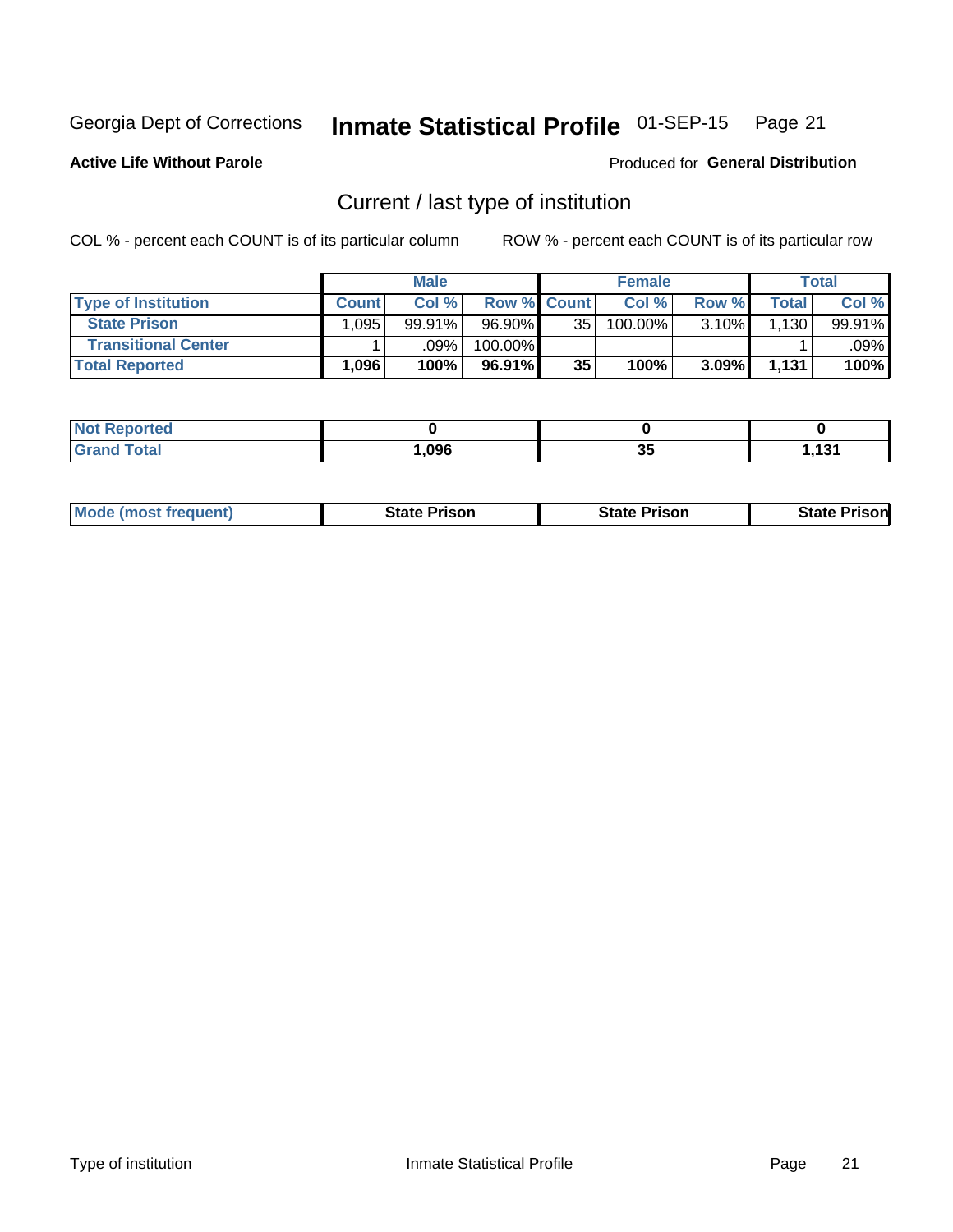Georgia Dept of Corrections **Inmate Statistical Profile** 01-SEP-15

**Active Life Without Parole**

Produced for **General Distribution**

## Current / last type of institution

COL % - percent each COUNT is of its particular column

ROW % - percent each COUNT is of its particular row

| | Male | | | Female | | | Total | |
|---|---|---|---|---|---|---|---|---|
| **Type of Institution** | **Count** | **Col %** | **Row %** | **Count** | **Col %** | **Row %** | **Total** | **Col %** |
| **State Prison** | 1,095 | 99.91% | 96.90% | 35 | 100.00% | 3.10% | 1,130 | 99.91% |
| **Transitional Center** | 1 | .09% | 100.00% | | | | 1 | .09% |
| **Total Reported** | **1,096** | **100%** | **96.91%** | **35** | **100%** | **3.09%** | **1,131** | **100%** |

| | Male | Female | Total |
|---|---|---|---|
| **Not Reported** | **0** | **0** | **0** |
| **Grand Total** | **1,096** | **35** | **1,131** |

| | Male | Female | Total |
|---|---|---|---|
| **Mode (most frequent)** | **State Prison** | **State Prison** | **State Prison** |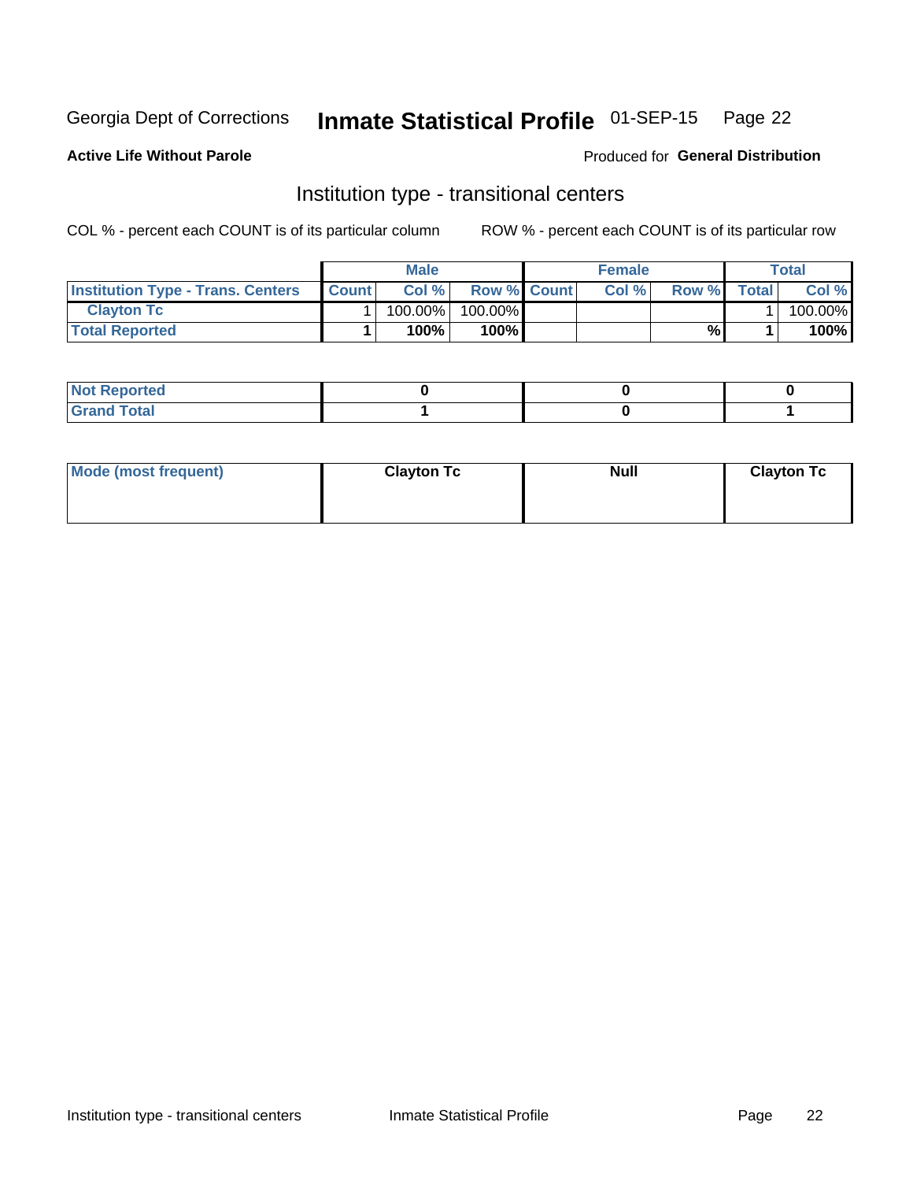Georgia Dept of Corrections **Inmate Statistical Profile** 01-SEP-15 Page 22

**Active Life Without Parole**

Produced for **General Distribution**

## Institution type - transitional centers

COL % - percent each COUNT is of its particular column

ROW % - percent each COUNT is of its particular row

| | Male | | | Female | | | Total | |
|---|---|---|---|---|---|---|---|---|
| **Institution Type - Trans. Centers** | **Count** | **Col %** | **Row %** | **Count** | **Col %** | **Row %** | **Total** | **Col %** |
| **Clayton Tc** | 1 | 100.00% | 100.00% | | | | 1 | 100.00% |
| **Total Reported** | **1** | **100%** | **100%** | | | **%** | **1** | **100%** |

| | | | |
|---|---|---|---|
| **Not Reported** | **0** | **0** | **0** |
| **Grand Total** | **1** | **0** | **1** |

| | | | |
|---|---|---|---|
| **Mode (most frequent)** | **Clayton Tc** | **Null** | **Clayton Tc** |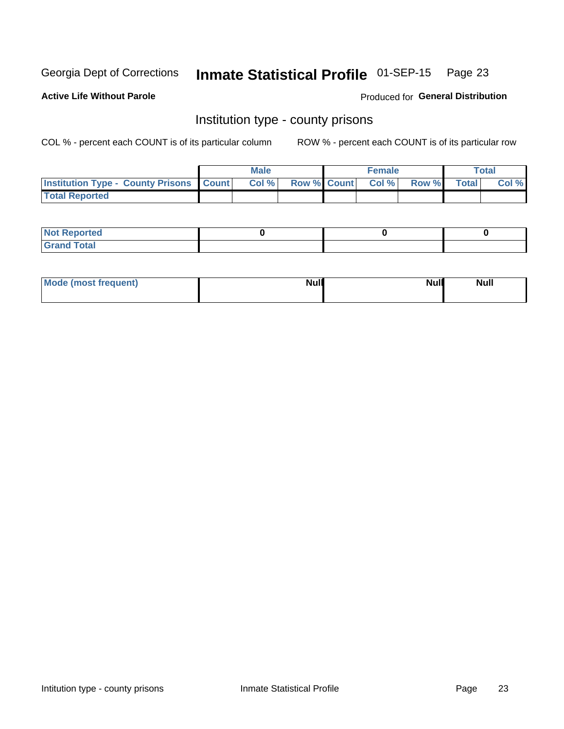Georgia Dept of Corrections **Inmate Statistical Profile** 01-SEP-15

**Active Life Without Parole**

Produced for **General Distribution**

## Institution type - county prisons

COL % - percent each COUNT is of its particular column

ROW % - percent each COUNT is of its particular row

| | Male | | | Female | | | Total | |
|---|---|---|---|---|---|---|---|---|
| **Institution Type - County Prisons** | **Count** | **Col %** | **Row %** | **Count** | **Col %** | **Row %** | **Total** | **Col %** |
| **Total Reported** | | | | | | | | |

| | Male | Female | Total |
|---|---|---|---|
| **Not Reported** | 0 | 0 | 0 |
| **Grand Total** | | | |

| | Male | Female | Total |
|---|---|---|---|
| **Mode (most frequent)** | Null | Null | Null |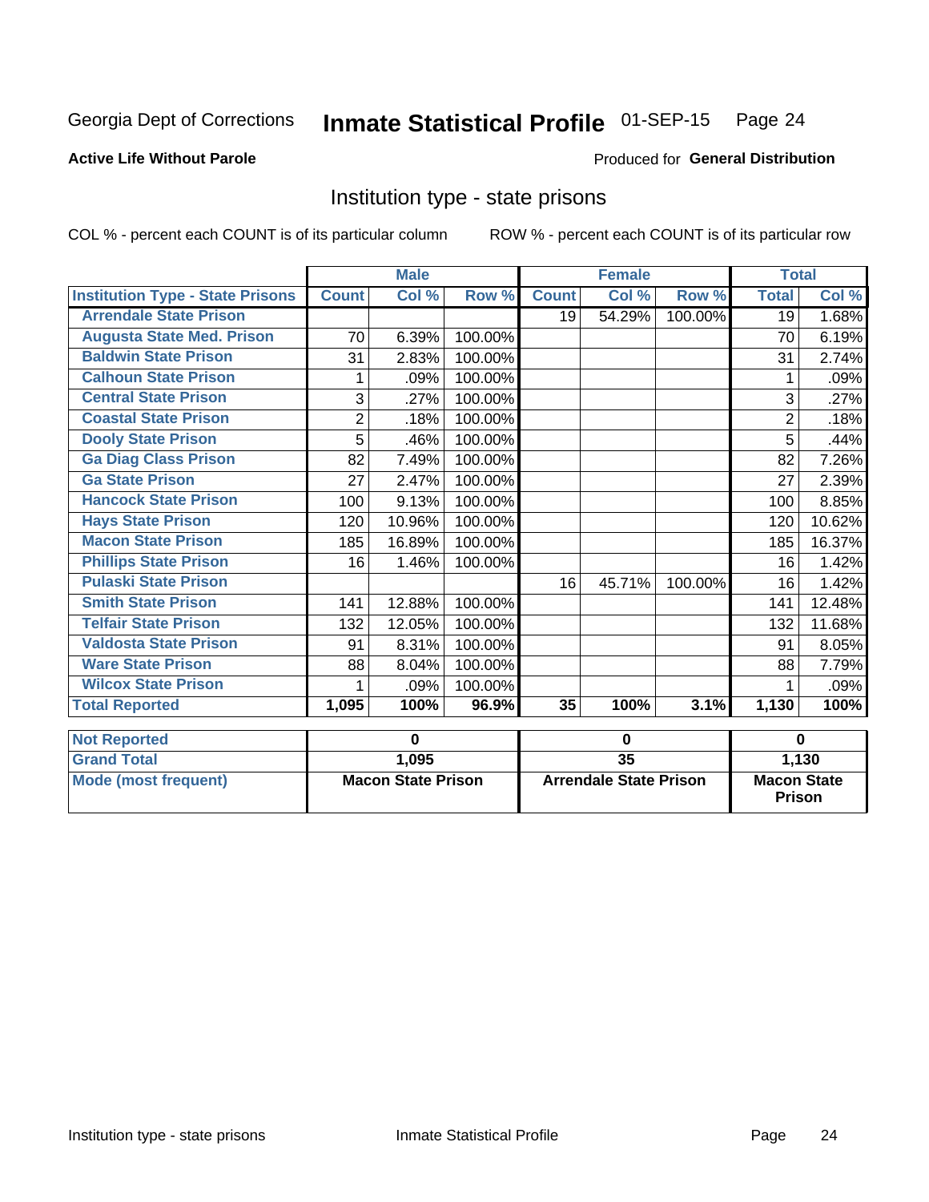Georgia Dept of Corrections **Inmate Statistical Profile** 01-SEP-15 Page 24

**Active Life Without Parole**

Produced for **General Distribution**

## Institution type - state prisons

COL % - percent each COUNT is of its particular column ROW % - percent each COUNT is of its particular row

| | Male | | | Female | | | Total | |
|---|---|---|---|---|---|---|---|---|
| **Institution Type - State Prisons** | **Count** | **Col %** | **Row %** | **Count** | **Col %** | **Row %** | **Total** | **Col %** |
| **Arrendale State Prison** | | | | 19 | 54.29% | 100.00% | 19 | 1.68% |
| **Augusta State Med. Prison** | 70 | 6.39% | 100.00% | | | | 70 | 6.19% |
| **Baldwin State Prison** | 31 | 2.83% | 100.00% | | | | 31 | 2.74% |
| **Calhoun State Prison** | 1 | .09% | 100.00% | | | | 1 | .09% |
| **Central State Prison** | 3 | .27% | 100.00% | | | | 3 | .27% |
| **Coastal State Prison** | 2 | .18% | 100.00% | | | | 2 | .18% |
| **Dooly State Prison** | 5 | .46% | 100.00% | | | | 5 | .44% |
| **Ga Diag Class Prison** | 82 | 7.49% | 100.00% | | | | 82 | 7.26% |
| **Ga State Prison** | 27 | 2.47% | 100.00% | | | | 27 | 2.39% |
| **Hancock State Prison** | 100 | 9.13% | 100.00% | | | | 100 | 8.85% |
| **Hays State Prison** | 120 | 10.96% | 100.00% | | | | 120 | 10.62% |
| **Macon State Prison** | 185 | 16.89% | 100.00% | | | | 185 | 16.37% |
| **Phillips State Prison** | 16 | 1.46% | 100.00% | | | | 16 | 1.42% |
| **Pulaski State Prison** | | | | 16 | 45.71% | 100.00% | 16 | 1.42% |
| **Smith State Prison** | 141 | 12.88% | 100.00% | | | | 141 | 12.48% |
| **Telfair State Prison** | 132 | 12.05% | 100.00% | | | | 132 | 11.68% |
| **Valdosta State Prison** | 91 | 8.31% | 100.00% | | | | 91 | 8.05% |
| **Ware State Prison** | 88 | 8.04% | 100.00% | | | | 88 | 7.79% |
| **Wilcox State Prison** | 1 | .09% | 100.00% | | | | 1 | .09% |
| **Total Reported** | **1,095** | **100%** | **96.9%** | **35** | **100%** | **3.1%** | **1,130** | **100%** |

| | Male | Female | Total |
|---|---|---|---|
| **Not Reported** | **0** | **0** | **0** |
| **Grand Total** | **1,095** | **35** | **1,130** |
| **Mode (most frequent)** | **Macon State Prison** | **Arrendale State Prison** | **Macon State Prison** |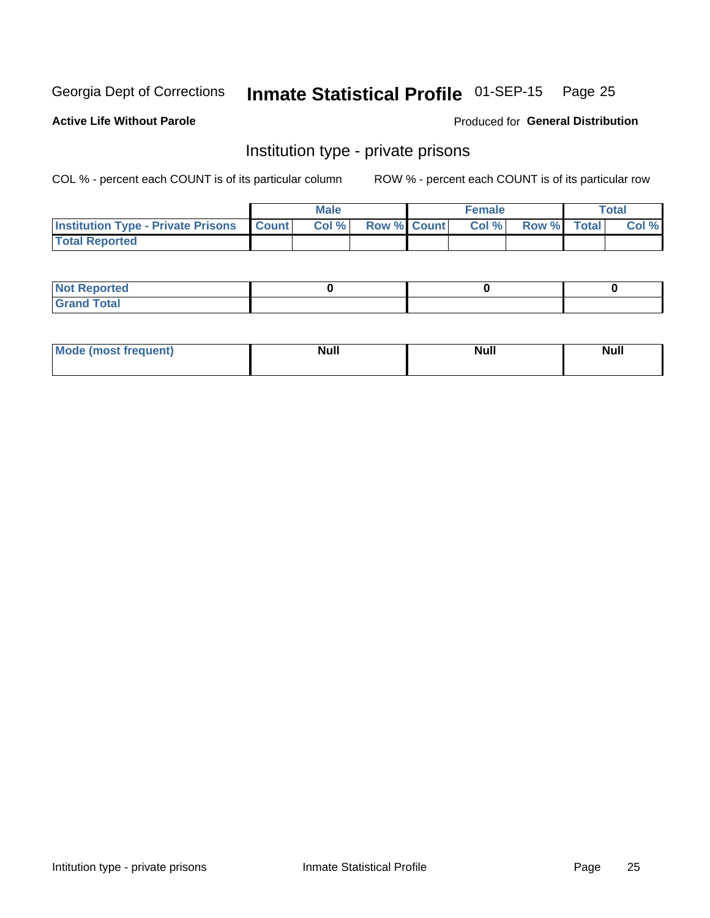Georgia Dept of Corrections **Inmate Statistical Profile** 01-SEP-15

**Active Life Without Parole**

Produced for **General Distribution**

## Institution type - private prisons

COL % - percent each COUNT is of its particular column

ROW % - percent each COUNT is of its particular row

| | Male | | | Female | | | Total | |
|---|---|---|---|---|---|---|---|---|
| **Institution Type - Private Prisons** | **Count** | **Col %** | **Row %** | **Count** | **Col %** | **Row %** | **Total** | **Col %** |
| **Total Reported** | | | | | | | | |

| | | | |
|---|---|---|---|
| **Not Reported** | 0 | 0 | 0 |
| **Grand Total** | | | |

| | | | |
|---|---|---|---|
| **Mode (most frequent)** | Null | Null | Null |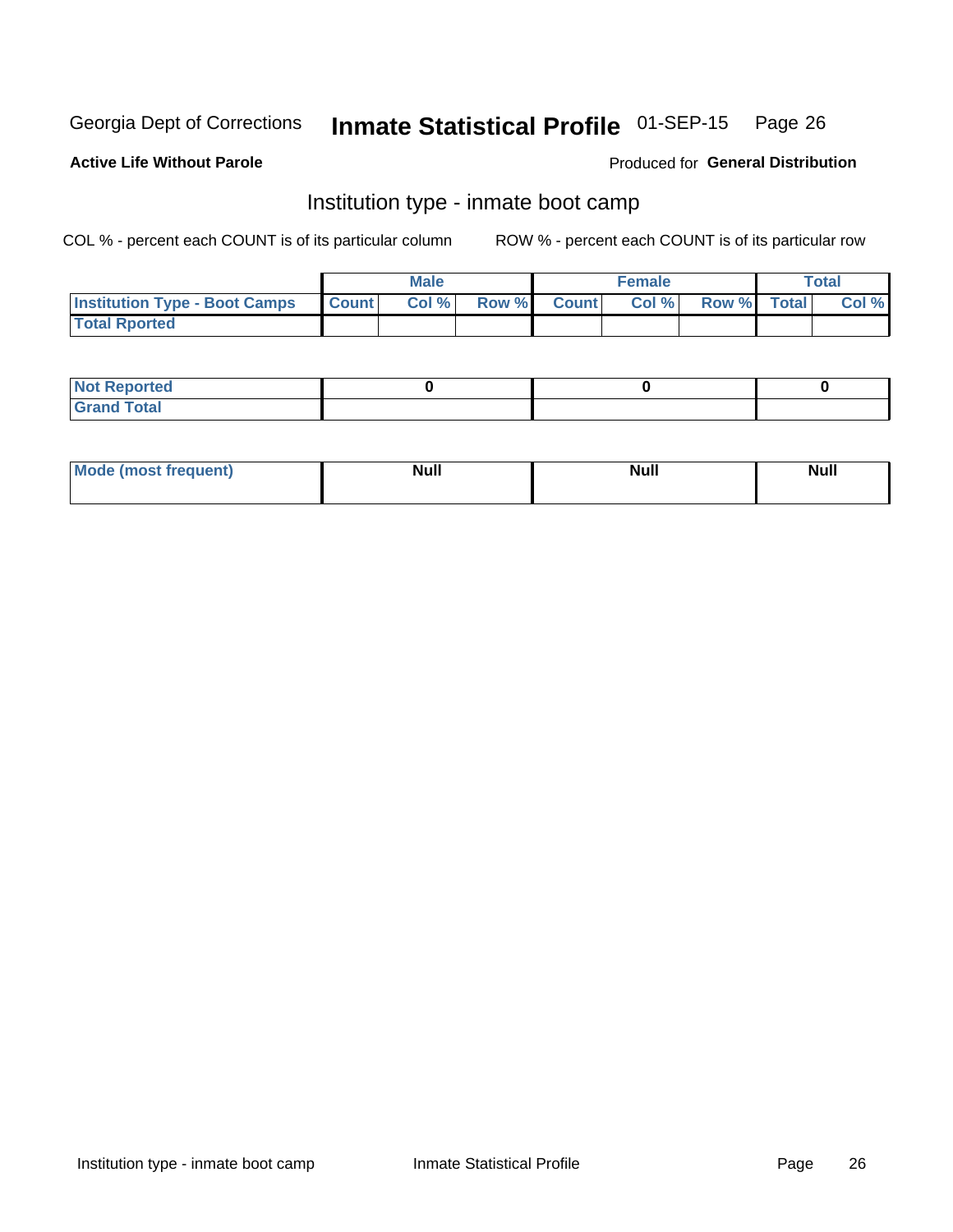Georgia Dept of Corrections **Inmate Statistical Profile** 01-SEP-15

**Active Life Without Parole**

Produced for **General Distribution**

## Institution type - inmate boot camp

COL % - percent each COUNT is of its particular column

ROW % - percent each COUNT is of its particular row

| | Male | | | Female | | | Total | |
|---|---|---|---|---|---|---|---|---|
| Institution Type - Boot Camps | Count | Col % | Row % | Count | Col % | Row % | Total | Col % |
| Total Rported | | | | | | | | |

| | | | |
|---|---|---|---|
| Not Reported | 0 | 0 | 0 |
| Grand Total | | | |

| | | | |
|---|---|---|---|
| Mode (most frequent) | Null | Null | Null |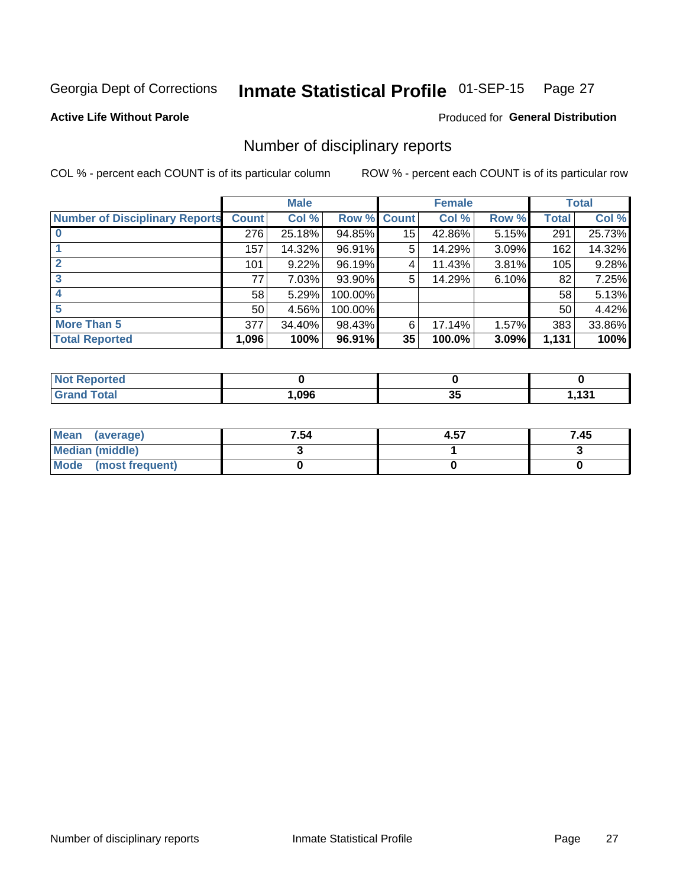Georgia Dept of Corrections **Inmate Statistical Profile** 01-SEP-15 Page 27

**Active Life Without Parole**

Produced for **General Distribution**

## Number of disciplinary reports

COL % - percent each COUNT is of its particular column    ROW % - percent each COUNT is of its particular row

| | Male | | | Female | | | Total | |
|---|---|---|---|---|---|---|---|---|
| **Number of Disciplinary Reports** | **Count** | **Col %** | **Row %** | **Count** | **Col %** | **Row %** | **Total** | **Col %** |
| **0** | 276 | 25.18% | 94.85% | 15 | 42.86% | 5.15% | 291 | 25.73% |
| **1** | 157 | 14.32% | 96.91% | 5 | 14.29% | 3.09% | 162 | 14.32% |
| **2** | 101 | 9.22% | 96.19% | 4 | 11.43% | 3.81% | 105 | 9.28% |
| **3** | 77 | 7.03% | 93.90% | 5 | 14.29% | 6.10% | 82 | 7.25% |
| **4** | 58 | 5.29% | 100.00% | | | | 58 | 5.13% |
| **5** | 50 | 4.56% | 100.00% | | | | 50 | 4.42% |
| **More Than 5** | 377 | 34.40% | 98.43% | 6 | 17.14% | 1.57% | 383 | 33.86% |
| **Total Reported** | **1,096** | **100%** | **96.91%** | **35** | **100.0%** | **3.09%** | **1,131** | **100%** |

| | Male | Female | Total |
|---|---|---|---|
| **Not Reported** | **0** | **0** | **0** |
| **Grand Total** | **1,096** | **35** | **1,131** |

| | Male | Female | Total |
|---|---|---|---|
| **Mean (average)** | **7.54** | **4.57** | **7.45** |
| **Median (middle)** | **3** | **1** | **3** |
| **Mode (most frequent)** | **0** | **0** | **0** |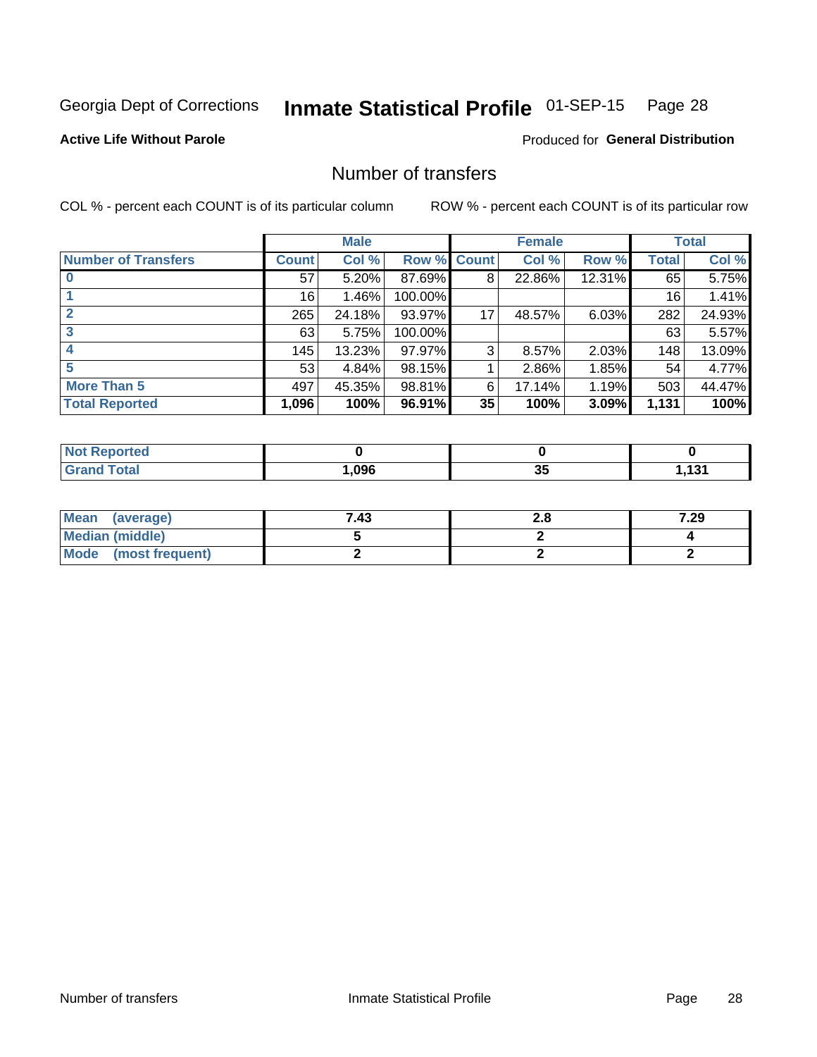Georgia Dept of Corrections **Inmate Statistical Profile** 01-SEP-15 Page 28

**Active Life Without Parole**

Produced for **General Distribution**

## Number of transfers

COL % - percent each COUNT is of its particular column ROW % - percent each COUNT is of its particular row

| | Male | | | Female | | | Total | |
|---|---|---|---|---|---|---|---|---|
| **Number of Transfers** | **Count** | **Col %** | **Row %** | **Count** | **Col %** | **Row %** | **Total** | **Col %** |
| **0** | 57 | 5.20% | 87.69% | 8 | 22.86% | 12.31% | 65 | 5.75% |
| **1** | 16 | 1.46% | 100.00% | | | | 16 | 1.41% |
| **2** | 265 | 24.18% | 93.97% | 17 | 48.57% | 6.03% | 282 | 24.93% |
| **3** | 63 | 5.75% | 100.00% | | | | 63 | 5.57% |
| **4** | 145 | 13.23% | 97.97% | 3 | 8.57% | 2.03% | 148 | 13.09% |
| **5** | 53 | 4.84% | 98.15% | 1 | 2.86% | 1.85% | 54 | 4.77% |
| **More Than 5** | 497 | 45.35% | 98.81% | 6 | 17.14% | 1.19% | 503 | 44.47% |
| **Total Reported** | **1,096** | **100%** | **96.91%** | **35** | **100%** | **3.09%** | **1,131** | **100%** |

| | Male | Female | Total |
|---|---|---|---|
| **Not Reported** | **0** | **0** | **0** |
| **Grand Total** | **1,096** | **35** | **1,131** |

| | Male | Female | Total |
|---|---|---|---|
| **Mean (average)** | **7.43** | **2.8** | **7.29** |
| **Median (middle)** | **5** | **2** | **4** |
| **Mode (most frequent)** | **2** | **2** | **2** |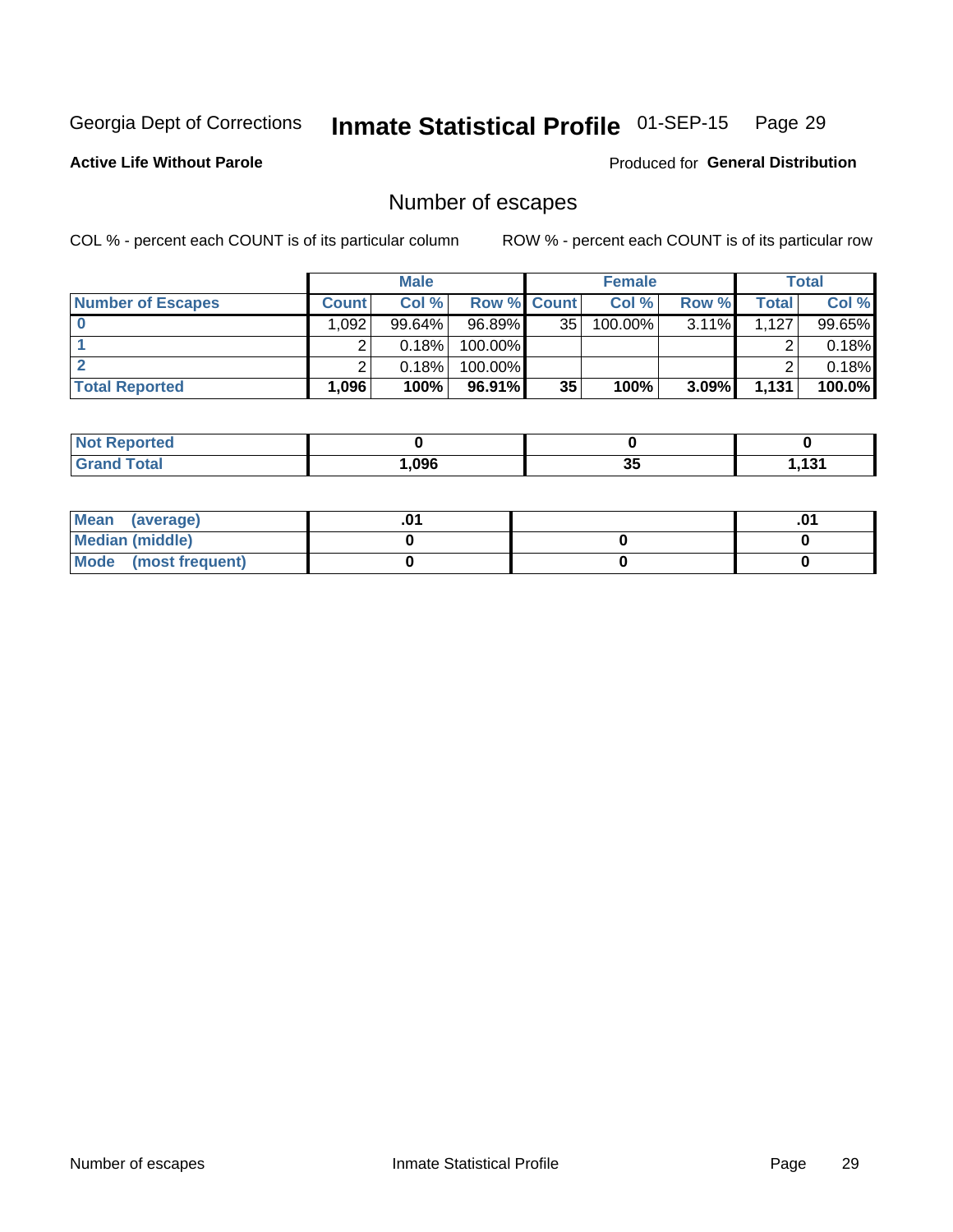Georgia Dept of Corrections **Inmate Statistical Profile** 01-SEP-15

**Active Life Without Parole**

Produced for **General Distribution**

## Number of escapes

COL % - percent each COUNT is of its particular column ROW % - percent each COUNT is of its particular row

| | Male | | | Female | | | Total | |
|---|---|---|---|---|---|---|---|---|
| **Number of Escapes** | **Count** | **Col %** | **Row %** | **Count** | **Col %** | **Row %** | **Total** | **Col %** |
| **0** | 1,092 | 99.64% | 96.89% | 35 | 100.00% | 3.11% | 1,127 | 99.65% |
| **1** | 2 | 0.18% | 100.00% | | | | 2 | 0.18% |
| **2** | 2 | 0.18% | 100.00% | | | | 2 | 0.18% |
| **Total Reported** | **1,096** | **100%** | **96.91%** | **35** | **100%** | **3.09%** | **1,131** | **100.0%** |

| | Male | Female | Total |
|---|---|---|---|
| **Not Reported** | **0** | **0** | **0** |
| **Grand Total** | **1,096** | **35** | **1,131** |

| | Male | Female | Total |
|---|---|---|---|
| **Mean (average)** | **.01** | | **.01** |
| **Median (middle)** | **0** | **0** | **0** |
| **Mode (most frequent)** | **0** | **0** | **0** |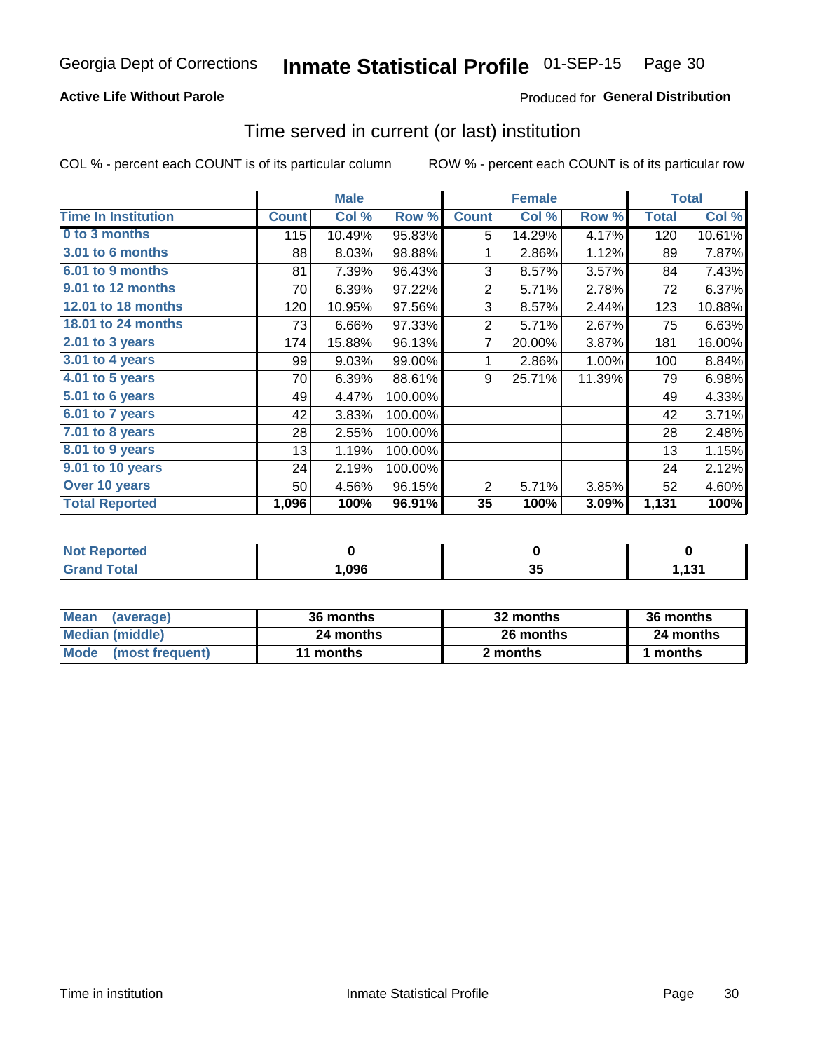Georgia Dept of Corrections **Inmate Statistical Profile** 01-SEP-15

**Active Life Without Parole**

Produced for **General Distribution**

## Time served in current (or last) institution

COL % - percent each COUNT is of its particular column ROW % - percent each COUNT is of its particular row

| | Male | | | Female | | | Total | |
|---|---|---|---|---|---|---|---|---|
| **Time In Institution** | **Count** | **Col %** | **Row %** | **Count** | **Col %** | **Row %** | **Total** | **Col %** |
| **0 to 3 months** | 115 | 10.49% | 95.83% | 5 | 14.29% | 4.17% | 120 | 10.61% |
| **3.01 to 6 months** | 88 | 8.03% | 98.88% | 1 | 2.86% | 1.12% | 89 | 7.87% |
| **6.01 to 9 months** | 81 | 7.39% | 96.43% | 3 | 8.57% | 3.57% | 84 | 7.43% |
| **9.01 to 12 months** | 70 | 6.39% | 97.22% | 2 | 5.71% | 2.78% | 72 | 6.37% |
| **12.01 to 18 months** | 120 | 10.95% | 97.56% | 3 | 8.57% | 2.44% | 123 | 10.88% |
| **18.01 to 24 months** | 73 | 6.66% | 97.33% | 2 | 5.71% | 2.67% | 75 | 6.63% |
| **2.01 to 3 years** | 174 | 15.88% | 96.13% | 7 | 20.00% | 3.87% | 181 | 16.00% |
| **3.01 to 4 years** | 99 | 9.03% | 99.00% | 1 | 2.86% | 1.00% | 100 | 8.84% |
| **4.01 to 5 years** | 70 | 6.39% | 88.61% | 9 | 25.71% | 11.39% | 79 | 6.98% |
| **5.01 to 6 years** | 49 | 4.47% | 100.00% | | | | 49 | 4.33% |
| **6.01 to 7 years** | 42 | 3.83% | 100.00% | | | | 42 | 3.71% |
| **7.01 to 8 years** | 28 | 2.55% | 100.00% | | | | 28 | 2.48% |
| **8.01 to 9 years** | 13 | 1.19% | 100.00% | | | | 13 | 1.15% |
| **9.01 to 10 years** | 24 | 2.19% | 100.00% | | | | 24 | 2.12% |
| **Over 10 years** | 50 | 4.56% | 96.15% | 2 | 5.71% | 3.85% | 52 | 4.60% |
| **Total Reported** | **1,096** | **100%** | **96.91%** | **35** | **100%** | **3.09%** | **1,131** | **100%** |

| | Male | Female | Total |
|---|---|---|---|
| **Not Reported** | **0** | **0** | **0** |
| **Grand Total** | **1,096** | **35** | **1,131** |

| | Male | Female | Total |
|---|---|---|---|
| **Mean (average)** | **36 months** | **32 months** | **36 months** |
| **Median (middle)** | **24 months** | **26 months** | **24 months** |
| **Mode (most frequent)** | **11 months** | **2 months** | **1 months** |

Time in institution Inmate Statistical Profile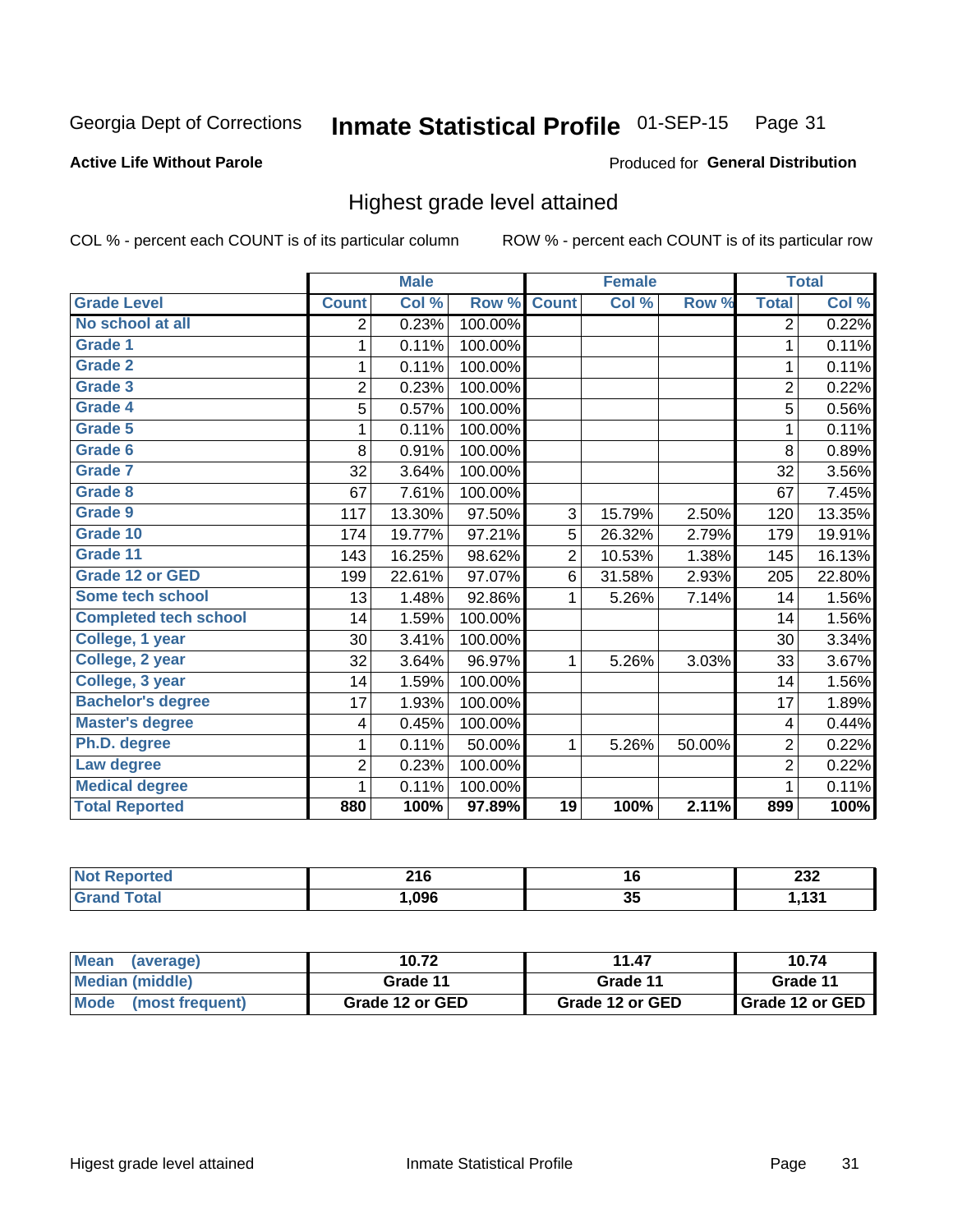Georgia Dept of Corrections **Inmate Statistical Profile** 01-SEP-15 Page 31

**Active Life Without Parole**

Produced for **General Distribution**

## Highest grade level attained

COL % - percent each COUNT is of its particular column ROW % - percent each COUNT is of its particular row

| | Male | | | Female | | | Total | |
|---|---|---|---|---|---|---|---|---|
| **Grade Level** | **Count** | **Col %** | **Row %** | **Count** | **Col %** | **Row %** | **Total** | **Col %** |
| No school at all | 2 | 0.23% | 100.00% | | | | 2 | 0.22% |
| Grade 1 | 1 | 0.11% | 100.00% | | | | 1 | 0.11% |
| Grade 2 | 1 | 0.11% | 100.00% | | | | 1 | 0.11% |
| Grade 3 | 2 | 0.23% | 100.00% | | | | 2 | 0.22% |
| Grade 4 | 5 | 0.57% | 100.00% | | | | 5 | 0.56% |
| Grade 5 | 1 | 0.11% | 100.00% | | | | 1 | 0.11% |
| Grade 6 | 8 | 0.91% | 100.00% | | | | 8 | 0.89% |
| Grade 7 | 32 | 3.64% | 100.00% | | | | 32 | 3.56% |
| Grade 8 | 67 | 7.61% | 100.00% | | | | 67 | 7.45% |
| Grade 9 | 117 | 13.30% | 97.50% | 3 | 15.79% | 2.50% | 120 | 13.35% |
| Grade 10 | 174 | 19.77% | 97.21% | 5 | 26.32% | 2.79% | 179 | 19.91% |
| Grade 11 | 143 | 16.25% | 98.62% | 2 | 10.53% | 1.38% | 145 | 16.13% |
| Grade 12 or GED | 199 | 22.61% | 97.07% | 6 | 31.58% | 2.93% | 205 | 22.80% |
| Some tech school | 13 | 1.48% | 92.86% | 1 | 5.26% | 7.14% | 14 | 1.56% |
| Completed tech school | 14 | 1.59% | 100.00% | | | | 14 | 1.56% |
| College, 1 year | 30 | 3.41% | 100.00% | | | | 30 | 3.34% |
| College, 2 year | 32 | 3.64% | 96.97% | 1 | 5.26% | 3.03% | 33 | 3.67% |
| College, 3 year | 14 | 1.59% | 100.00% | | | | 14 | 1.56% |
| Bachelor's degree | 17 | 1.93% | 100.00% | | | | 17 | 1.89% |
| Master's degree | 4 | 0.45% | 100.00% | | | | 4 | 0.44% |
| Ph.D. degree | 1 | 0.11% | 50.00% | 1 | 5.26% | 50.00% | 2 | 0.22% |
| Law degree | 2 | 0.23% | 100.00% | | | | 2 | 0.22% |
| Medical degree | 1 | 0.11% | 100.00% | | | | 1 | 0.11% |
| **Total Reported** | **880** | **100%** | **97.89%** | **19** | **100%** | **2.11%** | **899** | **100%** |

| | Male | Female | Total |
|---|---|---|---|
| Not Reported | 216 | 16 | 232 |
| Grand Total | 1,096 | 35 | 1,131 |

| | Male | Female | Total |
|---|---|---|---|
| Mean (average) | 10.72 | 11.47 | 10.74 |
| Median (middle) | Grade 11 | Grade 11 | Grade 11 |
| Mode (most frequent) | Grade 12 or GED | Grade 12 or GED | Grade 12 or GED |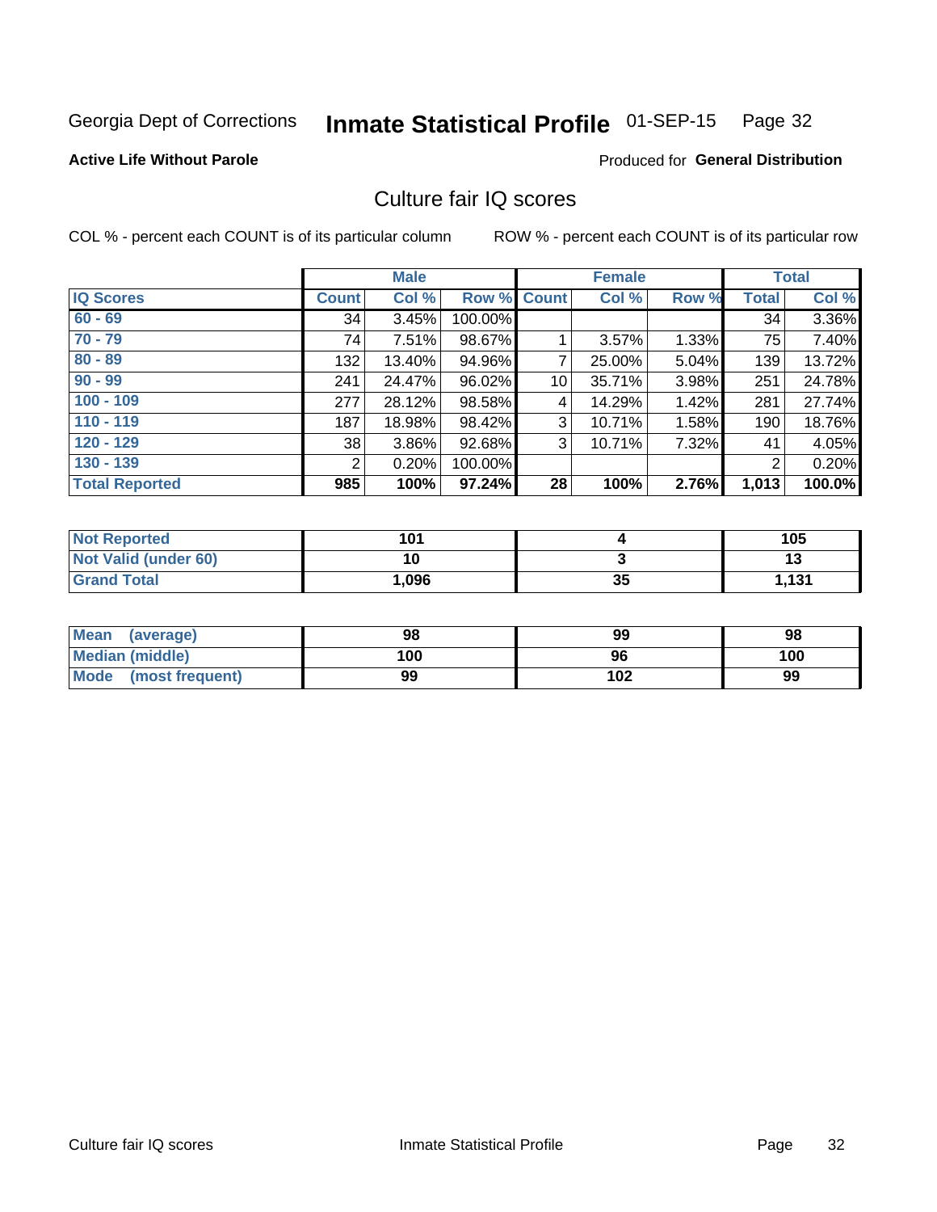Georgia Dept of Corrections **Inmate Statistical Profile** 01-SEP-15

**Active Life Without Parole**

Produced for **General Distribution**

## Culture fair IQ scores

COL % - percent each COUNT is of its particular column ROW % - percent each COUNT is of its particular row

| | Male | | | Female | | | Total | |
|---|---|---|---|---|---|---|---|---|
| **IQ Scores** | **Count** | **Col %** | **Row %** | **Count** | **Col %** | **Row %** | **Total** | **Col %** |
| 60 - 69 | 34 | 3.45% | 100.00% | | | | 34 | 3.36% |
| 70 - 79 | 74 | 7.51% | 98.67% | 1 | 3.57% | 1.33% | 75 | 7.40% |
| 80 - 89 | 132 | 13.40% | 94.96% | 7 | 25.00% | 5.04% | 139 | 13.72% |
| 90 - 99 | 241 | 24.47% | 96.02% | 10 | 35.71% | 3.98% | 251 | 24.78% |
| 100 - 109 | 277 | 28.12% | 98.58% | 4 | 14.29% | 1.42% | 281 | 27.74% |
| 110 - 119 | 187 | 18.98% | 98.42% | 3 | 10.71% | 1.58% | 190 | 18.76% |
| 120 - 129 | 38 | 3.86% | 92.68% | 3 | 10.71% | 7.32% | 41 | 4.05% |
| 130 - 139 | 2 | 0.20% | 100.00% | | | | 2 | 0.20% |
| **Total Reported** | **985** | **100%** | **97.24%** | **28** | **100%** | **2.76%** | **1,013** | **100.0%** |

| | Male | Female | Total |
|---|---|---|---|
| **Not Reported** | **101** | **4** | **105** |
| **Not Valid (under 60)** | **10** | **3** | **13** |
| **Grand Total** | **1,096** | **35** | **1,131** |

| | Male | Female | Total |
|---|---|---|---|
| **Mean (average)** | **98** | **99** | **98** |
| **Median (middle)** | **100** | **96** | **100** |
| **Mode (most frequent)** | **99** | **102** | **99** |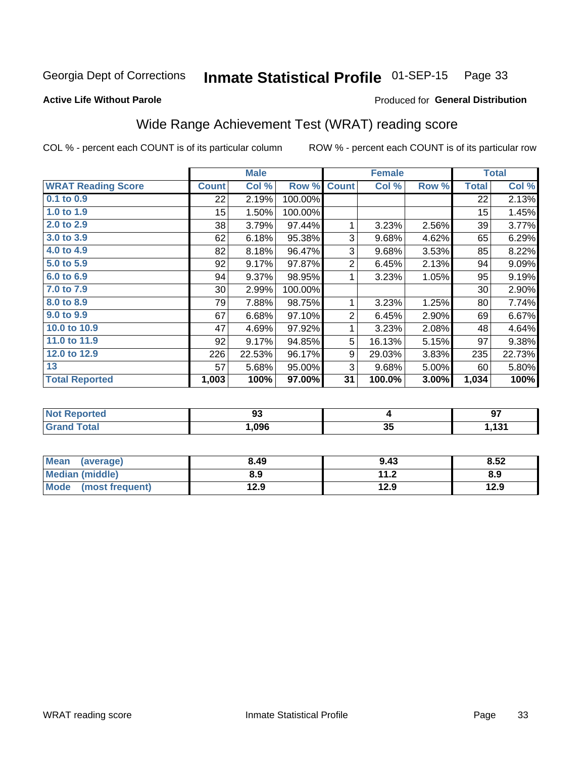Georgia Dept of Corrections **Inmate Statistical Profile** 01-SEP-15

**Active Life Without Parole**

Produced for **General Distribution**

## Wide Range Achievement Test (WRAT) reading score

COL % - percent each COUNT is of its particular column ROW % - percent each COUNT is of its particular row

| | Male | | | Female | | | Total | |
|---|---|---|---|---|---|---|---|---|
| **WRAT Reading Score** | **Count** | **Col %** | **Row %** | **Count** | **Col %** | **Row %** | **Total** | **Col %** |
| 0.1 to 0.9 | 22 | 2.19% | 100.00% | | | | 22 | 2.13% |
| 1.0 to 1.9 | 15 | 1.50% | 100.00% | | | | 15 | 1.45% |
| 2.0 to 2.9 | 38 | 3.79% | 97.44% | 1 | 3.23% | 2.56% | 39 | 3.77% |
| 3.0 to 3.9 | 62 | 6.18% | 95.38% | 3 | 9.68% | 4.62% | 65 | 6.29% |
| 4.0 to 4.9 | 82 | 8.18% | 96.47% | 3 | 9.68% | 3.53% | 85 | 8.22% |
| 5.0 to 5.9 | 92 | 9.17% | 97.87% | 2 | 6.45% | 2.13% | 94 | 9.09% |
| 6.0 to 6.9 | 94 | 9.37% | 98.95% | 1 | 3.23% | 1.05% | 95 | 9.19% |
| 7.0 to 7.9 | 30 | 2.99% | 100.00% | | | | 30 | 2.90% |
| 8.0 to 8.9 | 79 | 7.88% | 98.75% | 1 | 3.23% | 1.25% | 80 | 7.74% |
| 9.0 to 9.9 | 67 | 6.68% | 97.10% | 2 | 6.45% | 2.90% | 69 | 6.67% |
| 10.0 to 10.9 | 47 | 4.69% | 97.92% | 1 | 3.23% | 2.08% | 48 | 4.64% |
| 11.0 to 11.9 | 92 | 9.17% | 94.85% | 5 | 16.13% | 5.15% | 97 | 9.38% |
| 12.0 to 12.9 | 226 | 22.53% | 96.17% | 9 | 29.03% | 3.83% | 235 | 22.73% |
| 13 | 57 | 5.68% | 95.00% | 3 | 9.68% | 5.00% | 60 | 5.80% |
| **Total Reported** | **1,003** | **100%** | **97.00%** | **31** | **100.0%** | **3.00%** | **1,034** | **100%** |

| | Male | Female | Total |
|---|---|---|---|
| **Not Reported** | **93** | **4** | **97** |
| **Grand Total** | **1,096** | **35** | **1,131** |

| | Male | Female | Total |
|---|---|---|---|
| **Mean (average)** | **8.49** | **9.43** | **8.52** |
| **Median (middle)** | **8.9** | **11.2** | **8.9** |
| **Mode (most frequent)** | **12.9** | **12.9** | **12.9** |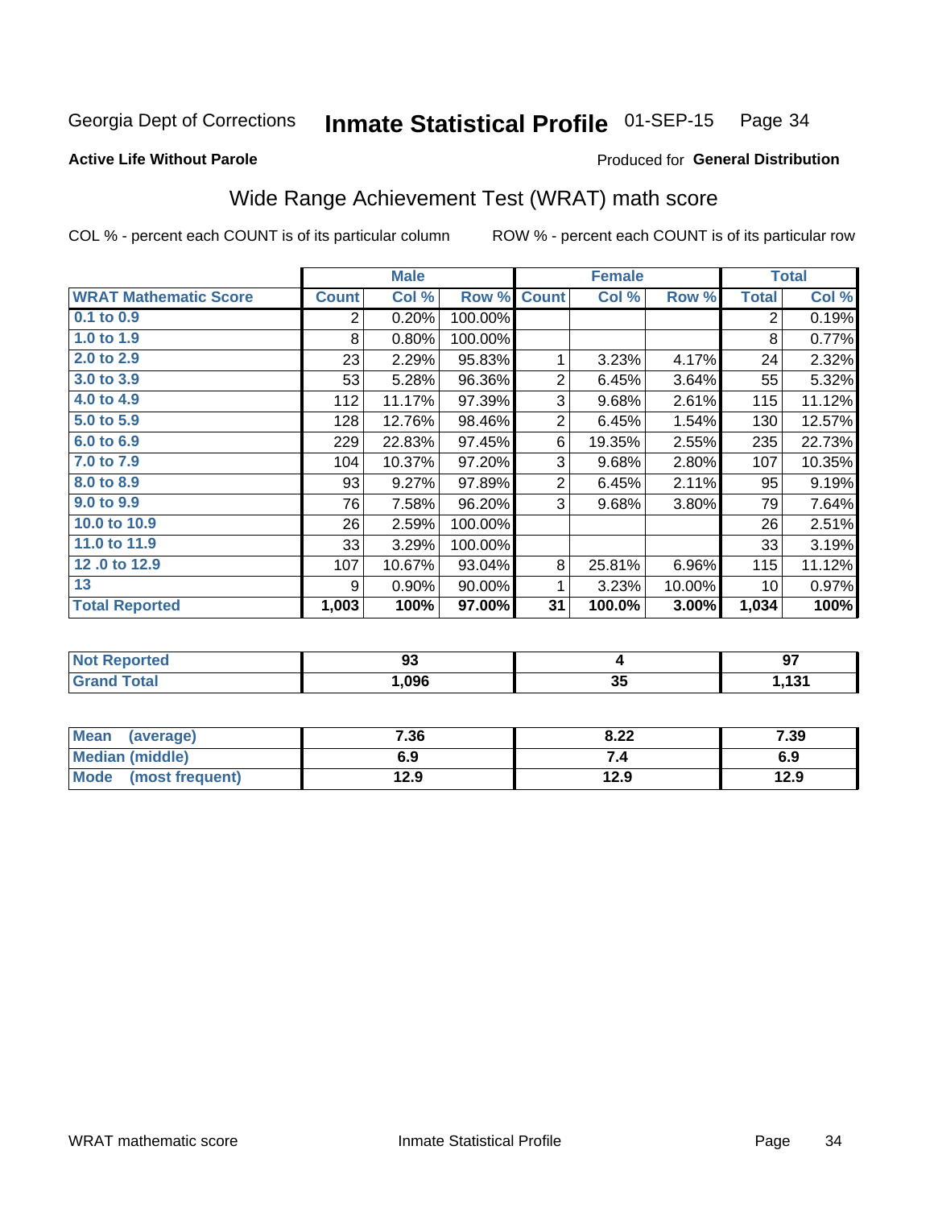Georgia Dept of Corrections **Inmate Statistical Profile** 01-SEP-15

**Active Life Without Parole**

Produced for **General Distribution**

## Wide Range Achievement Test (WRAT) math score

COL % - percent each COUNT is of its particular column ROW % - percent each COUNT is of its particular row

| | Male | | | Female | | | Total | |
|---|---|---|---|---|---|---|---|---|
| **WRAT Mathematic Score** | **Count** | **Col %** | **Row %** | **Count** | **Col %** | **Row %** | **Total** | **Col %** |
| 0.1 to 0.9 | 2 | 0.20% | 100.00% | | | | 2 | 0.19% |
| 1.0 to 1.9 | 8 | 0.80% | 100.00% | | | | 8 | 0.77% |
| 2.0 to 2.9 | 23 | 2.29% | 95.83% | 1 | 3.23% | 4.17% | 24 | 2.32% |
| 3.0 to 3.9 | 53 | 5.28% | 96.36% | 2 | 6.45% | 3.64% | 55 | 5.32% |
| 4.0 to 4.9 | 112 | 11.17% | 97.39% | 3 | 9.68% | 2.61% | 115 | 11.12% |
| 5.0 to 5.9 | 128 | 12.76% | 98.46% | 2 | 6.45% | 1.54% | 130 | 12.57% |
| 6.0 to 6.9 | 229 | 22.83% | 97.45% | 6 | 19.35% | 2.55% | 235 | 22.73% |
| 7.0 to 7.9 | 104 | 10.37% | 97.20% | 3 | 9.68% | 2.80% | 107 | 10.35% |
| 8.0 to 8.9 | 93 | 9.27% | 97.89% | 2 | 6.45% | 2.11% | 95 | 9.19% |
| 9.0 to 9.9 | 76 | 7.58% | 96.20% | 3 | 9.68% | 3.80% | 79 | 7.64% |
| 10.0 to 10.9 | 26 | 2.59% | 100.00% | | | | 26 | 2.51% |
| 11.0 to 11.9 | 33 | 3.29% | 100.00% | | | | 33 | 3.19% |
| 12 .0 to 12.9 | 107 | 10.67% | 93.04% | 8 | 25.81% | 6.96% | 115 | 11.12% |
| 13 | 9 | 0.90% | 90.00% | 1 | 3.23% | 10.00% | 10 | 0.97% |
| **Total Reported** | **1,003** | **100%** | **97.00%** | **31** | **100.0%** | **3.00%** | **1,034** | **100%** |

| | Male | Female | Total |
|---|---|---|---|
| Not Reported | 93 | 4 | 97 |
| Grand Total | 1,096 | 35 | 1,131 |

| | Male | Female | Total |
|---|---|---|---|
| Mean (average) | 7.36 | 8.22 | 7.39 |
| Median (middle) | 6.9 | 7.4 | 6.9 |
| Mode (most frequent) | 12.9 | 12.9 | 12.9 |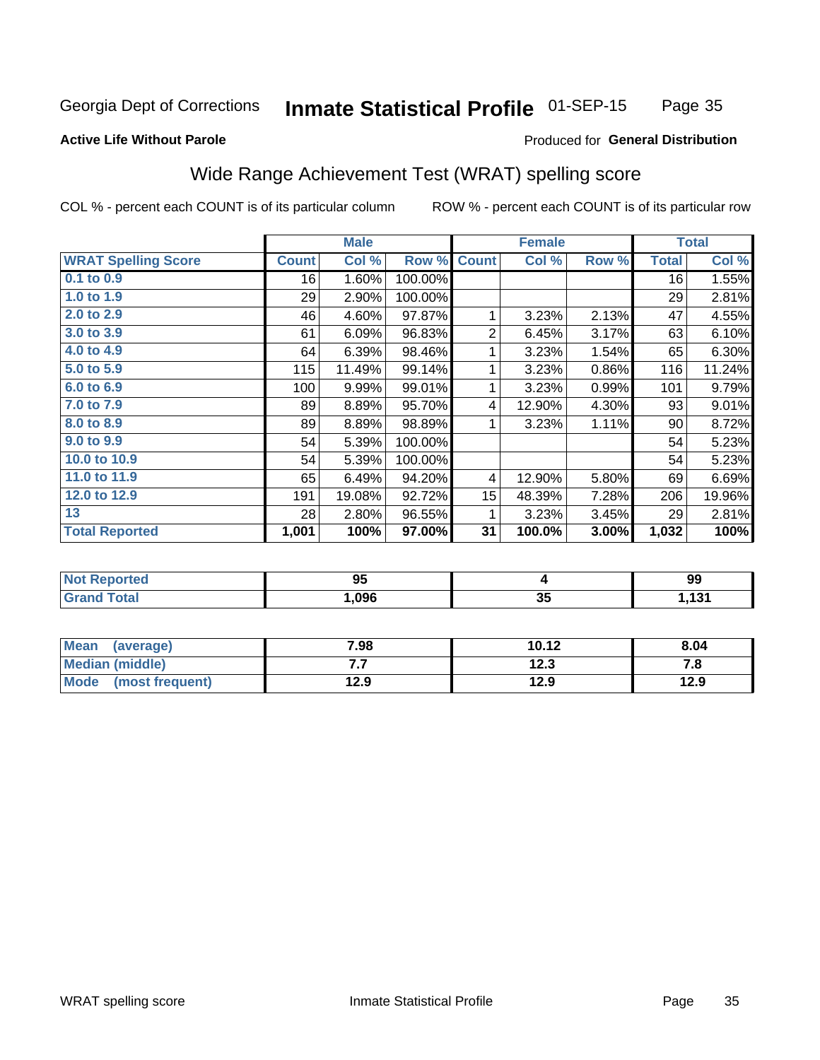Georgia Dept of Corrections **Inmate Statistical Profile** 01-SEP-15

**Active Life Without Parole**

Produced for **General Distribution**

## Wide Range Achievement Test (WRAT) spelling score

COL % - percent each COUNT is of its particular column ROW % - percent each COUNT is of its particular row

| | Male | | | Female | | | Total | |
|---|---|---|---|---|---|---|---|---|
| **WRAT Spelling Score** | **Count** | **Col %** | **Row %** | **Count** | **Col %** | **Row %** | **Total** | **Col %** |
| **0.1 to 0.9** | 16 | 1.60% | 100.00% | | | | 16 | 1.55% |
| **1.0 to 1.9** | 29 | 2.90% | 100.00% | | | | 29 | 2.81% |
| **2.0 to 2.9** | 46 | 4.60% | 97.87% | 1 | 3.23% | 2.13% | 47 | 4.55% |
| **3.0 to 3.9** | 61 | 6.09% | 96.83% | 2 | 6.45% | 3.17% | 63 | 6.10% |
| **4.0 to 4.9** | 64 | 6.39% | 98.46% | 1 | 3.23% | 1.54% | 65 | 6.30% |
| **5.0 to 5.9** | 115 | 11.49% | 99.14% | 1 | 3.23% | 0.86% | 116 | 11.24% |
| **6.0 to 6.9** | 100 | 9.99% | 99.01% | 1 | 3.23% | 0.99% | 101 | 9.79% |
| **7.0 to 7.9** | 89 | 8.89% | 95.70% | 4 | 12.90% | 4.30% | 93 | 9.01% |
| **8.0 to 8.9** | 89 | 8.89% | 98.89% | 1 | 3.23% | 1.11% | 90 | 8.72% |
| **9.0 to 9.9** | 54 | 5.39% | 100.00% | | | | 54 | 5.23% |
| **10.0 to 10.9** | 54 | 5.39% | 100.00% | | | | 54 | 5.23% |
| **11.0 to 11.9** | 65 | 6.49% | 94.20% | 4 | 12.90% | 5.80% | 69 | 6.69% |
| **12.0 to 12.9** | 191 | 19.08% | 92.72% | 15 | 48.39% | 7.28% | 206 | 19.96% |
| **13** | 28 | 2.80% | 96.55% | 1 | 3.23% | 3.45% | 29 | 2.81% |
| **Total Reported** | **1,001** | **100%** | **97.00%** | **31** | **100.0%** | **3.00%** | **1,032** | **100%** |

| | Male | Female | Total |
|---|---|---|---|
| **Not Reported** | **95** | **4** | **99** |
| **Grand Total** | **1,096** | **35** | **1,131** |

| | Male | Female | Total |
|---|---|---|---|
| **Mean (average)** | **7.98** | **10.12** | **8.04** |
| **Median (middle)** | **7.7** | **12.3** | **7.8** |
| **Mode (most frequent)** | **12.9** | **12.9** | **12.9** |

WRAT spelling score Inmate Statistical Profile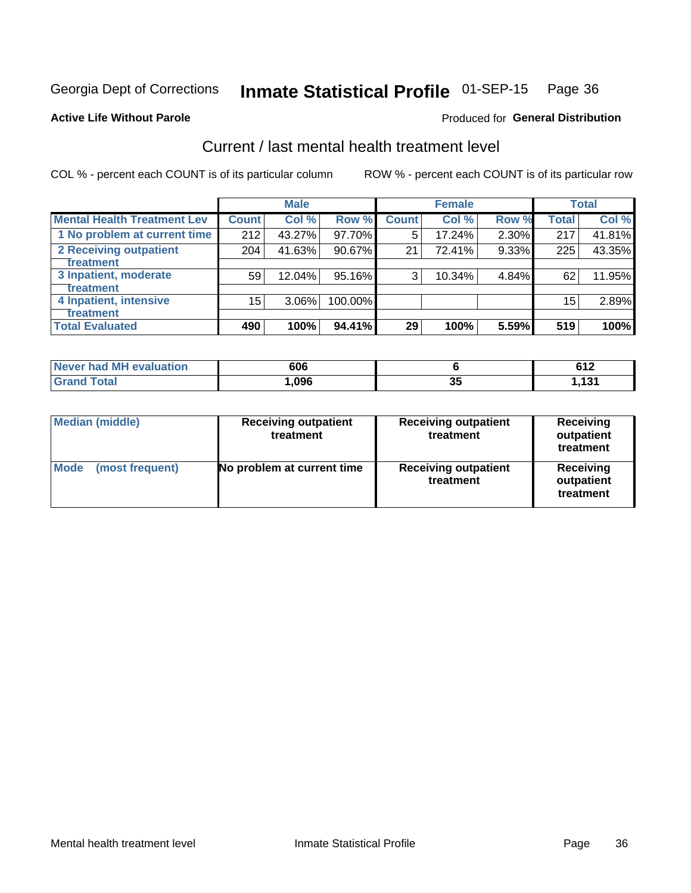Georgia Dept of Corrections **Inmate Statistical Profile** 01-SEP-15

**Active Life Without Parole**

Produced for **General Distribution**

## Current / last mental health treatment level

COL % - percent each COUNT is of its particular column

ROW % - percent each COUNT is of its particular row

| | Male | | | Female | | | Total | |
|---|---|---|---|---|---|---|---|---|
| **Mental Health Treatment Lev** | **Count** | **Col %** | **Row %** | **Count** | **Col %** | **Row %** | **Total** | **Col %** |
| 1 No problem at current time | 212 | 43.27% | 97.70% | 5 | 17.24% | 2.30% | 217 | 41.81% |
| 2 Receiving outpatient treatment | 204 | 41.63% | 90.67% | 21 | 72.41% | 9.33% | 225 | 43.35% |
| 3 Inpatient, moderate treatment | 59 | 12.04% | 95.16% | 3 | 10.34% | 4.84% | 62 | 11.95% |
| 4 Inpatient, intensive treatment | 15 | 3.06% | 100.00% | | | | 15 | 2.89% |
| **Total Evaluated** | **490** | **100%** | **94.41%** | **29** | **100%** | **5.59%** | **519** | **100%** |

| | Male | Female | Total |
|---|---|---|---|
| Never had MH evaluation | **606** | **6** | **612** |
| Grand Total | **1,096** | **35** | **1,131** |

| | Male | Female | Total |
|---|---|---|---|
| Median (middle) | **Receiving outpatient treatment** | **Receiving outpatient treatment** | **Receiving outpatient treatment** |
| Mode (most frequent) | **No problem at current time** | **Receiving outpatient treatment** | **Receiving outpatient treatment** |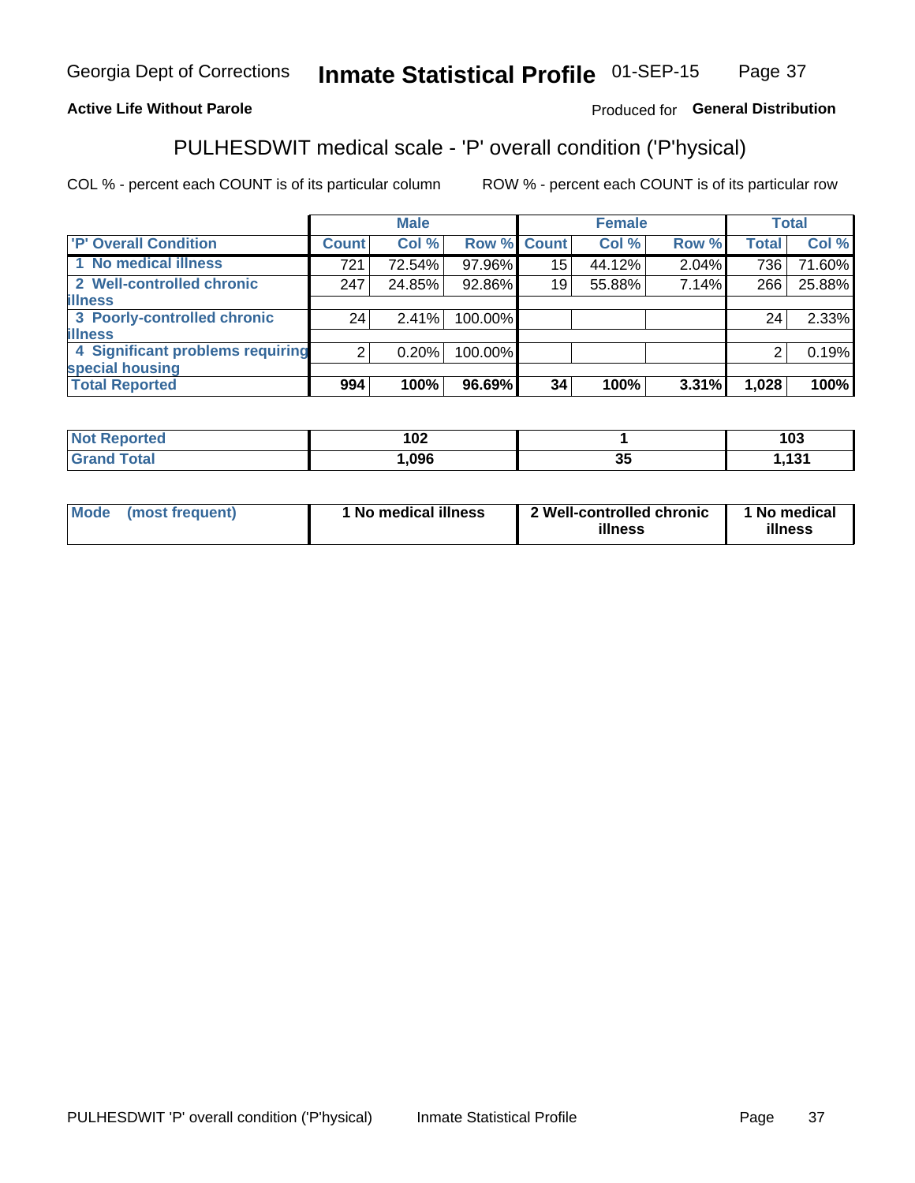Georgia Dept of Corrections **Inmate Statistical Profile** 01-SEP-15

**Active Life Without Parole**

Produced for **General Distribution**

## PULHESDWIT medical scale - 'P' overall condition ('P'hysical)

COL % - percent each COUNT is of its particular column

ROW % - percent each COUNT is of its particular row

| | Male | | | Female | | | Total | |
|---|---|---|---|---|---|---|---|---|
| **'P' Overall Condition** | **Count** | **Col %** | **Row %** | **Count** | **Col %** | **Row %** | **Total** | **Col %** |
| 1 No medical illness | 721 | 72.54% | 97.96% | 15 | 44.12% | 2.04% | 736 | 71.60% |
| 2 Well-controlled chronic illness | 247 | 24.85% | 92.86% | 19 | 55.88% | 7.14% | 266 | 25.88% |
| 3 Poorly-controlled chronic illness | 24 | 2.41% | 100.00% | | | | 24 | 2.33% |
| 4 Significant problems requiring special housing | 2 | 0.20% | 100.00% | | | | 2 | 0.19% |
| **Total Reported** | **994** | **100%** | **96.69%** | **34** | **100%** | **3.31%** | **1,028** | **100%** |

| | Male | Female | Total |
|---|---|---|---|
| **Not Reported** | **102** | **1** | **103** |
| **Grand Total** | **1,096** | **35** | **1,131** |

| | Male | Female | Total |
|---|---|---|---|
| **Mode (most frequent)** | **1 No medical illness** | **2 Well-controlled chronic illness** | **1 No medical illness** |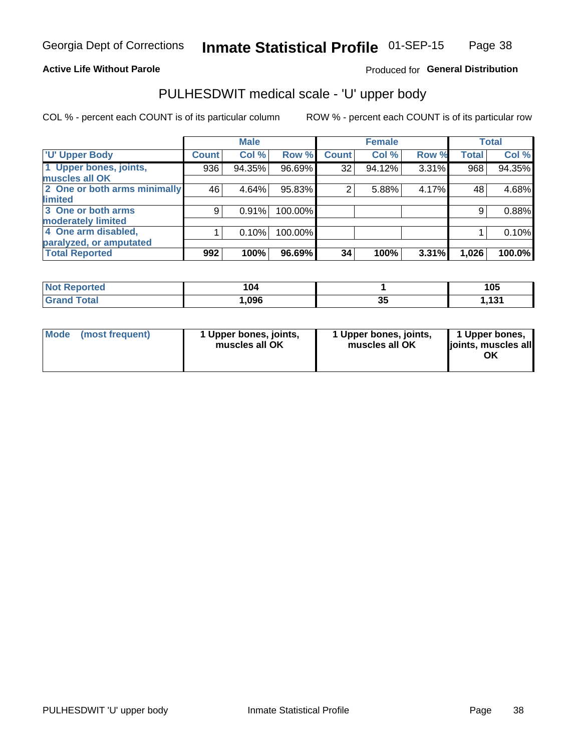Georgia Dept of Corrections **Inmate Statistical Profile** 01-SEP-15

**Active Life Without Parole**

Produced for **General Distribution**

## PULHESDWIT medical scale - 'U' upper body

COL % - percent each COUNT is of its particular column

ROW % - percent each COUNT is of its particular row

| | Male | | | Female | | | Total | |
|---|---|---|---|---|---|---|---|---|
| 'U' Upper Body | Count | Col % | Row % | Count | Col % | Row % | Total | Col % |
| 1 Upper bones, joints, muscles all OK | 936 | 94.35% | 96.69% | 32 | 94.12% | 3.31% | 968 | 94.35% |
| 2 One or both arms minimally limited | 46 | 4.64% | 95.83% | 2 | 5.88% | 4.17% | 48 | 4.68% |
| 3 One or both arms moderately limited | 9 | 0.91% | 100.00% | | | | 9 | 0.88% |
| 4 One arm disabled, paralyzed, or amputated | 1 | 0.10% | 100.00% | | | | 1 | 0.10% |
| **Total Reported** | **992** | **100%** | **96.69%** | **34** | **100%** | **3.31%** | **1,026** | **100.0%** |

| | Male | Female | Total |
|---|---|---|---|
| Not Reported | 104 | 1 | 105 |
| Grand Total | 1,096 | 35 | 1,131 |

| | Male | Female | Total |
|---|---|---|---|
| Mode (most frequent) | 1 Upper bones, joints, muscles all OK | 1 Upper bones, joints, muscles all OK | 1 Upper bones, joints, muscles all OK |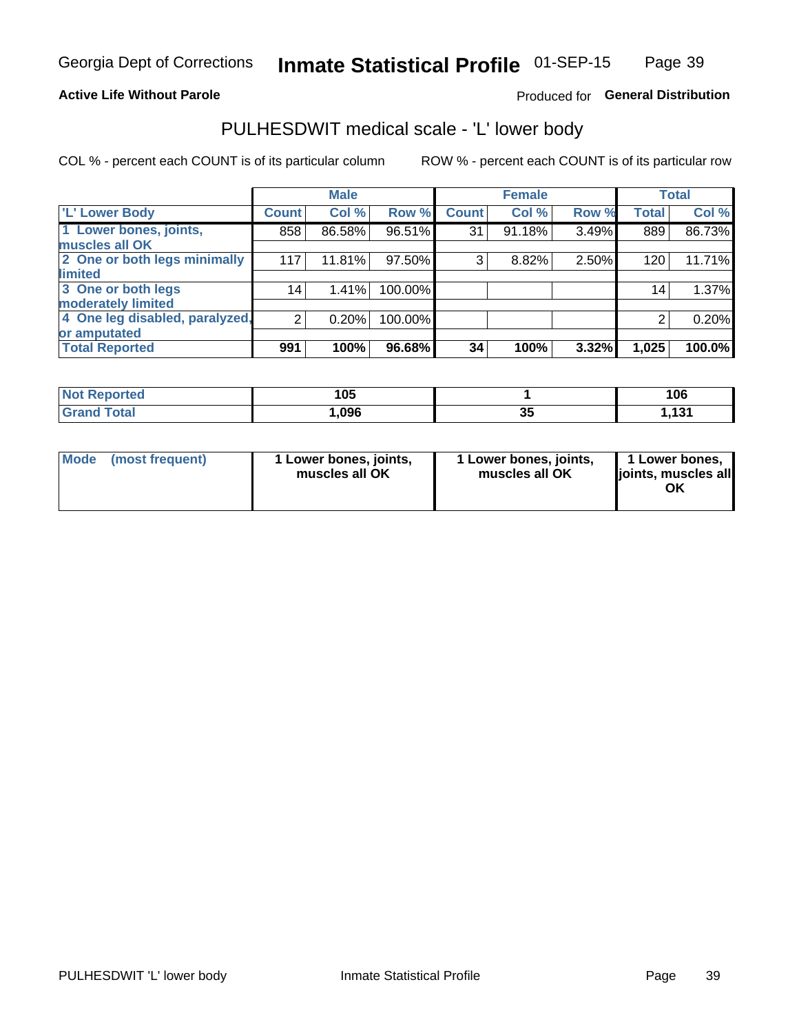Georgia Dept of Corrections **Inmate Statistical Profile** 01-SEP-15

**Active Life Without Parole**

Produced for **General Distribution**

## PULHESDWIT medical scale - 'L' lower body

COL % - percent each COUNT is of its particular column

ROW % - percent each COUNT is of its particular row

| | Male | | | Female | | | Total | |
|---|---|---|---|---|---|---|---|---|
| 'L' Lower Body | Count | Col % | Row % | Count | Col % | Row % | Total | Col % |
| 1 Lower bones, joints, muscles all OK | 858 | 86.58% | 96.51% | 31 | 91.18% | 3.49% | 889 | 86.73% |
| 2 One or both legs minimally limited | 117 | 11.81% | 97.50% | 3 | 8.82% | 2.50% | 120 | 11.71% |
| 3 One or both legs moderately limited | 14 | 1.41% | 100.00% | | | | 14 | 1.37% |
| 4 One leg disabled, paralyzed, or amputated | 2 | 0.20% | 100.00% | | | | 2 | 0.20% |
| **Total Reported** | **991** | **100%** | **96.68%** | **34** | **100%** | **3.32%** | **1,025** | **100.0%** |

| | Male | Female | Total |
|---|---|---|---|
| Not Reported | 105 | 1 | 106 |
| Grand Total | 1,096 | 35 | 1,131 |

| | Male | Female | Total |
|---|---|---|---|
| Mode (most frequent) | 1 Lower bones, joints, muscles all OK | 1 Lower bones, joints, muscles all OK | 1 Lower bones, joints, muscles all OK |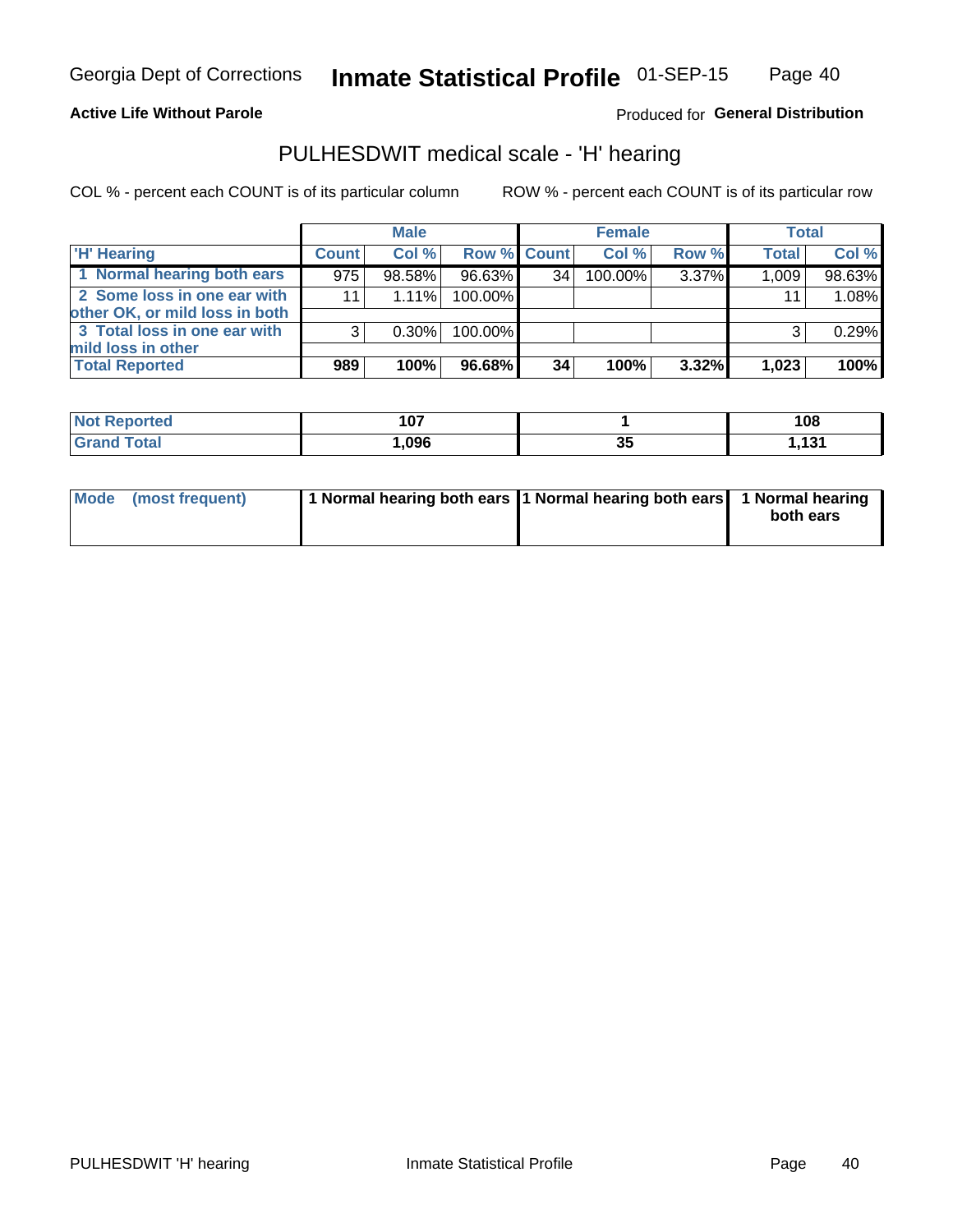**Active Life Without Parole**

Produced for **General Distribution**

## PULHESDWIT medical scale - 'H' hearing

COL % - percent each COUNT is of its particular column

ROW % - percent each COUNT is of its particular row

| | Male | | | Female | | | Total | |
|---|---|---|---|---|---|---|---|---|
| 'H' Hearing | Count | Col % | Row % | Count | Col % | Row % | Total | Col % |
| 1 Normal hearing both ears | 975 | 98.58% | 96.63% | 34 | 100.00% | 3.37% | 1,009 | 98.63% |
| 2 Some loss in one ear with other OK, or mild loss in both | 11 | 1.11% | 100.00% | | | | 11 | 1.08% |
| 3 Total loss in one ear with mild loss in other | 3 | 0.30% | 100.00% | | | | 3 | 0.29% |
| **Total Reported** | **989** | **100%** | **96.68%** | **34** | **100%** | **3.32%** | **1,023** | **100%** |

| | Male | Female | Total |
|---|---|---|---|
| Not Reported | 107 | 1 | 108 |
| Grand Total | 1,096 | 35 | 1,131 |

| | Male | Female | Total |
|---|---|---|---|
| Mode (most frequent) | 1 Normal hearing both ears | 1 Normal hearing both ears | 1 Normal hearing both ears |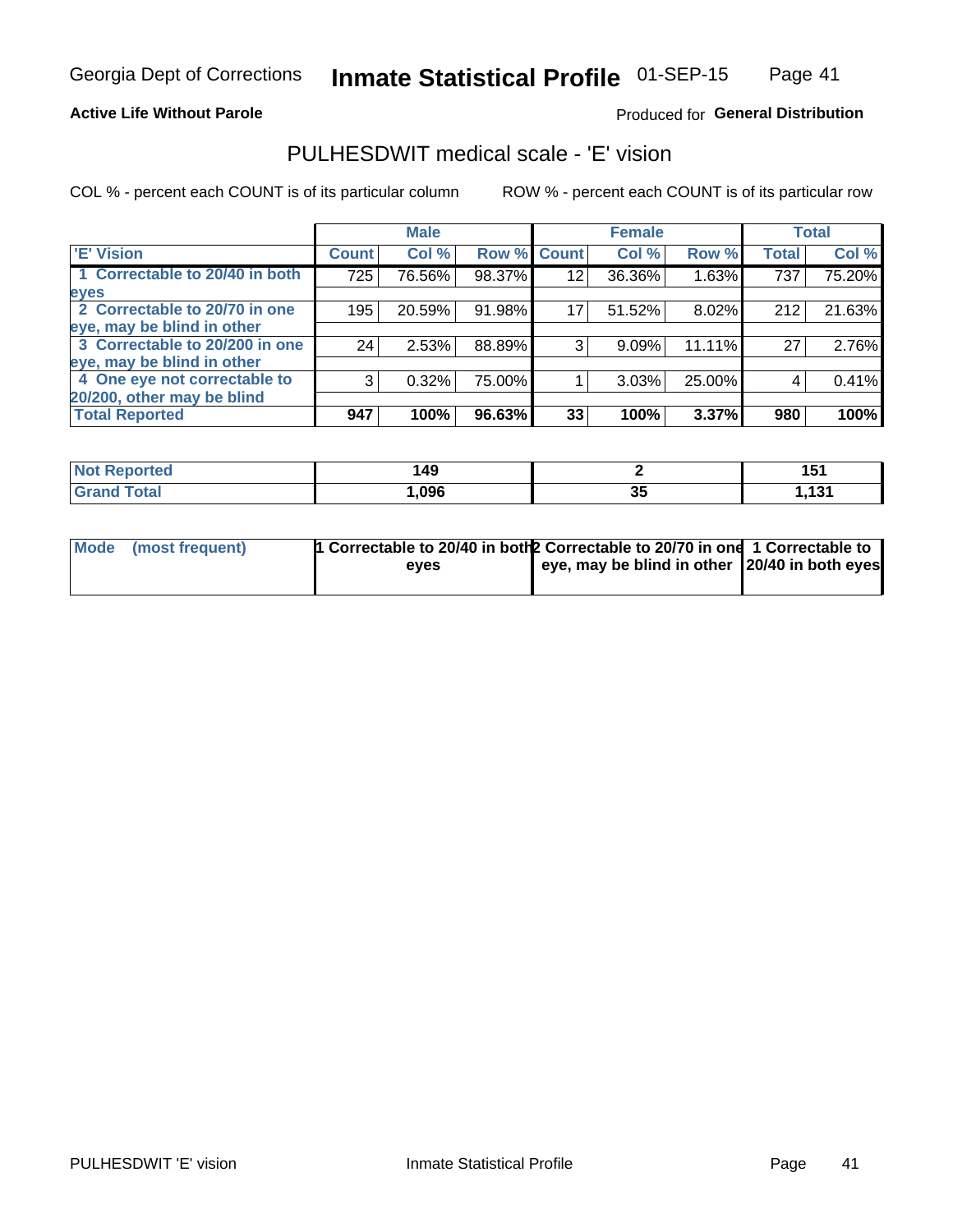Georgia Dept of Corrections **Inmate Statistical Profile** 01-SEP-15

**Active Life Without Parole**

Produced for **General Distribution**

## PULHESDWIT medical scale - 'E' vision

COL % - percent each COUNT is of its particular column

ROW % - percent each COUNT is of its particular row

| | Male | | | Female | | | Total | |
|---|---|---|---|---|---|---|---|---|
| **'E' Vision** | **Count** | **Col %** | **Row %** | **Count** | **Col %** | **Row %** | **Total** | **Col %** |
| **1 Correctable to 20/40 in both eyes** | 725 | 76.56% | 98.37% | 12 | 36.36% | 1.63% | 737 | 75.20% |
| **2 Correctable to 20/70 in one eye, may be blind in other** | 195 | 20.59% | 91.98% | 17 | 51.52% | 8.02% | 212 | 21.63% |
| **3 Correctable to 20/200 in one eye, may be blind in other** | 24 | 2.53% | 88.89% | 3 | 9.09% | 11.11% | 27 | 2.76% |
| **4 One eye not correctable to 20/200, other may be blind** | 3 | 0.32% | 75.00% | 1 | 3.03% | 25.00% | 4 | 0.41% |
| **Total Reported** | **947** | **100%** | **96.63%** | **33** | **100%** | **3.37%** | **980** | **100%** |

| | Male | Female | Total |
|---|---|---|---|
| **Not Reported** | **149** | **2** | **151** |
| **Grand Total** | **1,096** | **35** | **1,131** |

| | Male | Female | Total |
|---|---|---|---|
| **Mode (most frequent)** | **1 Correctable to 20/40 in both eyes** | **2 Correctable to 20/70 in one eye, may be blind in other** | **1 Correctable to 20/40 in both eyes** |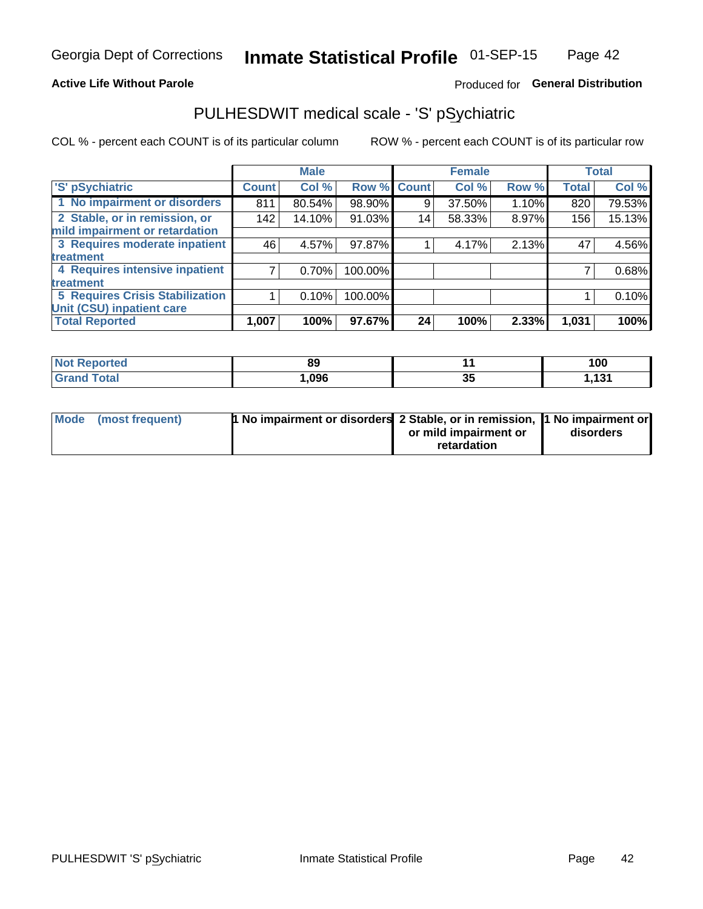Georgia Dept of Corrections **Inmate Statistical Profile** 01-SEP-15

**Active Life Without Parole**

Produced for **General Distribution**

## PULHESDWIT medical scale - 'S' pSychiatric

COL % - percent each COUNT is of its particular column ROW % - percent each COUNT is of its particular row

| | Male | | | Female | | | Total | |
|---|---|---|---|---|---|---|---|---|
| 'S' pSychiatric | Count | Col % | Row % | Count | Col % | Row % | Total | Col % |
| 1 No impairment or disorders | 811 | 80.54% | 98.90% | 9 | 37.50% | 1.10% | 820 | 79.53% |
| 2 Stable, or in remission, or mild impairment or retardation | 142 | 14.10% | 91.03% | 14 | 58.33% | 8.97% | 156 | 15.13% |
| 3 Requires moderate inpatient treatment | 46 | 4.57% | 97.87% | 1 | 4.17% | 2.13% | 47 | 4.56% |
| 4 Requires intensive inpatient treatment | 7 | 0.70% | 100.00% | | | | 7 | 0.68% |
| 5 Requires Crisis Stabilization Unit (CSU) inpatient care | 1 | 0.10% | 100.00% | | | | 1 | 0.10% |
| **Total Reported** | **1,007** | **100%** | **97.67%** | **24** | **100%** | **2.33%** | **1,031** | **100%** |

| | Male | Female | Total |
|---|---|---|---|
| Not Reported | 89 | 11 | 100 |
| Grand Total | 1,096 | 35 | 1,131 |

| | Male | Female | Total |
|---|---|---|---|
| Mode (most frequent) | 1 No impairment or disorders | 2 Stable, or in remission, or mild impairment or retardation | 1 No impairment or disorders |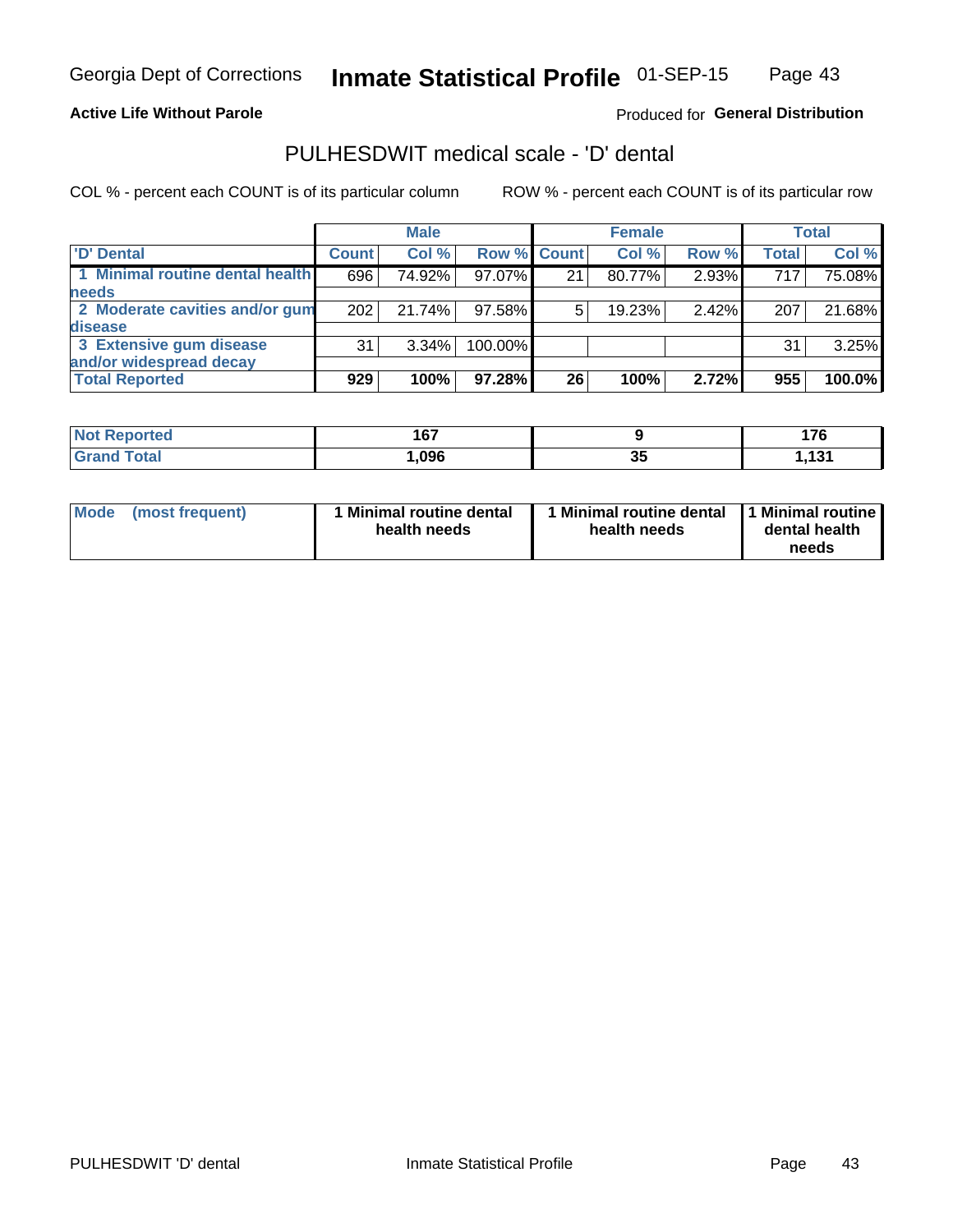Georgia Dept of Corrections **Inmate Statistical Profile** 01-SEP-15

**Active Life Without Parole**

Produced for **General Distribution**

## PULHESDWIT medical scale - 'D' dental

COL % - percent each COUNT is of its particular column

ROW % - percent each COUNT is of its particular row

| | Male | | | Female | | | Total | |
|---|---|---|---|---|---|---|---|---|
| 'D' Dental | Count | Col % | Row % | Count | Col % | Row % | Total | Col % |
| 1 Minimal routine dental health needs | 696 | 74.92% | 97.07% | 21 | 80.77% | 2.93% | 717 | 75.08% |
| 2 Moderate cavities and/or gum disease | 202 | 21.74% | 97.58% | 5 | 19.23% | 2.42% | 207 | 21.68% |
| 3 Extensive gum disease and/or widespread decay | 31 | 3.34% | 100.00% | | | | 31 | 3.25% |
| **Total Reported** | **929** | **100%** | **97.28%** | **26** | **100%** | **2.72%** | **955** | **100.0%** |

| | Male | Female | Total |
|---|---|---|---|
| Not Reported | 167 | 9 | 176 |
| Grand Total | 1,096 | 35 | 1,131 |

| | Male | Female | Total |
|---|---|---|---|
| Mode (most frequent) | 1 Minimal routine dental health needs | 1 Minimal routine dental health needs | 1 Minimal routine dental health needs |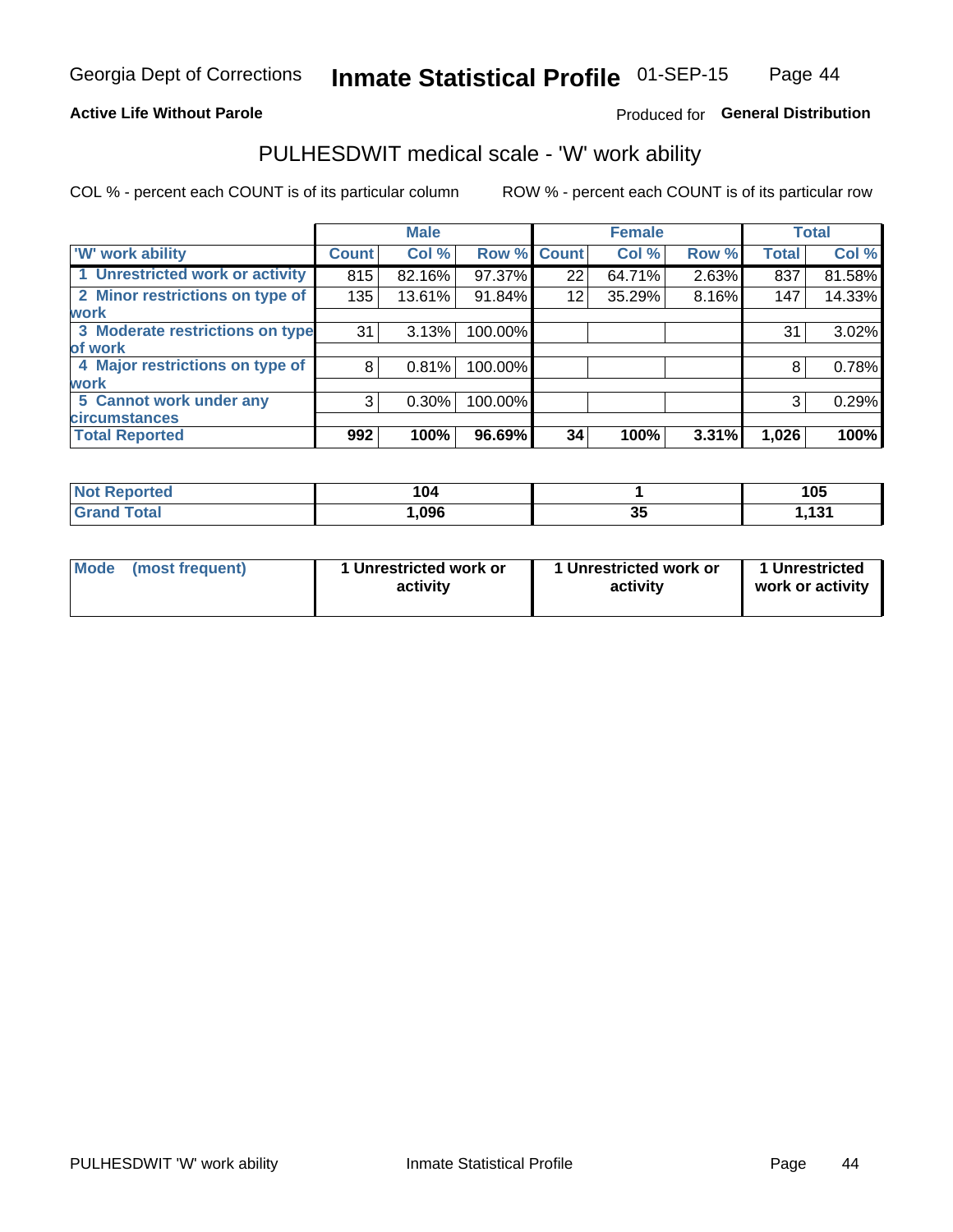Georgia Dept of Corrections **Inmate Statistical Profile** 01-SEP-15

**Active Life Without Parole**

Produced for **General Distribution**

## PULHESDWIT medical scale - 'W' work ability

COL % - percent each COUNT is of its particular column ROW % - percent each COUNT is of its particular row

| | Male | | | Female | | | Total | |
|---|---|---|---|---|---|---|---|---|
| 'W' work ability | Count | Col % | Row % | Count | Col % | Row % | Total | Col % |
| 1 Unrestricted work or activity | 815 | 82.16% | 97.37% | 22 | 64.71% | 2.63% | 837 | 81.58% |
| 2 Minor restrictions on type of work | 135 | 13.61% | 91.84% | 12 | 35.29% | 8.16% | 147 | 14.33% |
| 3 Moderate restrictions on type of work | 31 | 3.13% | 100.00% | | | | 31 | 3.02% |
| 4 Major restrictions on type of work | 8 | 0.81% | 100.00% | | | | 8 | 0.78% |
| 5 Cannot work under any circumstances | 3 | 0.30% | 100.00% | | | | 3 | 0.29% |
| **Total Reported** | **992** | **100%** | **96.69%** | **34** | **100%** | **3.31%** | **1,026** | **100%** |

| | Male | Female | Total |
|---|---|---|---|
| Not Reported | 104 | 1 | 105 |
| Grand Total | 1,096 | 35 | 1,131 |

| | Male | Female | Total |
|---|---|---|---|
| Mode (most frequent) | 1 Unrestricted work or activity | 1 Unrestricted work or activity | 1 Unrestricted work or activity |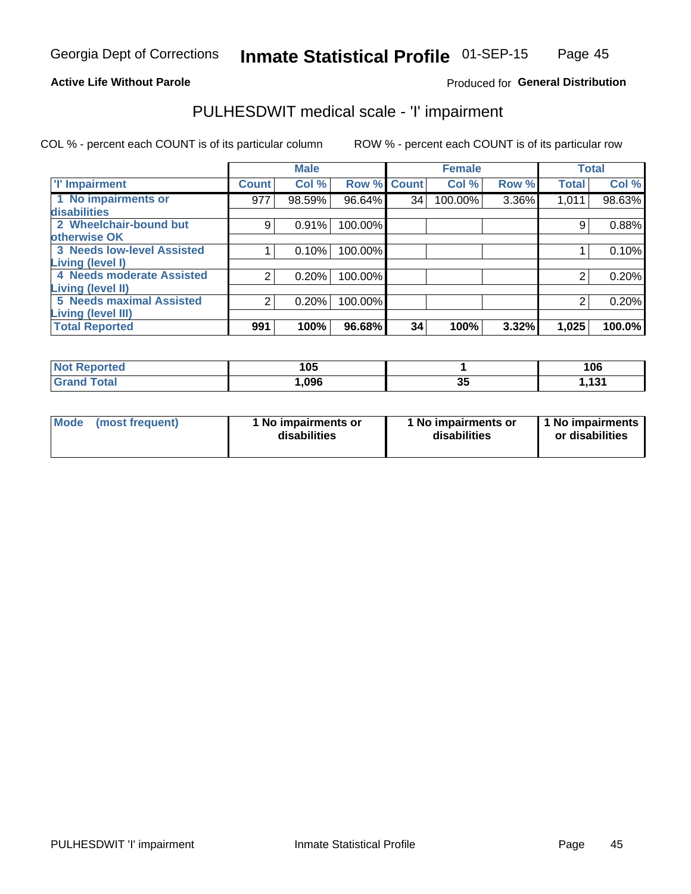Georgia Dept of Corrections **Inmate Statistical Profile** 01-SEP-15

**Active Life Without Parole**

Produced for **General Distribution**

## PULHESDWIT medical scale - 'I' impairment

COL % - percent each COUNT is of its particular column

ROW % - percent each COUNT is of its particular row

| | Male | | | Female | | | Total | |
|---|---|---|---|---|---|---|---|---|
| 'I' Impairment | Count | Col % | Row % | Count | Col % | Row % | Total | Col % |
| 1 No impairments or disabilities | 977 | 98.59% | 96.64% | 34 | 100.00% | 3.36% | 1,011 | 98.63% |
| 2 Wheelchair-bound but otherwise OK | 9 | 0.91% | 100.00% | | | | 9 | 0.88% |
| 3 Needs low-level Assisted Living (level I) | 1 | 0.10% | 100.00% | | | | 1 | 0.10% |
| 4 Needs moderate Assisted Living (level II) | 2 | 0.20% | 100.00% | | | | 2 | 0.20% |
| 5 Needs maximal Assisted Living (level III) | 2 | 0.20% | 100.00% | | | | 2 | 0.20% |
| **Total Reported** | **991** | **100%** | **96.68%** | **34** | **100%** | **3.32%** | **1,025** | **100.0%** |

| | Male | Female | Total |
|---|---|---|---|
| Not Reported | 105 | 1 | 106 |
| Grand Total | 1,096 | 35 | 1,131 |

| | Male | Female | Total |
|---|---|---|---|
| Mode (most frequent) | 1 No impairments or disabilities | 1 No impairments or disabilities | 1 No impairments or disabilities |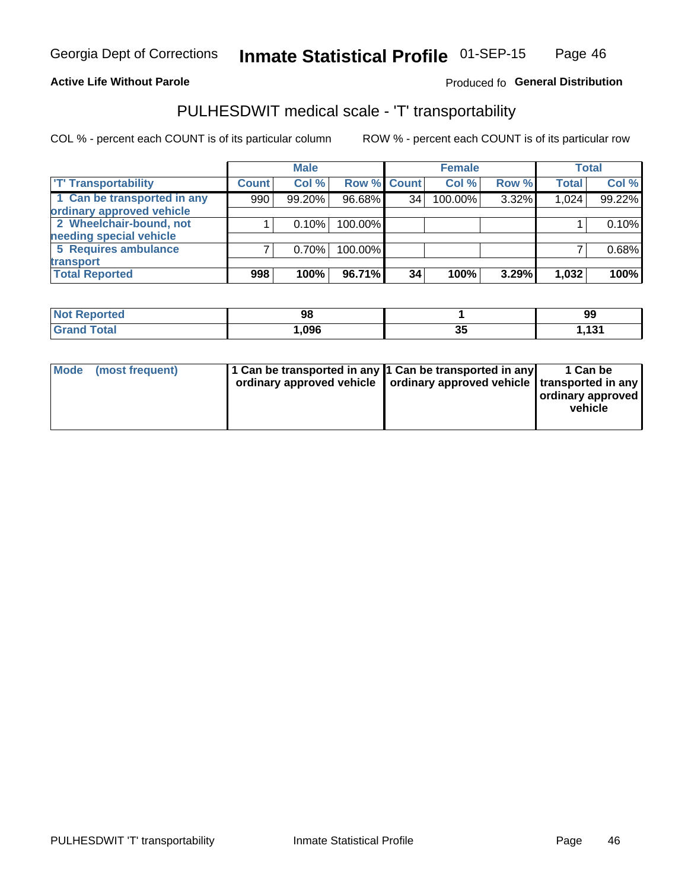Georgia Dept of Corrections **Inmate Statistical Profile** 01-SEP-15

**Active Life Without Parole**

Produced fo **General Distribution**

## PULHESDWIT medical scale - 'T' transportability

COL % - percent each COUNT is of its particular column

ROW % - percent each COUNT is of its particular row

| | Male | | | Female | | | Total | |
|---|---|---|---|---|---|---|---|---|
| 'T' Transportability | Count | Col % | Row % | Count | Col % | Row % | Total | Col % |
| 1 Can be transported in any ordinary approved vehicle | 990 | 99.20% | 96.68% | 34 | 100.00% | 3.32% | 1,024 | 99.22% |
| 2 Wheelchair-bound, not needing special vehicle | 1 | 0.10% | 100.00% | | | | 1 | 0.10% |
| 5 Requires ambulance transport | 7 | 0.70% | 100.00% | | | | 7 | 0.68% |
| **Total Reported** | **998** | **100%** | **96.71%** | **34** | **100%** | **3.29%** | **1,032** | **100%** |

| | | | |
|---|---|---|---|
| **Not Reported** | **98** | **1** | **99** |
| **Grand Total** | **1,096** | **35** | **1,131** |

| | | | |
|---|---|---|---|
| **Mode (most frequent)** | **1 Can be transported in any ordinary approved vehicle** | **1 Can be transported in any ordinary approved vehicle** | **1 Can be transported in any ordinary approved vehicle** |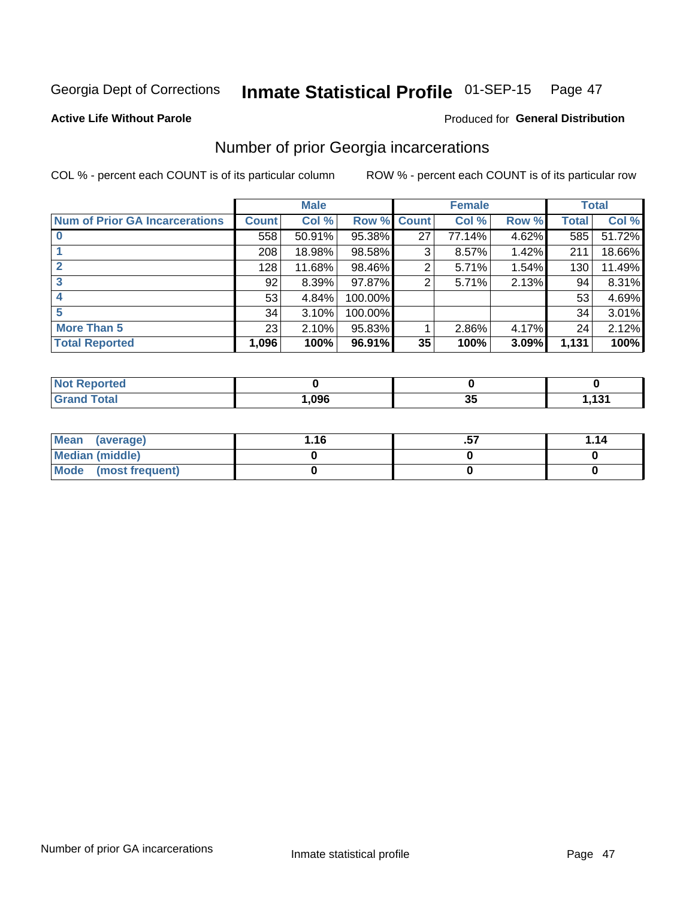Georgia Dept of Corrections **Inmate Statistical Profile** 01-SEP-15

**Active Life Without Parole**

Produced for **General Distribution**

## Number of prior Georgia incarcerations

COL % - percent each COUNT is of its particular column

ROW % - percent each COUNT is of its particular row

| | Male | | | Female | | | Total | |
|---|---|---|---|---|---|---|---|---|
| **Num of Prior GA Incarcerations** | **Count** | **Col %** | **Row %** | **Count** | **Col %** | **Row %** | **Total** | **Col %** |
| **0** | 558 | 50.91% | 95.38% | 27 | 77.14% | 4.62% | 585 | 51.72% |
| **1** | 208 | 18.98% | 98.58% | 3 | 8.57% | 1.42% | 211 | 18.66% |
| **2** | 128 | 11.68% | 98.46% | 2 | 5.71% | 1.54% | 130 | 11.49% |
| **3** | 92 | 8.39% | 97.87% | 2 | 5.71% | 2.13% | 94 | 8.31% |
| **4** | 53 | 4.84% | 100.00% | | | | 53 | 4.69% |
| **5** | 34 | 3.10% | 100.00% | | | | 34 | 3.01% |
| **More Than 5** | 23 | 2.10% | 95.83% | 1 | 2.86% | 4.17% | 24 | 2.12% |
| **Total Reported** | **1,096** | **100%** | **96.91%** | **35** | **100%** | **3.09%** | **1,131** | **100%** |

| | Male | Female | Total |
|---|---|---|---|
| **Not Reported** | **0** | **0** | **0** |
| **Grand Total** | **1,096** | **35** | **1,131** |

| | Male | Female | Total |
|---|---|---|---|
| **Mean (average)** | **1.16** | **.57** | **1.14** |
| **Median (middle)** | **0** | **0** | **0** |
| **Mode (most frequent)** | **0** | **0** | **0** |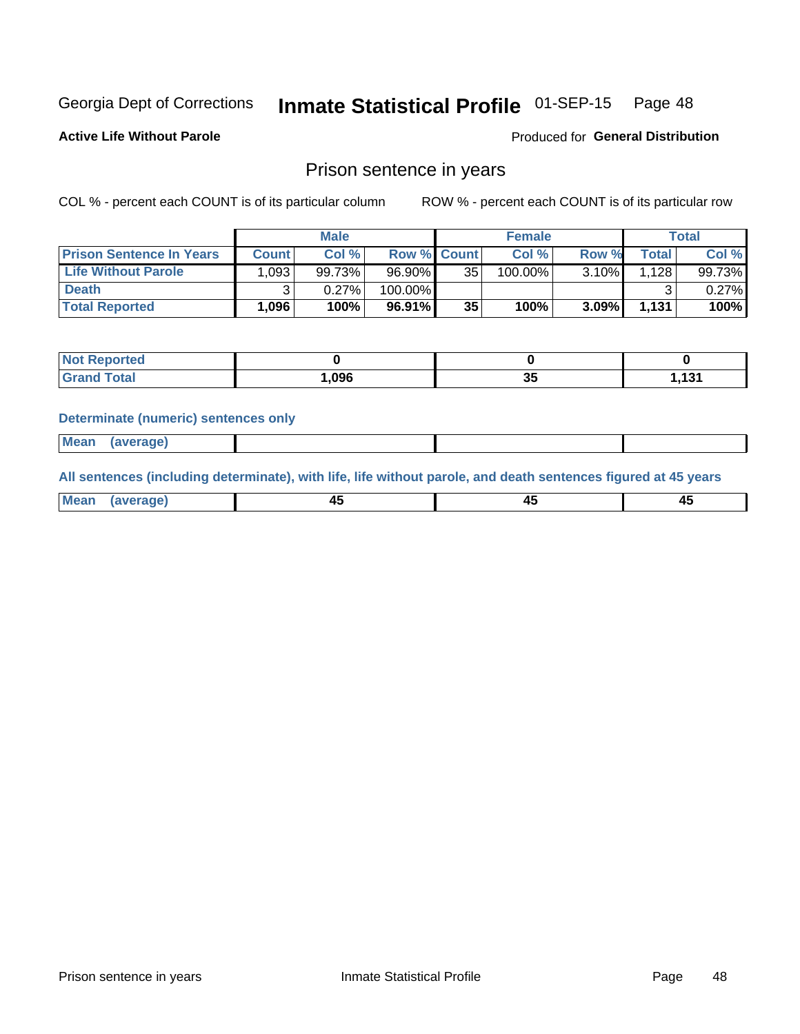Georgia Dept of Corrections **Inmate Statistical Profile** 01-SEP-15

**Active Life Without Parole**

Produced for **General Distribution**

## Prison sentence in years

COL % - percent each COUNT is of its particular column

ROW % - percent each COUNT is of its particular row

| | Male | | | Female | | | Total | |
|---|---|---|---|---|---|---|---|---|
| **Prison Sentence In Years** | **Count** | **Col %** | **Row %** | **Count** | **Col %** | **Row %** | **Total** | **Col %** |
| **Life Without Parole** | 1,093 | 99.73% | 96.90% | 35 | 100.00% | 3.10% | 1,128 | 99.73% |
| **Death** | 3 | 0.27% | 100.00% | | | | 3 | 0.27% |
| **Total Reported** | **1,096** | **100%** | **96.91%** | **35** | **100%** | **3.09%** | **1,131** | **100%** |

| | Male | Female | Total |
|---|---|---|---|
| **Not Reported** | **0** | **0** | **0** |
| **Grand Total** | **1,096** | **35** | **1,131** |

**Determinate (numeric) sentences only**

| | Male | Female | Total |
|---|---|---|---|
| **Mean (average)** | | | |

**All sentences (including determinate), with life, life without parole, and death sentences figured at 45 years**

| | Male | Female | Total |
|---|---|---|---|
| **Mean (average)** | **45** | **45** | **45** |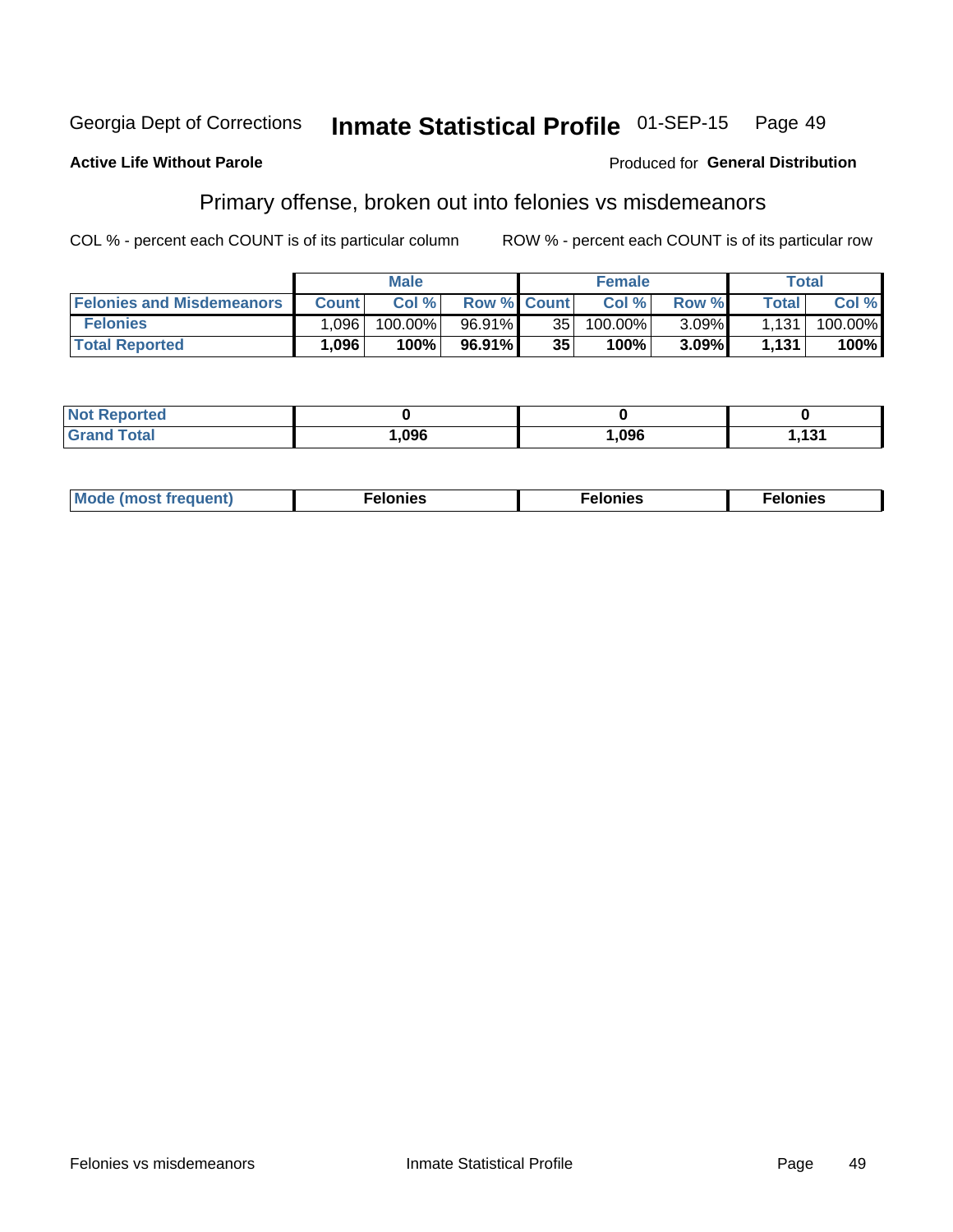Georgia Dept of Corrections **Inmate Statistical Profile** 01-SEP-15

**Active Life Without Parole**

Produced for **General Distribution**

## Primary offense, broken out into felonies vs misdemeanors

COL % - percent each COUNT is of its particular column

ROW % - percent each COUNT is of its particular row

| | Male | | | Female | | | Total | |
|---|---|---|---|---|---|---|---|---|
| **Felonies and Misdemeanors** | **Count** | **Col %** | **Row %** | **Count** | **Col %** | **Row %** | **Total** | **Col %** |
| **Felonies** | 1,096 | 100.00% | 96.91% | 35 | 100.00% | 3.09% | 1,131 | 100.00% |
| **Total Reported** | **1,096** | **100%** | **96.91%** | **35** | **100%** | **3.09%** | **1,131** | **100%** |

| | | | |
|---|---|---|---|
| **Not Reported** | **0** | **0** | **0** |
| **Grand Total** | **1,096** | **1,096** | **1,131** |

| | | | |
|---|---|---|---|
| **Mode (most frequent)** | **Felonies** | **Felonies** | **Felonies** |

Felonies vs misdemeanors Inmate Statistical Profile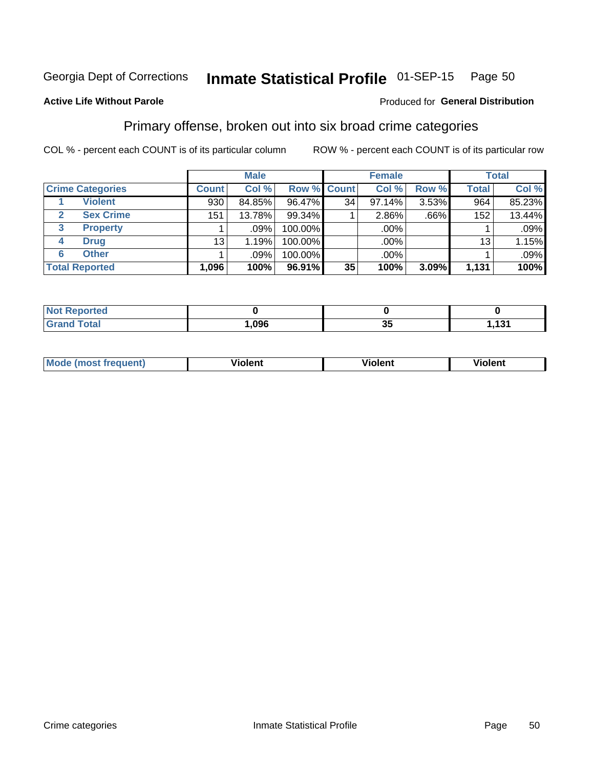Georgia Dept of Corrections **Inmate Statistical Profile** 01-SEP-15

**Active Life Without Parole**

Produced for **General Distribution**

## Primary offense, broken out into six broad crime categories

COL % - percent each COUNT is of its particular column ROW % - percent each COUNT is of its particular row

| | | Male | | | Female | | | Total | |
|---|---|---|---|---|---|---|---|---|---|
| **Crime Categories** | | **Count** | **Col %** | **Row %** | **Count** | **Col %** | **Row %** | **Total** | **Col %** |
| 1 | Violent | 930 | 84.85% | 96.47% | 34 | 97.14% | 3.53% | 964 | 85.23% |
| 2 | Sex Crime | 151 | 13.78% | 99.34% | 1 | 2.86% | .66% | 152 | 13.44% |
| 3 | Property | 1 | .09% | 100.00% | | .00% | | 1 | .09% |
| 4 | Drug | 13 | 1.19% | 100.00% | | .00% | | 13 | 1.15% |
| 6 | Other | 1 | .09% | 100.00% | | .00% | | 1 | .09% |
| **Total Reported** | | **1,096** | **100%** | **96.91%** | **35** | **100%** | **3.09%** | **1,131** | **100%** |

| | Male | Female | Total |
|---|---|---|---|
| **Not Reported** | **0** | **0** | **0** |
| **Grand Total** | **1,096** | **35** | **1,131** |

| | Male | Female | Total |
|---|---|---|---|
| **Mode (most frequent)** | **Violent** | **Violent** | **Violent** |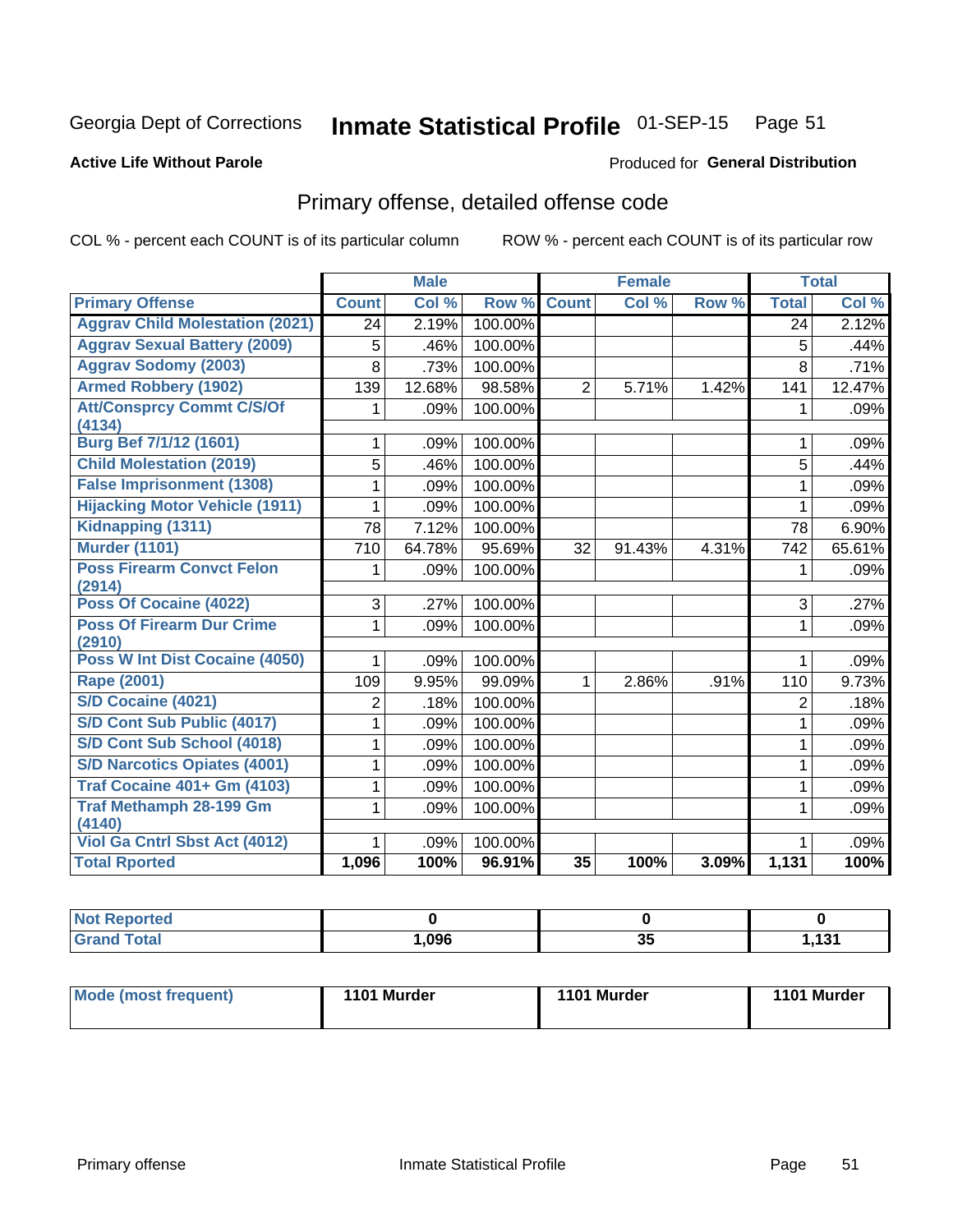Georgia Dept of Corrections **Inmate Statistical Profile** 01-SEP-15

**Active Life Without Parole**

Produced for **General Distribution**

## Primary offense, detailed offense code

COL % - percent each COUNT is of its particular column     ROW % - percent each COUNT is of its particular row

| | Male | | | Female | | | Total | |
|---|---|---|---|---|---|---|---|---|
| **Primary Offense** | **Count** | **Col %** | **Row %** | **Count** | **Col %** | **Row %** | **Total** | **Col %** |
| **Aggrav Child Molestation (2021)** | 24 | 2.19% | 100.00% | | | | 24 | 2.12% |
| **Aggrav Sexual Battery (2009)** | 5 | .46% | 100.00% | | | | 5 | .44% |
| **Aggrav Sodomy (2003)** | 8 | .73% | 100.00% | | | | 8 | .71% |
| **Armed Robbery (1902)** | 139 | 12.68% | 98.58% | 2 | 5.71% | 1.42% | 141 | 12.47% |
| **Att/Consprcy Commt C/S/Of (4134)** | 1 | .09% | 100.00% | | | | 1 | .09% |
| **Burg Bef 7/1/12 (1601)** | 1 | .09% | 100.00% | | | | 1 | .09% |
| **Child Molestation (2019)** | 5 | .46% | 100.00% | | | | 5 | .44% |
| **False Imprisonment (1308)** | 1 | .09% | 100.00% | | | | 1 | .09% |
| **Hijacking Motor Vehicle (1911)** | 1 | .09% | 100.00% | | | | 1 | .09% |
| **Kidnapping (1311)** | 78 | 7.12% | 100.00% | | | | 78 | 6.90% |
| **Murder (1101)** | 710 | 64.78% | 95.69% | 32 | 91.43% | 4.31% | 742 | 65.61% |
| **Poss Firearm Convct Felon (2914)** | 1 | .09% | 100.00% | | | | 1 | .09% |
| **Poss Of Cocaine (4022)** | 3 | .27% | 100.00% | | | | 3 | .27% |
| **Poss Of Firearm Dur Crime (2910)** | 1 | .09% | 100.00% | | | | 1 | .09% |
| **Poss W Int Dist Cocaine (4050)** | 1 | .09% | 100.00% | | | | 1 | .09% |
| **Rape (2001)** | 109 | 9.95% | 99.09% | 1 | 2.86% | .91% | 110 | 9.73% |
| **S/D Cocaine (4021)** | 2 | .18% | 100.00% | | | | 2 | .18% |
| **S/D Cont Sub Public (4017)** | 1 | .09% | 100.00% | | | | 1 | .09% |
| **S/D Cont Sub School (4018)** | 1 | .09% | 100.00% | | | | 1 | .09% |
| **S/D Narcotics Opiates (4001)** | 1 | .09% | 100.00% | | | | 1 | .09% |
| **Traf Cocaine 401+ Gm (4103)** | 1 | .09% | 100.00% | | | | 1 | .09% |
| **Traf Methamph 28-199 Gm (4140)** | 1 | .09% | 100.00% | | | | 1 | .09% |
| **Viol Ga Cntrl Sbst Act (4012)** | 1 | .09% | 100.00% | | | | 1 | .09% |
| **Total Rported** | **1,096** | **100%** | **96.91%** | **35** | **100%** | **3.09%** | **1,131** | **100%** |

| | Male | Female | Total |
|---|---|---|---|
| **Not Reported** | **0** | **0** | **0** |
| **Grand Total** | **1,096** | **35** | **1,131** |

| | | | |
|---|---|---|---|
| **Mode (most frequent)** | **1101 Murder** | **1101 Murder** | **1101 Murder** |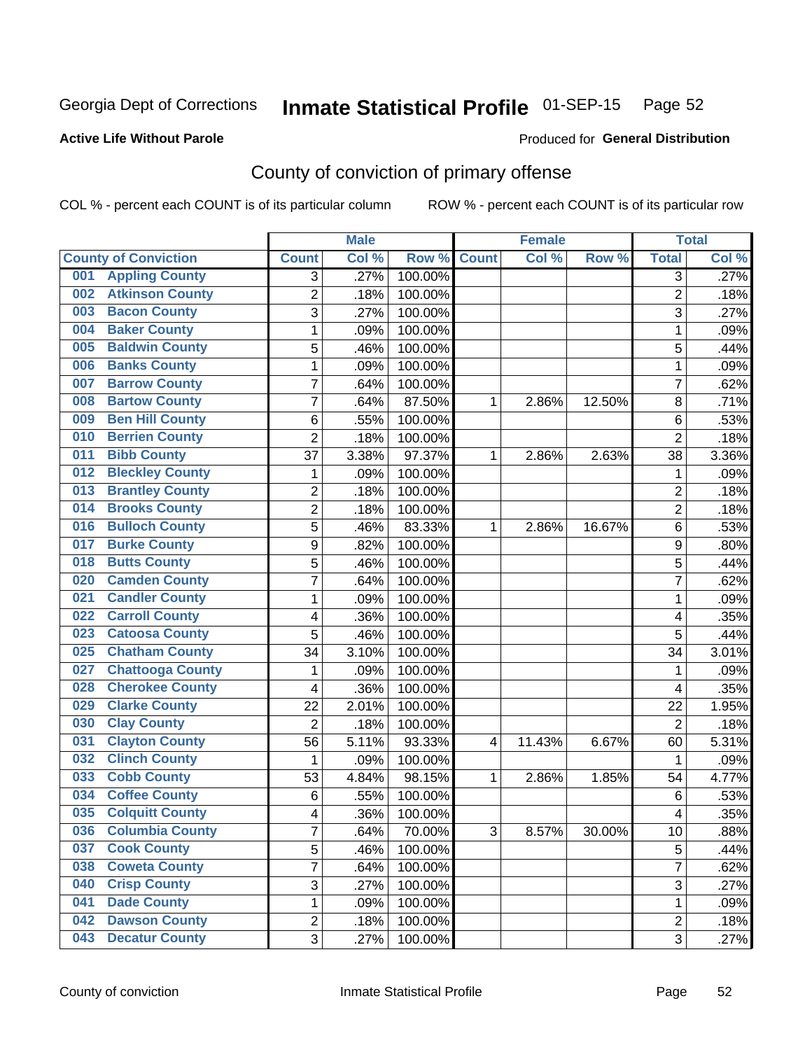Georgia Dept of Corrections **Inmate Statistical Profile** 01-SEP-15

**Active Life Without Parole**

Produced for **General Distribution**

## County of conviction of primary offense

COL % - percent each COUNT is of its particular column ROW % - percent each COUNT is of its particular row

| County of Conviction | Male | | | Female | | | Total | |
|---|---|---|---|---|---|---|---|---|
| | Count | Col % | Row % | Count | Col % | Row % | Total | Col % |
| 001 Appling County | 3 | .27% | 100.00% | | | | 3 | .27% |
| 002 Atkinson County | 2 | .18% | 100.00% | | | | 2 | .18% |
| 003 Bacon County | 3 | .27% | 100.00% | | | | 3 | .27% |
| 004 Baker County | 1 | .09% | 100.00% | | | | 1 | .09% |
| 005 Baldwin County | 5 | .46% | 100.00% | | | | 5 | .44% |
| 006 Banks County | 1 | .09% | 100.00% | | | | 1 | .09% |
| 007 Barrow County | 7 | .64% | 100.00% | | | | 7 | .62% |
| 008 Bartow County | 7 | .64% | 87.50% | 1 | 2.86% | 12.50% | 8 | .71% |
| 009 Ben Hill County | 6 | .55% | 100.00% | | | | 6 | .53% |
| 010 Berrien County | 2 | .18% | 100.00% | | | | 2 | .18% |
| 011 Bibb County | 37 | 3.38% | 97.37% | 1 | 2.86% | 2.63% | 38 | 3.36% |
| 012 Bleckley County | 1 | .09% | 100.00% | | | | 1 | .09% |
| 013 Brantley County | 2 | .18% | 100.00% | | | | 2 | .18% |
| 014 Brooks County | 2 | .18% | 100.00% | | | | 2 | .18% |
| 016 Bulloch County | 5 | .46% | 83.33% | 1 | 2.86% | 16.67% | 6 | .53% |
| 017 Burke County | 9 | .82% | 100.00% | | | | 9 | .80% |
| 018 Butts County | 5 | .46% | 100.00% | | | | 5 | .44% |
| 020 Camden County | 7 | .64% | 100.00% | | | | 7 | .62% |
| 021 Candler County | 1 | .09% | 100.00% | | | | 1 | .09% |
| 022 Carroll County | 4 | .36% | 100.00% | | | | 4 | .35% |
| 023 Catoosa County | 5 | .46% | 100.00% | | | | 5 | .44% |
| 025 Chatham County | 34 | 3.10% | 100.00% | | | | 34 | 3.01% |
| 027 Chattooga County | 1 | .09% | 100.00% | | | | 1 | .09% |
| 028 Cherokee County | 4 | .36% | 100.00% | | | | 4 | .35% |
| 029 Clarke County | 22 | 2.01% | 100.00% | | | | 22 | 1.95% |
| 030 Clay County | 2 | .18% | 100.00% | | | | 2 | .18% |
| 031 Clayton County | 56 | 5.11% | 93.33% | 4 | 11.43% | 6.67% | 60 | 5.31% |
| 032 Clinch County | 1 | .09% | 100.00% | | | | 1 | .09% |
| 033 Cobb County | 53 | 4.84% | 98.15% | 1 | 2.86% | 1.85% | 54 | 4.77% |
| 034 Coffee County | 6 | .55% | 100.00% | | | | 6 | .53% |
| 035 Colquitt County | 4 | .36% | 100.00% | | | | 4 | .35% |
| 036 Columbia County | 7 | .64% | 70.00% | 3 | 8.57% | 30.00% | 10 | .88% |
| 037 Cook County | 5 | .46% | 100.00% | | | | 5 | .44% |
| 038 Coweta County | 7 | .64% | 100.00% | | | | 7 | .62% |
| 040 Crisp County | 3 | .27% | 100.00% | | | | 3 | .27% |
| 041 Dade County | 1 | .09% | 100.00% | | | | 1 | .09% |
| 042 Dawson County | 2 | .18% | 100.00% | | | | 2 | .18% |
| 043 Decatur County | 3 | .27% | 100.00% | | | | 3 | .27% |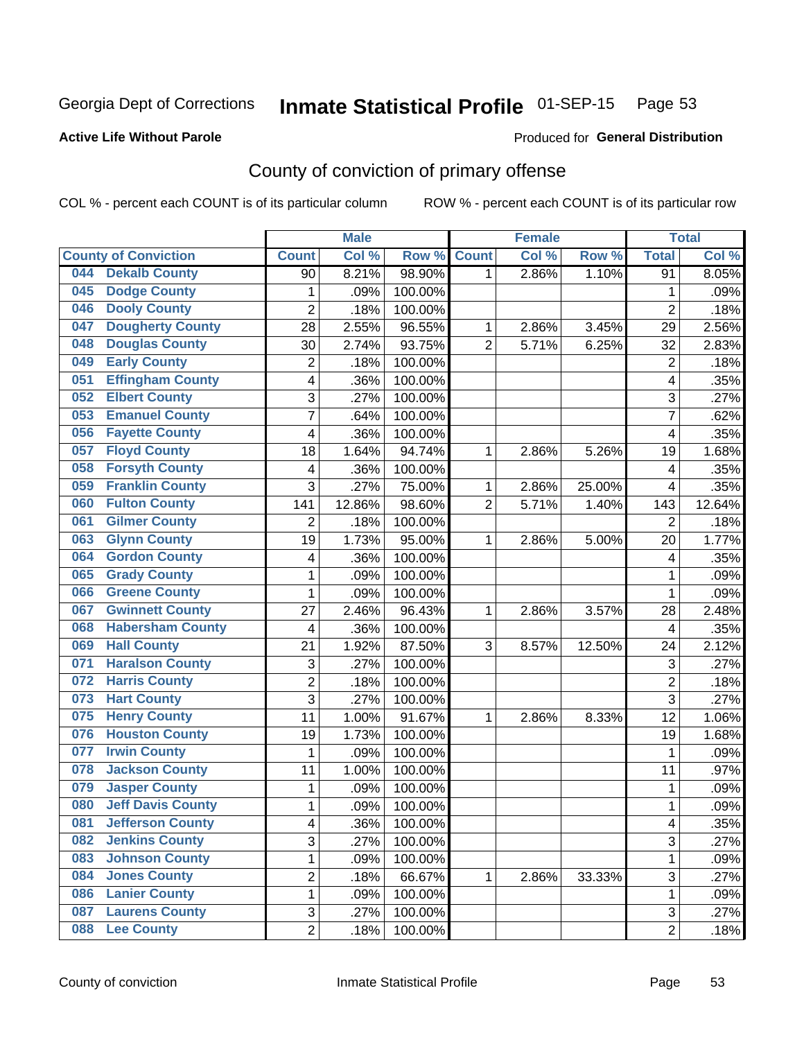Georgia Dept of Corrections **Inmate Statistical Profile** 01-SEP-15

**Active Life Without Parole**

Produced for **General Distribution**

## County of conviction of primary offense

COL % - percent each COUNT is of its particular column ROW % - percent each COUNT is of its particular row

| | Male | | | Female | | | Total | |
|---|---|---|---|---|---|---|---|---|
| County of Conviction | Count | Col % | Row % | Count | Col % | Row % | Total | Col % |
| 044 Dekalb County | 90 | 8.21% | 98.90% | 1 | 2.86% | 1.10% | 91 | 8.05% |
| 045 Dodge County | 1 | .09% | 100.00% | | | | 1 | .09% |
| 046 Dooly County | 2 | .18% | 100.00% | | | | 2 | .18% |
| 047 Dougherty County | 28 | 2.55% | 96.55% | 1 | 2.86% | 3.45% | 29 | 2.56% |
| 048 Douglas County | 30 | 2.74% | 93.75% | 2 | 5.71% | 6.25% | 32 | 2.83% |
| 049 Early County | 2 | .18% | 100.00% | | | | 2 | .18% |
| 051 Effingham County | 4 | .36% | 100.00% | | | | 4 | .35% |
| 052 Elbert County | 3 | .27% | 100.00% | | | | 3 | .27% |
| 053 Emanuel County | 7 | .64% | 100.00% | | | | 7 | .62% |
| 056 Fayette County | 4 | .36% | 100.00% | | | | 4 | .35% |
| 057 Floyd County | 18 | 1.64% | 94.74% | 1 | 2.86% | 5.26% | 19 | 1.68% |
| 058 Forsyth County | 4 | .36% | 100.00% | | | | 4 | .35% |
| 059 Franklin County | 3 | .27% | 75.00% | 1 | 2.86% | 25.00% | 4 | .35% |
| 060 Fulton County | 141 | 12.86% | 98.60% | 2 | 5.71% | 1.40% | 143 | 12.64% |
| 061 Gilmer County | 2 | .18% | 100.00% | | | | 2 | .18% |
| 063 Glynn County | 19 | 1.73% | 95.00% | 1 | 2.86% | 5.00% | 20 | 1.77% |
| 064 Gordon County | 4 | .36% | 100.00% | | | | 4 | .35% |
| 065 Grady County | 1 | .09% | 100.00% | | | | 1 | .09% |
| 066 Greene County | 1 | .09% | 100.00% | | | | 1 | .09% |
| 067 Gwinnett County | 27 | 2.46% | 96.43% | 1 | 2.86% | 3.57% | 28 | 2.48% |
| 068 Habersham County | 4 | .36% | 100.00% | | | | 4 | .35% |
| 069 Hall County | 21 | 1.92% | 87.50% | 3 | 8.57% | 12.50% | 24 | 2.12% |
| 071 Haralson County | 3 | .27% | 100.00% | | | | 3 | .27% |
| 072 Harris County | 2 | .18% | 100.00% | | | | 2 | .18% |
| 073 Hart County | 3 | .27% | 100.00% | | | | 3 | .27% |
| 075 Henry County | 11 | 1.00% | 91.67% | 1 | 2.86% | 8.33% | 12 | 1.06% |
| 076 Houston County | 19 | 1.73% | 100.00% | | | | 19 | 1.68% |
| 077 Irwin County | 1 | .09% | 100.00% | | | | 1 | .09% |
| 078 Jackson County | 11 | 1.00% | 100.00% | | | | 11 | .97% |
| 079 Jasper County | 1 | .09% | 100.00% | | | | 1 | .09% |
| 080 Jeff Davis County | 1 | .09% | 100.00% | | | | 1 | .09% |
| 081 Jefferson County | 4 | .36% | 100.00% | | | | 4 | .35% |
| 082 Jenkins County | 3 | .27% | 100.00% | | | | 3 | .27% |
| 083 Johnson County | 1 | .09% | 100.00% | | | | 1 | .09% |
| 084 Jones County | 2 | .18% | 66.67% | 1 | 2.86% | 33.33% | 3 | .27% |
| 086 Lanier County | 1 | .09% | 100.00% | | | | 1 | .09% |
| 087 Laurens County | 3 | .27% | 100.00% | | | | 3 | .27% |
| 088 Lee County | 2 | .18% | 100.00% | | | | 2 | .18% |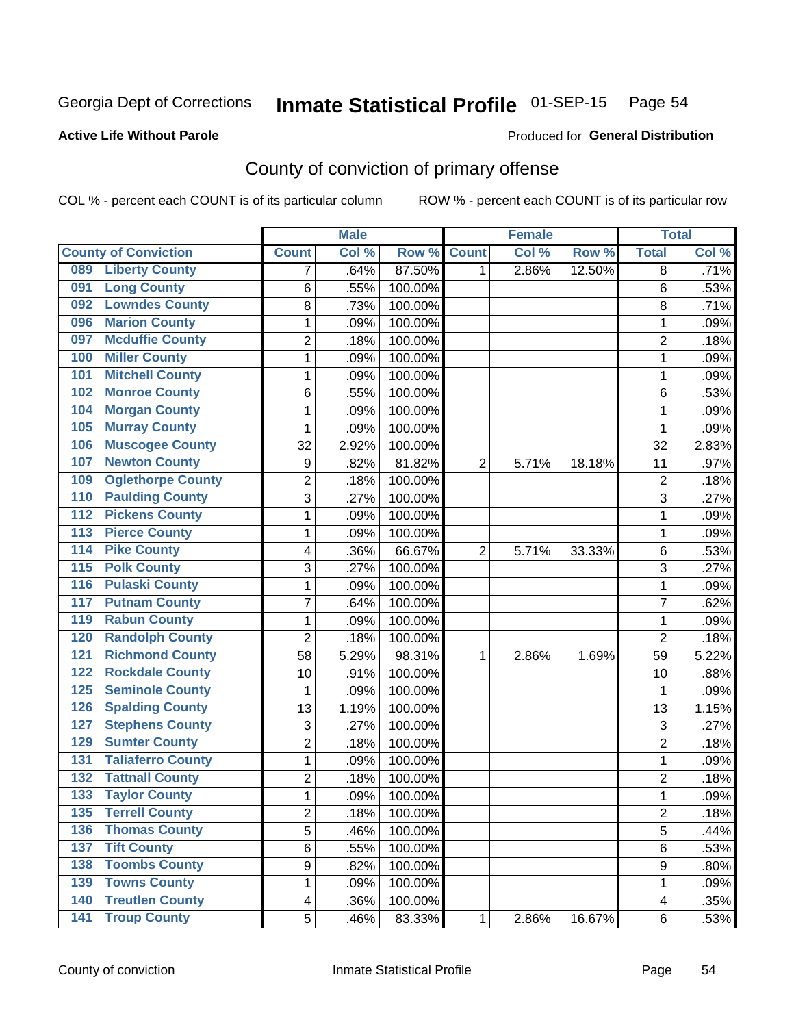Georgia Dept of Corrections **Inmate Statistical Profile** 01-SEP-15

**Active Life Without Parole**

Produced for **General Distribution**

## County of conviction of primary offense

COL % - percent each COUNT is of its particular column ROW % - percent each COUNT is of its particular row

| | | Male | | | Female | | | Total | |
|---|---|---|---|---|---|---|---|---|---|
| **County of Conviction** | | **Count** | **Col %** | **Row %** | **Count** | **Col %** | **Row %** | **Total** | **Col %** |
| 089 | Liberty County | 7 | .64% | 87.50% | 1 | 2.86% | 12.50% | 8 | .71% |
| 091 | Long County | 6 | .55% | 100.00% | | | | 6 | .53% |
| 092 | Lowndes County | 8 | .73% | 100.00% | | | | 8 | .71% |
| 096 | Marion County | 1 | .09% | 100.00% | | | | 1 | .09% |
| 097 | Mcduffie County | 2 | .18% | 100.00% | | | | 2 | .18% |
| 100 | Miller County | 1 | .09% | 100.00% | | | | 1 | .09% |
| 101 | Mitchell County | 1 | .09% | 100.00% | | | | 1 | .09% |
| 102 | Monroe County | 6 | .55% | 100.00% | | | | 6 | .53% |
| 104 | Morgan County | 1 | .09% | 100.00% | | | | 1 | .09% |
| 105 | Murray County | 1 | .09% | 100.00% | | | | 1 | .09% |
| 106 | Muscogee County | 32 | 2.92% | 100.00% | | | | 32 | 2.83% |
| 107 | Newton County | 9 | .82% | 81.82% | 2 | 5.71% | 18.18% | 11 | .97% |
| 109 | Oglethorpe County | 2 | .18% | 100.00% | | | | 2 | .18% |
| 110 | Paulding County | 3 | .27% | 100.00% | | | | 3 | .27% |
| 112 | Pickens County | 1 | .09% | 100.00% | | | | 1 | .09% |
| 113 | Pierce County | 1 | .09% | 100.00% | | | | 1 | .09% |
| 114 | Pike County | 4 | .36% | 66.67% | 2 | 5.71% | 33.33% | 6 | .53% |
| 115 | Polk County | 3 | .27% | 100.00% | | | | 3 | .27% |
| 116 | Pulaski County | 1 | .09% | 100.00% | | | | 1 | .09% |
| 117 | Putnam County | 7 | .64% | 100.00% | | | | 7 | .62% |
| 119 | Rabun County | 1 | .09% | 100.00% | | | | 1 | .09% |
| 120 | Randolph County | 2 | .18% | 100.00% | | | | 2 | .18% |
| 121 | Richmond County | 58 | 5.29% | 98.31% | 1 | 2.86% | 1.69% | 59 | 5.22% |
| 122 | Rockdale County | 10 | .91% | 100.00% | | | | 10 | .88% |
| 125 | Seminole County | 1 | .09% | 100.00% | | | | 1 | .09% |
| 126 | Spalding County | 13 | 1.19% | 100.00% | | | | 13 | 1.15% |
| 127 | Stephens County | 3 | .27% | 100.00% | | | | 3 | .27% |
| 129 | Sumter County | 2 | .18% | 100.00% | | | | 2 | .18% |
| 131 | Taliaferro County | 1 | .09% | 100.00% | | | | 1 | .09% |
| 132 | Tattnall County | 2 | .18% | 100.00% | | | | 2 | .18% |
| 133 | Taylor County | 1 | .09% | 100.00% | | | | 1 | .09% |
| 135 | Terrell County | 2 | .18% | 100.00% | | | | 2 | .18% |
| 136 | Thomas County | 5 | .46% | 100.00% | | | | 5 | .44% |
| 137 | Tift County | 6 | .55% | 100.00% | | | | 6 | .53% |
| 138 | Toombs County | 9 | .82% | 100.00% | | | | 9 | .80% |
| 139 | Towns County | 1 | .09% | 100.00% | | | | 1 | .09% |
| 140 | Treutlen County | 4 | .36% | 100.00% | | | | 4 | .35% |
| 141 | Troup County | 5 | .46% | 83.33% | 1 | 2.86% | 16.67% | 6 | .53% |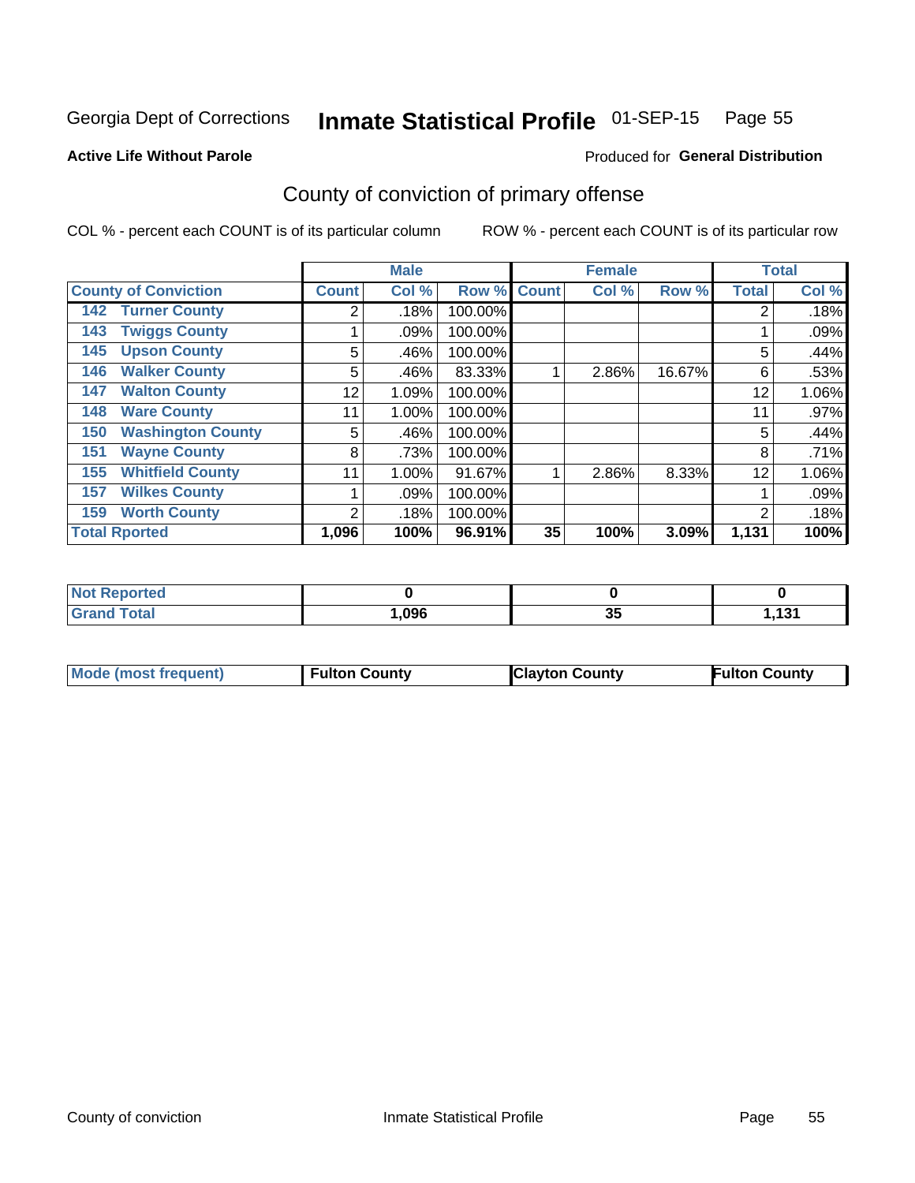Georgia Dept of Corrections **Inmate Statistical Profile** 01-SEP-15 Page 55

**Active Life Without Parole**

Produced for **General Distribution**

## County of conviction of primary offense

COL % - percent each COUNT is of its particular column

ROW % - percent each COUNT is of its particular row

| | Male | | | Female | | | Total | |
|---|---|---|---|---|---|---|---|---|
| County of Conviction | Count | Col % | Row % | Count | Col % | Row % | Total | Col % |
| 142 Turner County | 2 | .18% | 100.00% | | | | 2 | .18% |
| 143 Twiggs County | 1 | .09% | 100.00% | | | | 1 | .09% |
| 145 Upson County | 5 | .46% | 100.00% | | | | 5 | .44% |
| 146 Walker County | 5 | .46% | 83.33% | 1 | 2.86% | 16.67% | 6 | .53% |
| 147 Walton County | 12 | 1.09% | 100.00% | | | | 12 | 1.06% |
| 148 Ware County | 11 | 1.00% | 100.00% | | | | 11 | .97% |
| 150 Washington County | 5 | .46% | 100.00% | | | | 5 | .44% |
| 151 Wayne County | 8 | .73% | 100.00% | | | | 8 | .71% |
| 155 Whitfield County | 11 | 1.00% | 91.67% | 1 | 2.86% | 8.33% | 12 | 1.06% |
| 157 Wilkes County | 1 | .09% | 100.00% | | | | 1 | .09% |
| 159 Worth County | 2 | .18% | 100.00% | | | | 2 | .18% |
| **Total Rported** | **1,096** | **100%** | **96.91%** | **35** | **100%** | **3.09%** | **1,131** | **100%** |

| | Male | Female | Total |
|---|---|---|---|
| Not Reported | **0** | **0** | **0** |
| Grand Total | **1,096** | **35** | **1,131** |

| | Male | Female | Total |
|---|---|---|---|
| Mode (most frequent) | **Fulton County** | **Clayton County** | **Fulton County** |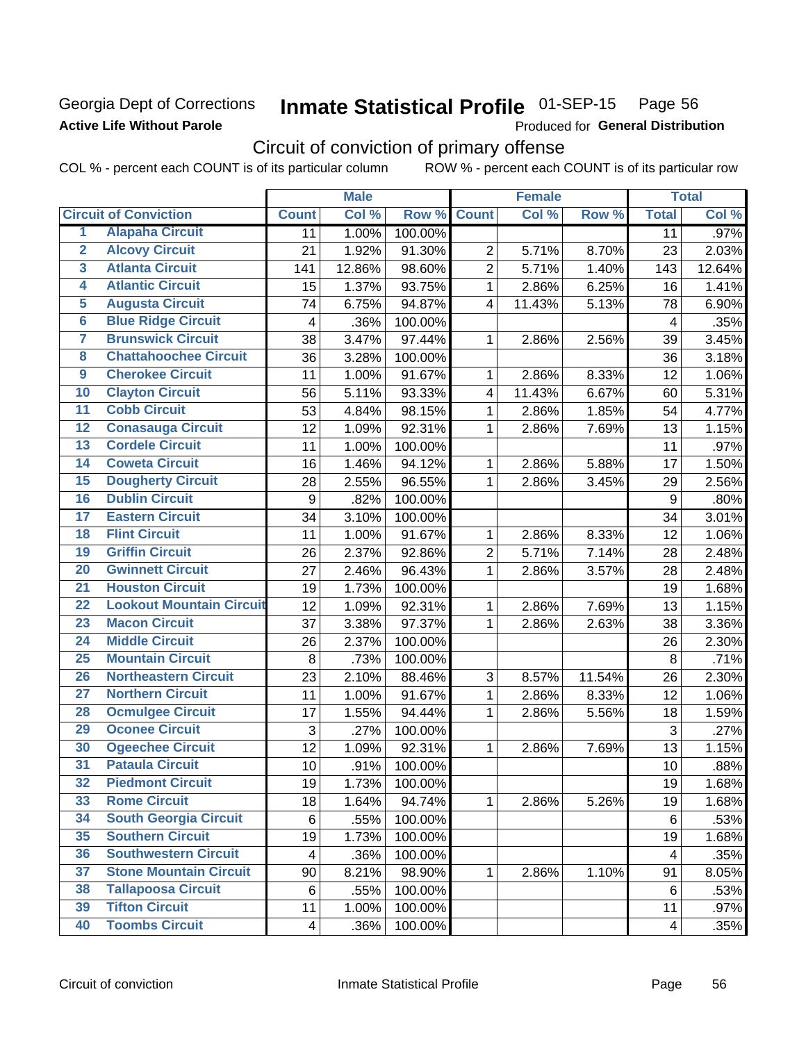Georgia Dept of Corrections

**Active Life Without Parole**

# Inmate Statistical Profile 01-SEP-15 Page 56

Produced for **General Distribution**

## Circuit of conviction of primary offense

COL % - percent each COUNT is of its particular column    ROW % - percent each COUNT is of its particular row

| | | Male | | | Female | | | Total | |
|---|---|---|---|---|---|---|---|---|---|
| Circuit of Conviction | | Count | Col % | Row % | Count | Col % | Row % | Total | Col % |
| 1 | Alapaha Circuit | 11 | 1.00% | 100.00% | | | | 11 | .97% |
| 2 | Alcovy Circuit | 21 | 1.92% | 91.30% | 2 | 5.71% | 8.70% | 23 | 2.03% |
| 3 | Atlanta Circuit | 141 | 12.86% | 98.60% | 2 | 5.71% | 1.40% | 143 | 12.64% |
| 4 | Atlantic Circuit | 15 | 1.37% | 93.75% | 1 | 2.86% | 6.25% | 16 | 1.41% |
| 5 | Augusta Circuit | 74 | 6.75% | 94.87% | 4 | 11.43% | 5.13% | 78 | 6.90% |
| 6 | Blue Ridge Circuit | 4 | .36% | 100.00% | | | | 4 | .35% |
| 7 | Brunswick Circuit | 38 | 3.47% | 97.44% | 1 | 2.86% | 2.56% | 39 | 3.45% |
| 8 | Chattahoochee Circuit | 36 | 3.28% | 100.00% | | | | 36 | 3.18% |
| 9 | Cherokee Circuit | 11 | 1.00% | 91.67% | 1 | 2.86% | 8.33% | 12 | 1.06% |
| 10 | Clayton Circuit | 56 | 5.11% | 93.33% | 4 | 11.43% | 6.67% | 60 | 5.31% |
| 11 | Cobb Circuit | 53 | 4.84% | 98.15% | 1 | 2.86% | 1.85% | 54 | 4.77% |
| 12 | Conasauga Circuit | 12 | 1.09% | 92.31% | 1 | 2.86% | 7.69% | 13 | 1.15% |
| 13 | Cordele Circuit | 11 | 1.00% | 100.00% | | | | 11 | .97% |
| 14 | Coweta Circuit | 16 | 1.46% | 94.12% | 1 | 2.86% | 5.88% | 17 | 1.50% |
| 15 | Dougherty Circuit | 28 | 2.55% | 96.55% | 1 | 2.86% | 3.45% | 29 | 2.56% |
| 16 | Dublin Circuit | 9 | .82% | 100.00% | | | | 9 | .80% |
| 17 | Eastern Circuit | 34 | 3.10% | 100.00% | | | | 34 | 3.01% |
| 18 | Flint Circuit | 11 | 1.00% | 91.67% | 1 | 2.86% | 8.33% | 12 | 1.06% |
| 19 | Griffin Circuit | 26 | 2.37% | 92.86% | 2 | 5.71% | 7.14% | 28 | 2.48% |
| 20 | Gwinnett Circuit | 27 | 2.46% | 96.43% | 1 | 2.86% | 3.57% | 28 | 2.48% |
| 21 | Houston Circuit | 19 | 1.73% | 100.00% | | | | 19 | 1.68% |
| 22 | Lookout Mountain Circuit | 12 | 1.09% | 92.31% | 1 | 2.86% | 7.69% | 13 | 1.15% |
| 23 | Macon Circuit | 37 | 3.38% | 97.37% | 1 | 2.86% | 2.63% | 38 | 3.36% |
| 24 | Middle Circuit | 26 | 2.37% | 100.00% | | | | 26 | 2.30% |
| 25 | Mountain Circuit | 8 | .73% | 100.00% | | | | 8 | .71% |
| 26 | Northeastern Circuit | 23 | 2.10% | 88.46% | 3 | 8.57% | 11.54% | 26 | 2.30% |
| 27 | Northern Circuit | 11 | 1.00% | 91.67% | 1 | 2.86% | 8.33% | 12 | 1.06% |
| 28 | Ocmulgee Circuit | 17 | 1.55% | 94.44% | 1 | 2.86% | 5.56% | 18 | 1.59% |
| 29 | Oconee Circuit | 3 | .27% | 100.00% | | | | 3 | .27% |
| 30 | Ogeechee Circuit | 12 | 1.09% | 92.31% | 1 | 2.86% | 7.69% | 13 | 1.15% |
| 31 | Pataula Circuit | 10 | .91% | 100.00% | | | | 10 | .88% |
| 32 | Piedmont Circuit | 19 | 1.73% | 100.00% | | | | 19 | 1.68% |
| 33 | Rome Circuit | 18 | 1.64% | 94.74% | 1 | 2.86% | 5.26% | 19 | 1.68% |
| 34 | South Georgia Circuit | 6 | .55% | 100.00% | | | | 6 | .53% |
| 35 | Southern Circuit | 19 | 1.73% | 100.00% | | | | 19 | 1.68% |
| 36 | Southwestern Circuit | 4 | .36% | 100.00% | | | | 4 | .35% |
| 37 | Stone Mountain Circuit | 90 | 8.21% | 98.90% | 1 | 2.86% | 1.10% | 91 | 8.05% |
| 38 | Tallapoosa Circuit | 6 | .55% | 100.00% | | | | 6 | .53% |
| 39 | Tifton Circuit | 11 | 1.00% | 100.00% | | | | 11 | .97% |
| 40 | Toombs Circuit | 4 | .36% | 100.00% | | | | 4 | .35% |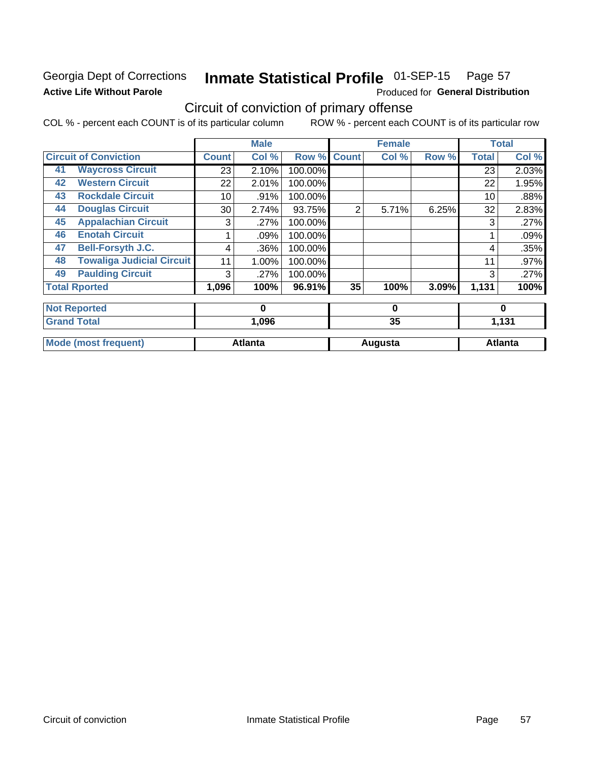Georgia Dept of Corrections **Inmate Statistical Profile** 01-SEP-15 Page 57

**Active Life Without Parole**

Produced for **General Distribution**

## Circuit of conviction of primary offense

COL % - percent each COUNT is of its particular column ROW % - percent each COUNT is of its particular row

| | | Male | | | Female | | | Total | |
|---|---|---|---|---|---|---|---|---|---|
| Circuit of Conviction | | Count | Col % | Row % | Count | Col % | Row % | Total | Col % |
| 41 | Waycross Circuit | 23 | 2.10% | 100.00% | | | | 23 | 2.03% |
| 42 | Western Circuit | 22 | 2.01% | 100.00% | | | | 22 | 1.95% |
| 43 | Rockdale Circuit | 10 | .91% | 100.00% | | | | 10 | .88% |
| 44 | Douglas Circuit | 30 | 2.74% | 93.75% | 2 | 5.71% | 6.25% | 32 | 2.83% |
| 45 | Appalachian Circuit | 3 | .27% | 100.00% | | | | 3 | .27% |
| 46 | Enotah Circuit | 1 | .09% | 100.00% | | | | 1 | .09% |
| 47 | Bell-Forsyth J.C. | 4 | .36% | 100.00% | | | | 4 | .35% |
| 48 | Towaliga Judicial Circuit | 11 | 1.00% | 100.00% | | | | 11 | .97% |
| 49 | Paulding Circuit | 3 | .27% | 100.00% | | | | 3 | .27% |
| Total Rported | | 1,096 | 100% | 96.91% | 35 | 100% | 3.09% | 1,131 | 100% |
| Not Reported | | 0 | | | 0 | | | 0 | |
| Grand Total | | 1,096 | | | 35 | | | 1,131 | |
| Mode (most frequent) | | Atlanta | | | Augusta | | | Atlanta | |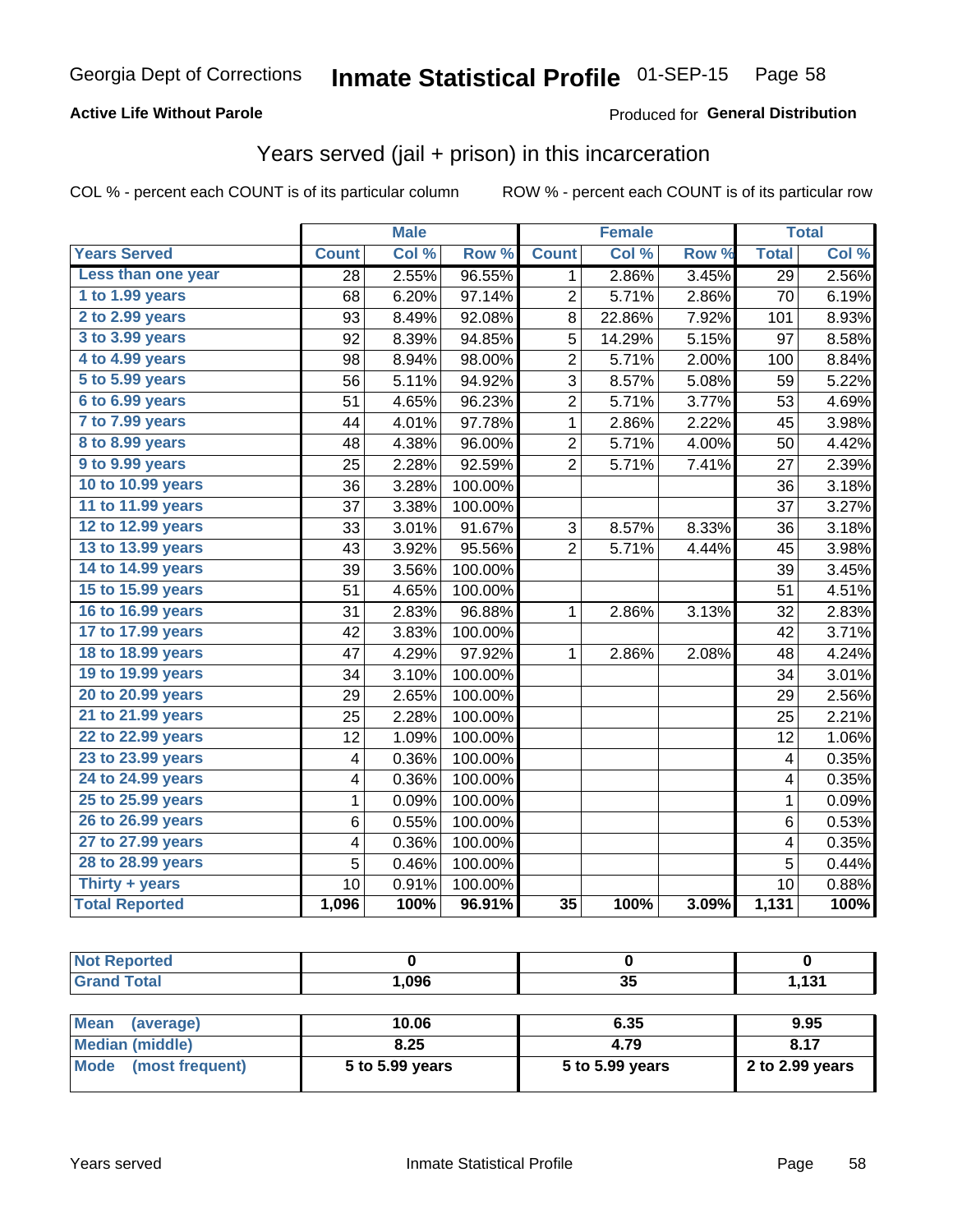Georgia Dept of Corrections **Inmate Statistical Profile** 01-SEP-15

**Active Life Without Parole** Produced for **General Distribution**

## Years served (jail + prison) in this incarceration

COL % - percent each COUNT is of its particular column ROW % - percent each COUNT is of its particular row

| | Male | | | Female | | | Total | |
|---|---|---|---|---|---|---|---|---|
| **Years Served** | **Count** | **Col %** | **Row %** | **Count** | **Col %** | **Row %** | **Total** | **Col %** |
| Less than one year | 28 | 2.55% | 96.55% | 1 | 2.86% | 3.45% | 29 | 2.56% |
| 1 to 1.99 years | 68 | 6.20% | 97.14% | 2 | 5.71% | 2.86% | 70 | 6.19% |
| 2 to 2.99 years | 93 | 8.49% | 92.08% | 8 | 22.86% | 7.92% | 101 | 8.93% |
| 3 to 3.99 years | 92 | 8.39% | 94.85% | 5 | 14.29% | 5.15% | 97 | 8.58% |
| 4 to 4.99 years | 98 | 8.94% | 98.00% | 2 | 5.71% | 2.00% | 100 | 8.84% |
| 5 to 5.99 years | 56 | 5.11% | 94.92% | 3 | 8.57% | 5.08% | 59 | 5.22% |
| 6 to 6.99 years | 51 | 4.65% | 96.23% | 2 | 5.71% | 3.77% | 53 | 4.69% |
| 7 to 7.99 years | 44 | 4.01% | 97.78% | 1 | 2.86% | 2.22% | 45 | 3.98% |
| 8 to 8.99 years | 48 | 4.38% | 96.00% | 2 | 5.71% | 4.00% | 50 | 4.42% |
| 9 to 9.99 years | 25 | 2.28% | 92.59% | 2 | 5.71% | 7.41% | 27 | 2.39% |
| 10 to 10.99 years | 36 | 3.28% | 100.00% | | | | 36 | 3.18% |
| 11 to 11.99 years | 37 | 3.38% | 100.00% | | | | 37 | 3.27% |
| 12 to 12.99 years | 33 | 3.01% | 91.67% | 3 | 8.57% | 8.33% | 36 | 3.18% |
| 13 to 13.99 years | 43 | 3.92% | 95.56% | 2 | 5.71% | 4.44% | 45 | 3.98% |
| 14 to 14.99 years | 39 | 3.56% | 100.00% | | | | 39 | 3.45% |
| 15 to 15.99 years | 51 | 4.65% | 100.00% | | | | 51 | 4.51% |
| 16 to 16.99 years | 31 | 2.83% | 96.88% | 1 | 2.86% | 3.13% | 32 | 2.83% |
| 17 to 17.99 years | 42 | 3.83% | 100.00% | | | | 42 | 3.71% |
| 18 to 18.99 years | 47 | 4.29% | 97.92% | 1 | 2.86% | 2.08% | 48 | 4.24% |
| 19 to 19.99 years | 34 | 3.10% | 100.00% | | | | 34 | 3.01% |
| 20 to 20.99 years | 29 | 2.65% | 100.00% | | | | 29 | 2.56% |
| 21 to 21.99 years | 25 | 2.28% | 100.00% | | | | 25 | 2.21% |
| 22 to 22.99 years | 12 | 1.09% | 100.00% | | | | 12 | 1.06% |
| 23 to 23.99 years | 4 | 0.36% | 100.00% | | | | 4 | 0.35% |
| 24 to 24.99 years | 4 | 0.36% | 100.00% | | | | 4 | 0.35% |
| 25 to 25.99 years | 1 | 0.09% | 100.00% | | | | 1 | 0.09% |
| 26 to 26.99 years | 6 | 0.55% | 100.00% | | | | 6 | 0.53% |
| 27 to 27.99 years | 4 | 0.36% | 100.00% | | | | 4 | 0.35% |
| 28 to 28.99 years | 5 | 0.46% | 100.00% | | | | 5 | 0.44% |
| Thirty + years | 10 | 0.91% | 100.00% | | | | 10 | 0.88% |
| **Total Reported** | **1,096** | **100%** | **96.91%** | **35** | **100%** | **3.09%** | **1,131** | **100%** |

| | Male | Female | Total |
|---|---|---|---|
| Not Reported | 0 | 0 | 0 |
| Grand Total | 1,096 | 35 | 1,131 |

| | Male | Female | Total |
|---|---|---|---|
| Mean (average) | 10.06 | 6.35 | 9.95 |
| Median (middle) | 8.25 | 4.79 | 8.17 |
| Mode (most frequent) | 5 to 5.99 years | 5 to 5.99 years | 2 to 2.99 years |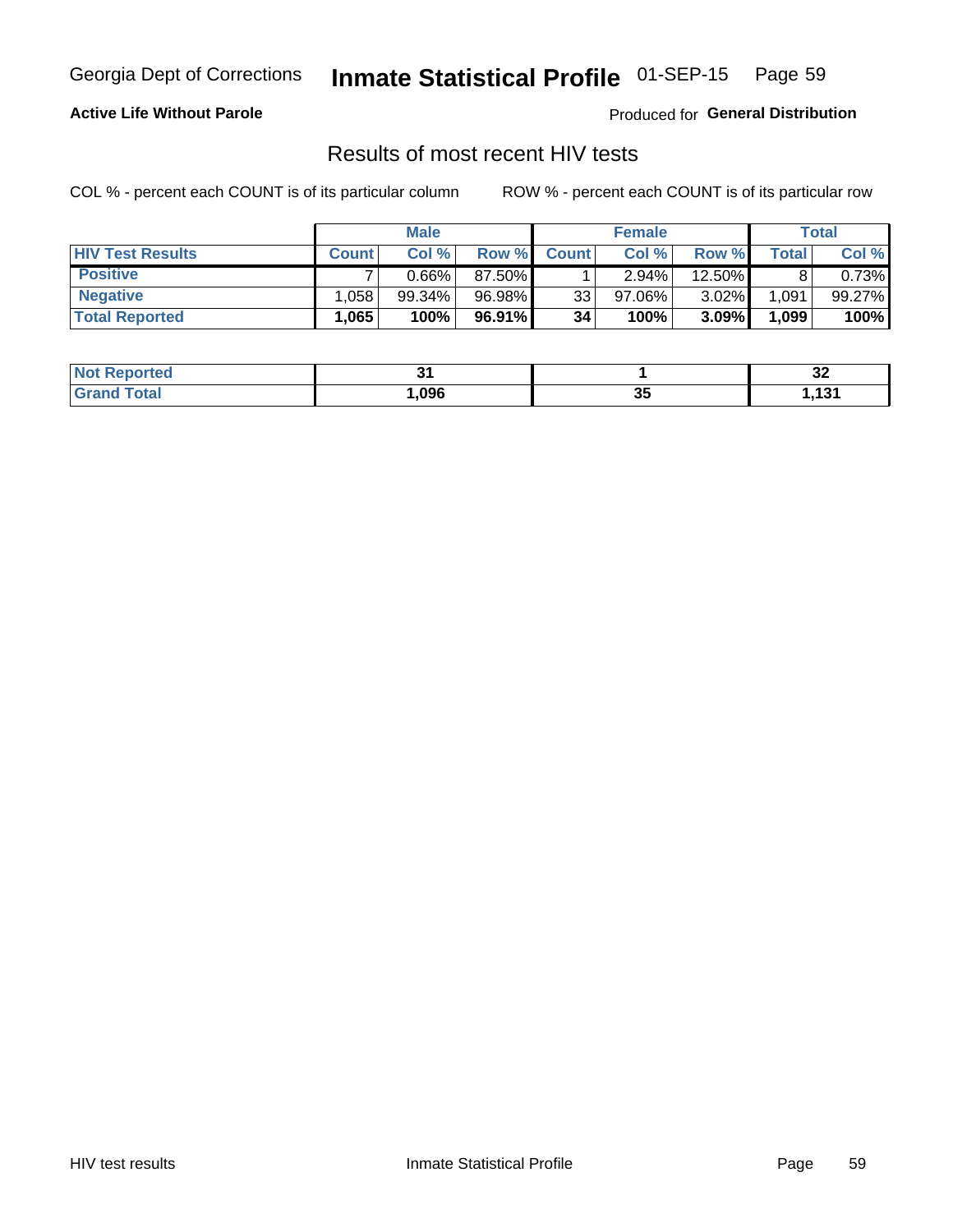Georgia Dept of Corrections **Inmate Statistical Profile** 01-SEP-15

**Active Life Without Parole**

Produced for **General Distribution**

## Results of most recent HIV tests

COL % - percent each COUNT is of its particular column

ROW % - percent each COUNT is of its particular row

| | Male | | | Female | | | Total | |
|---|---|---|---|---|---|---|---|---|
| **HIV Test Results** | **Count** | **Col %** | **Row %** | **Count** | **Col %** | **Row %** | **Total** | **Col %** |
| **Positive** | 7 | 0.66% | 87.50% | 1 | 2.94% | 12.50% | 8 | 0.73% |
| **Negative** | 1,058 | 99.34% | 96.98% | 33 | 97.06% | 3.02% | 1,091 | 99.27% |
| **Total Reported** | **1,065** | **100%** | **96.91%** | **34** | **100%** | **3.09%** | **1,099** | **100%** |

| | Male | Female | Total |
|---|---|---|---|
| **Not Reported** | **31** | **1** | **32** |
| **Grand Total** | **1,096** | **35** | **1,131** |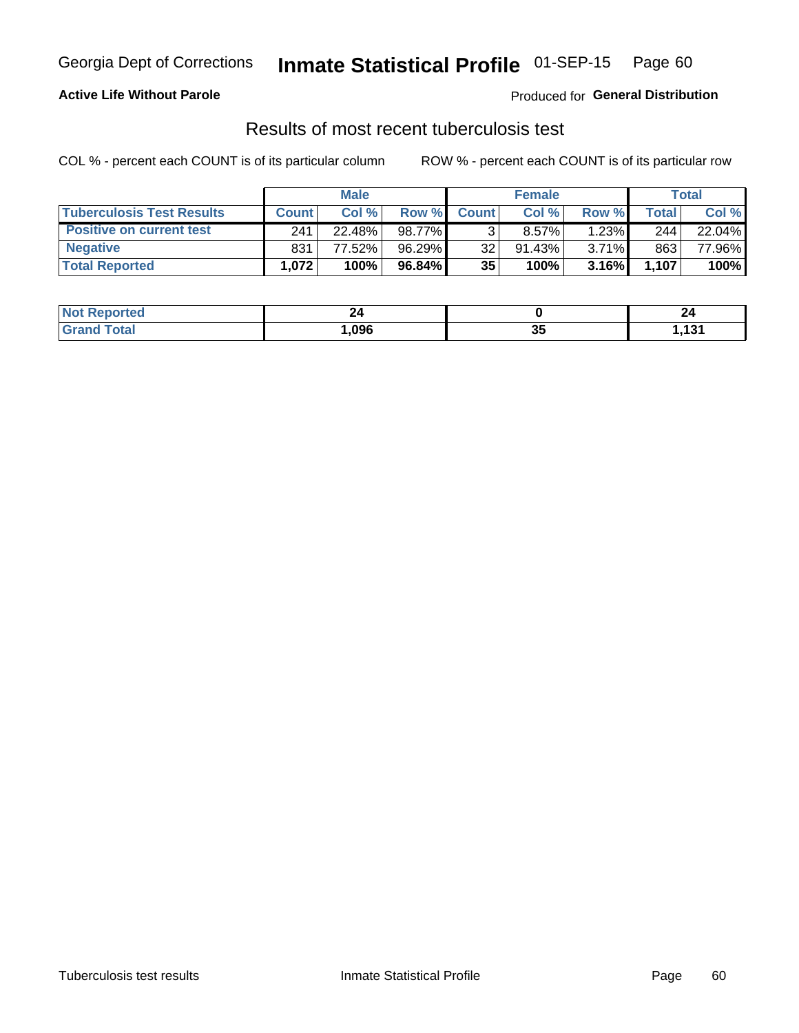Georgia Dept of Corrections **Inmate Statistical Profile** 01-SEP-15

**Active Life Without Parole**

Produced for **General Distribution**

## Results of most recent tuberculosis test

COL % - percent each COUNT is of its particular column

ROW % - percent each COUNT is of its particular row

| | Male | | | Female | | | Total | |
|---|---|---|---|---|---|---|---|---|
| **Tuberculosis Test Results** | **Count** | **Col %** | **Row %** | **Count** | **Col %** | **Row %** | **Total** | **Col %** |
| **Positive on current test** | 241 | 22.48% | 98.77% | 3 | 8.57% | 1.23% | 244 | 22.04% |
| **Negative** | 831 | 77.52% | 96.29% | 32 | 91.43% | 3.71% | 863 | 77.96% |
| **Total Reported** | **1,072** | **100%** | **96.84%** | **35** | **100%** | **3.16%** | **1,107** | **100%** |

| | Male | Female | Total |
|---|---|---|---|
| **Not Reported** | **24** | **0** | **24** |
| **Grand Total** | **1,096** | **35** | **1,131** |

Tuberculosis test results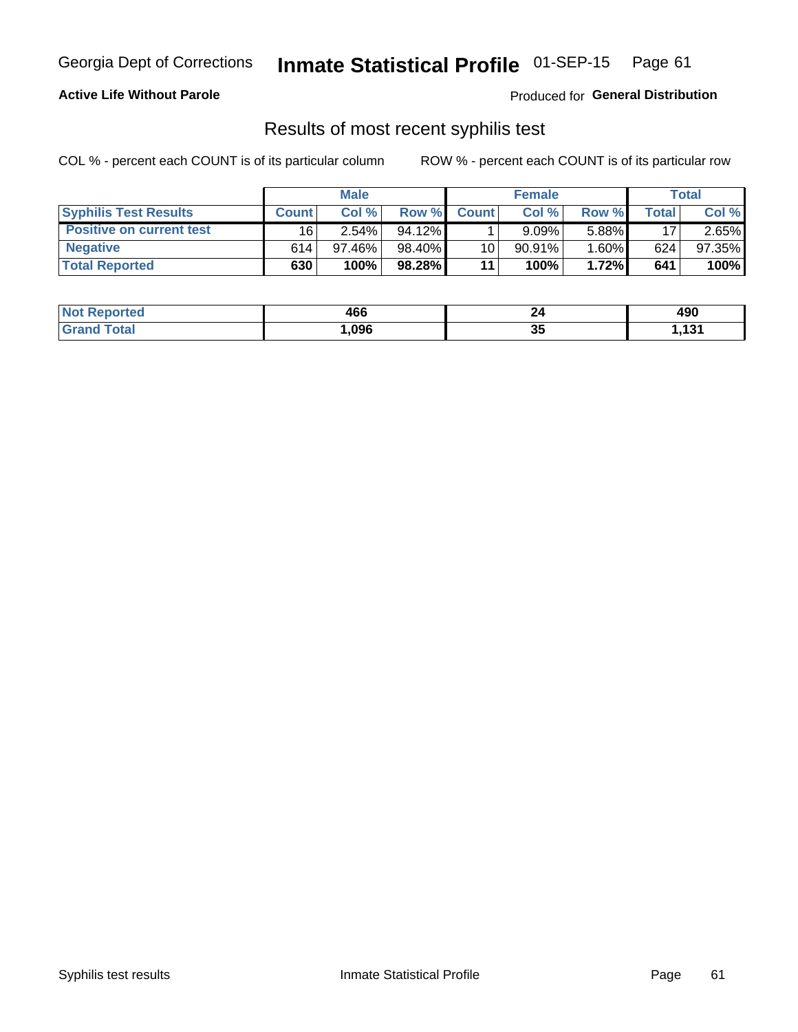Georgia Dept of Corrections **Inmate Statistical Profile** 01-SEP-15

**Active Life Without Parole**

Produced for **General Distribution**

## Results of most recent syphilis test

COL % - percent each COUNT is of its particular column    ROW % - percent each COUNT is of its particular row

| | Male | | | Female | | | Total | |
|---|---|---|---|---|---|---|---|---|
| **Syphilis Test Results** | **Count** | **Col %** | **Row %** | **Count** | **Col %** | **Row %** | **Total** | **Col %** |
| **Positive on current test** | 16 | 2.54% | 94.12% | 1 | 9.09% | 5.88% | 17 | 2.65% |
| **Negative** | 614 | 97.46% | 98.40% | 10 | 90.91% | 1.60% | 624 | 97.35% |
| **Total Reported** | **630** | **100%** | **98.28%** | **11** | **100%** | **1.72%** | **641** | **100%** |

| | Male | Female | Total |
|---|---|---|---|
| **Not Reported** | **466** | **24** | **490** |
| **Grand Total** | **1,096** | **35** | **1,131** |

Syphilis test results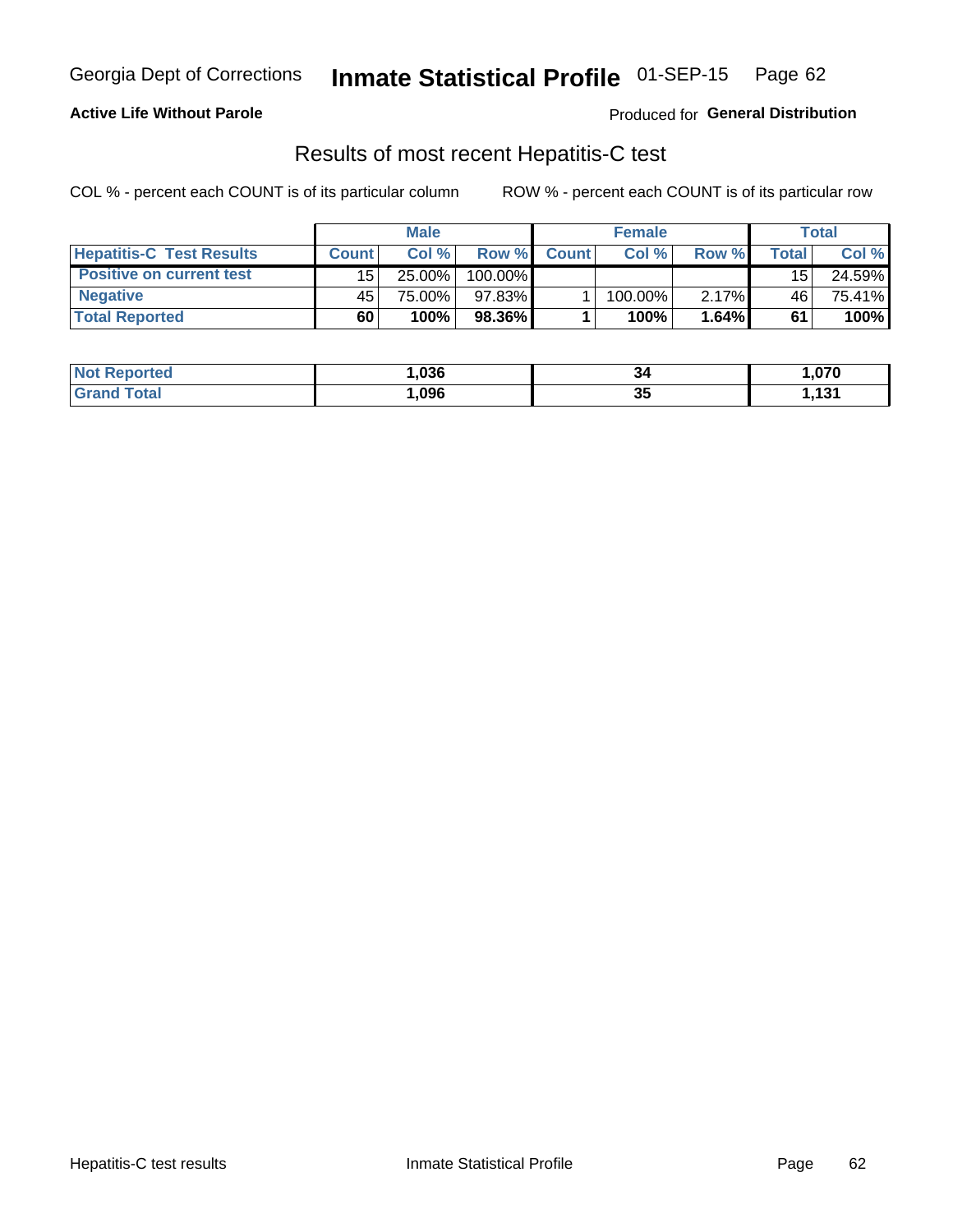Georgia Dept of Corrections **Inmate Statistical Profile** 01-SEP-15

**Active Life Without Parole**

Produced for **General Distribution**

## Results of most recent Hepatitis-C test

COL % - percent each COUNT is of its particular column ROW % - percent each COUNT is of its particular row

| | Male | | | Female | | | Total | |
|---|---|---|---|---|---|---|---|---|
| **Hepatitis-C Test Results** | **Count** | **Col %** | **Row %** | **Count** | **Col %** | **Row %** | **Total** | **Col %** |
| **Positive on current test** | 15 | 25.00% | 100.00% | | | | 15 | 24.59% |
| **Negative** | 45 | 75.00% | 97.83% | 1 | 100.00% | 2.17% | 46 | 75.41% |
| **Total Reported** | **60** | **100%** | **98.36%** | **1** | **100%** | **1.64%** | **61** | **100%** |

| | Male | Female | Total |
|---|---|---|---|
| **Not Reported** | **1,036** | **34** | **1,070** |
| **Grand Total** | **1,096** | **35** | **1,131** |

Hepatitis-C test results Inmate Statistical Profile